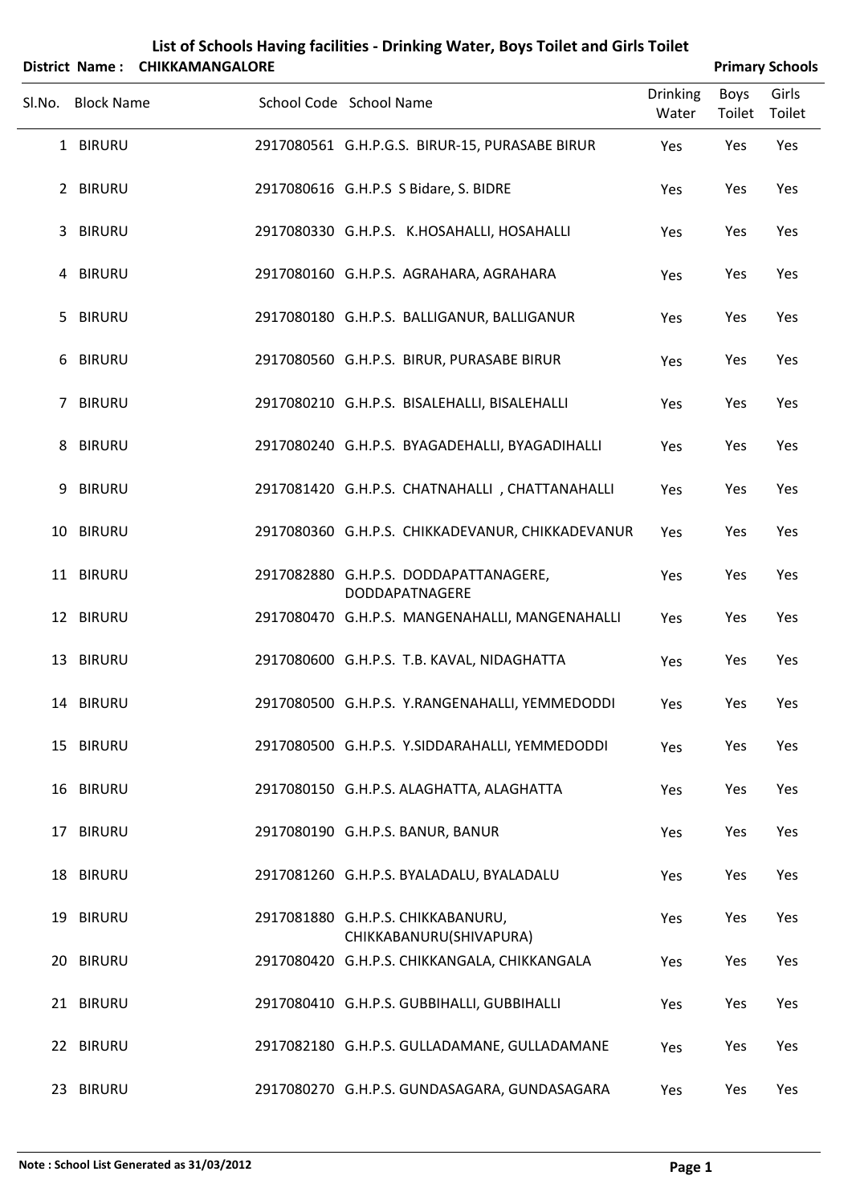# List of Schools Having facilities - Drinking Water, Boys Toilet and Girls Toilet

**District Name : CHIKKAMANGALORE** **Primary Schools**

| Sl.No. | Block Name | School Code | School Name | Drinking Water | Boys Toilet | Girls Toilet |
|---|---|---|---|---|---|---|
| 1 | BIRURU | 2917080561 | G.H.P.G.S. BIRUR-15, PURASABE BIRUR | Yes | Yes | Yes |
| 2 | BIRURU | 2917080616 | G.H.P.S S Bidare, S. BIDRE | Yes | Yes | Yes |
| 3 | BIRURU | 2917080330 | G.H.P.S. K.HOSAHALLI, HOSAHALLI | Yes | Yes | Yes |
| 4 | BIRURU | 2917080160 | G.H.P.S. AGRAHARA, AGRAHARA | Yes | Yes | Yes |
| 5 | BIRURU | 2917080180 | G.H.P.S. BALLIGANUR, BALLIGANUR | Yes | Yes | Yes |
| 6 | BIRURU | 2917080560 | G.H.P.S. BIRUR, PURASABE BIRUR | Yes | Yes | Yes |
| 7 | BIRURU | 2917080210 | G.H.P.S. BISALEHALLI, BISALEHALLI | Yes | Yes | Yes |
| 8 | BIRURU | 2917080240 | G.H.P.S. BYAGADEHALLI, BYAGADIHALLI | Yes | Yes | Yes |
| 9 | BIRURU | 2917081420 | G.H.P.S. CHATNAHALLI , CHATTANAHALLI | Yes | Yes | Yes |
| 10 | BIRURU | 2917080360 | G.H.P.S. CHIKKADEVANUR, CHIKKADEVANUR | Yes | Yes | Yes |
| 11 | BIRURU | 2917082880 | G.H.P.S. DODDAPATTANAGERE, DODDAPATNAGERE | Yes | Yes | Yes |
| 12 | BIRURU | 2917080470 | G.H.P.S. MANGENAHALLI, MANGENAHALLI | Yes | Yes | Yes |
| 13 | BIRURU | 2917080600 | G.H.P.S. T.B. KAVAL, NIDAGHATTA | Yes | Yes | Yes |
| 14 | BIRURU | 2917080500 | G.H.P.S. Y.RANGENAHALLI, YEMMEDODDI | Yes | Yes | Yes |
| 15 | BIRURU | 2917080500 | G.H.P.S. Y.SIDDARAHALLI, YEMMEDODDI | Yes | Yes | Yes |
| 16 | BIRURU | 2917080150 | G.H.P.S. ALAGHATTA, ALAGHATTA | Yes | Yes | Yes |
| 17 | BIRURU | 2917080190 | G.H.P.S. BANUR, BANUR | Yes | Yes | Yes |
| 18 | BIRURU | 2917081260 | G.H.P.S. BYALADALU, BYALADALU | Yes | Yes | Yes |
| 19 | BIRURU | 2917081880 | G.H.P.S. CHIKKABANURU, CHIKKABANURU(SHIVAPURA) | Yes | Yes | Yes |
| 20 | BIRURU | 2917080420 | G.H.P.S. CHIKKANGALA, CHIKKANGALA | Yes | Yes | Yes |
| 21 | BIRURU | 2917080410 | G.H.P.S. GUBBIHALLI, GUBBIHALLI | Yes | Yes | Yes |
| 22 | BIRURU | 2917082180 | G.H.P.S. GULLADAMANE, GULLADAMANE | Yes | Yes | Yes |
| 23 | BIRURU | 2917080270 | G.H.P.S. GUNDASAGARA, GUNDASAGARA | Yes | Yes | Yes |

**Note : School List Generated as 31/03/2012**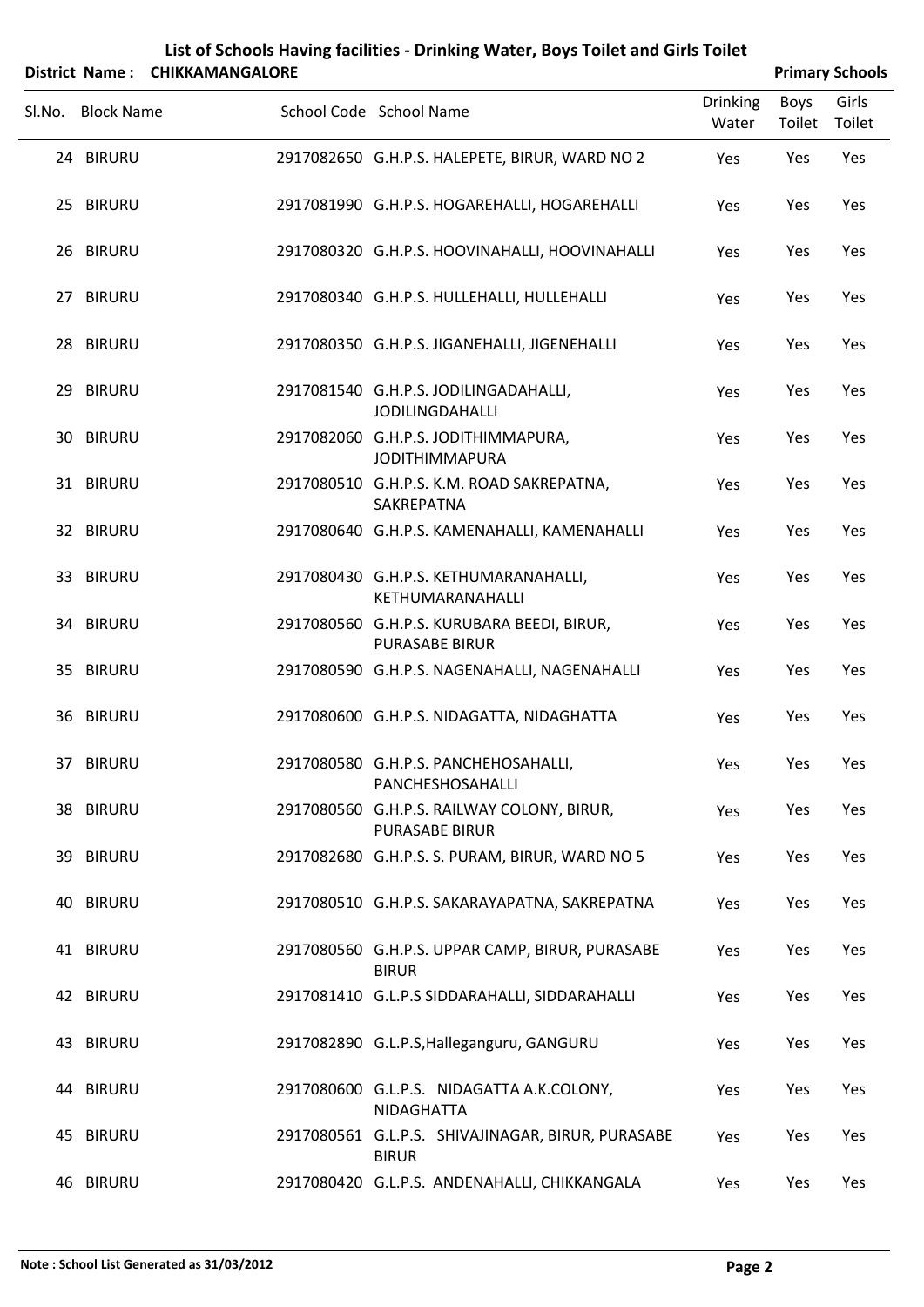# List of Schools Having facilities - Drinking Water, Boys Toilet and Girls Toilet

**District Name : CHIKKAMANGALORE** **Primary Schools**

| Sl.No. | Block Name | School Code | School Name | Drinking Water | Boys Toilet | Girls Toilet |
|---|---|---|---|---|---|---|
| 24 | BIRURU | 2917082650 | G.H.P.S. HALEPETE, BIRUR, WARD NO 2 | Yes | Yes | Yes |
| 25 | BIRURU | 2917081990 | G.H.P.S. HOGAREHALLI, HOGAREHALLI | Yes | Yes | Yes |
| 26 | BIRURU | 2917080320 | G.H.P.S. HOOVINAHALLI, HOOVINAHALLI | Yes | Yes | Yes |
| 27 | BIRURU | 2917080340 | G.H.P.S. HULLEHALLI, HULLEHALLI | Yes | Yes | Yes |
| 28 | BIRURU | 2917080350 | G.H.P.S. JIGANEHALLI, JIGENEHALLI | Yes | Yes | Yes |
| 29 | BIRURU | 2917081540 | G.H.P.S. JODILINGADAHALLI, JODILINGDAHALLI | Yes | Yes | Yes |
| 30 | BIRURU | 2917082060 | G.H.P.S. JODITHIMMAPURA, JODITHIMMAPURA | Yes | Yes | Yes |
| 31 | BIRURU | 2917080510 | G.H.P.S. K.M. ROAD SAKREPATNA, SAKREPATNA | Yes | Yes | Yes |
| 32 | BIRURU | 2917080640 | G.H.P.S. KAMENAHALLI, KAMENAHALLI | Yes | Yes | Yes |
| 33 | BIRURU | 2917080430 | G.H.P.S. KETHUMARANAHALLI, KETHUMARANAHALLI | Yes | Yes | Yes |
| 34 | BIRURU | 2917080560 | G.H.P.S. KURUBARA BEEDI, BIRUR, PURASABE BIRUR | Yes | Yes | Yes |
| 35 | BIRURU | 2917080590 | G.H.P.S. NAGENAHALLI, NAGENAHALLI | Yes | Yes | Yes |
| 36 | BIRURU | 2917080600 | G.H.P.S. NIDAGATTA, NIDAGHATTA | Yes | Yes | Yes |
| 37 | BIRURU | 2917080580 | G.H.P.S. PANCHEHOSAHALLI, PANCHESHOSAHALLI | Yes | Yes | Yes |
| 38 | BIRURU | 2917080560 | G.H.P.S. RAILWAY COLONY, BIRUR, PURASABE BIRUR | Yes | Yes | Yes |
| 39 | BIRURU | 2917082680 | G.H.P.S. S. PURAM, BIRUR, WARD NO 5 | Yes | Yes | Yes |
| 40 | BIRURU | 2917080510 | G.H.P.S. SAKARAYAPATNA, SAKREPATNA | Yes | Yes | Yes |
| 41 | BIRURU | 2917080560 | G.H.P.S. UPPAR CAMP, BIRUR, PURASABE BIRUR | Yes | Yes | Yes |
| 42 | BIRURU | 2917081410 | G.L.P.S SIDDARAHALLI, SIDDARAHALLI | Yes | Yes | Yes |
| 43 | BIRURU | 2917082890 | G.L.P.S,Halleganguru, GANGURU | Yes | Yes | Yes |
| 44 | BIRURU | 2917080600 | G.L.P.S. NIDAGATTA A.K.COLONY, NIDAGHATTA | Yes | Yes | Yes |
| 45 | BIRURU | 2917080561 | G.L.P.S. SHIVAJINAGAR, BIRUR, PURASABE BIRUR | Yes | Yes | Yes |
| 46 | BIRURU | 2917080420 | G.L.P.S. ANDENAHALLI, CHIKKANGALA | Yes | Yes | Yes |

**Note : School List Generated as 31/03/2012**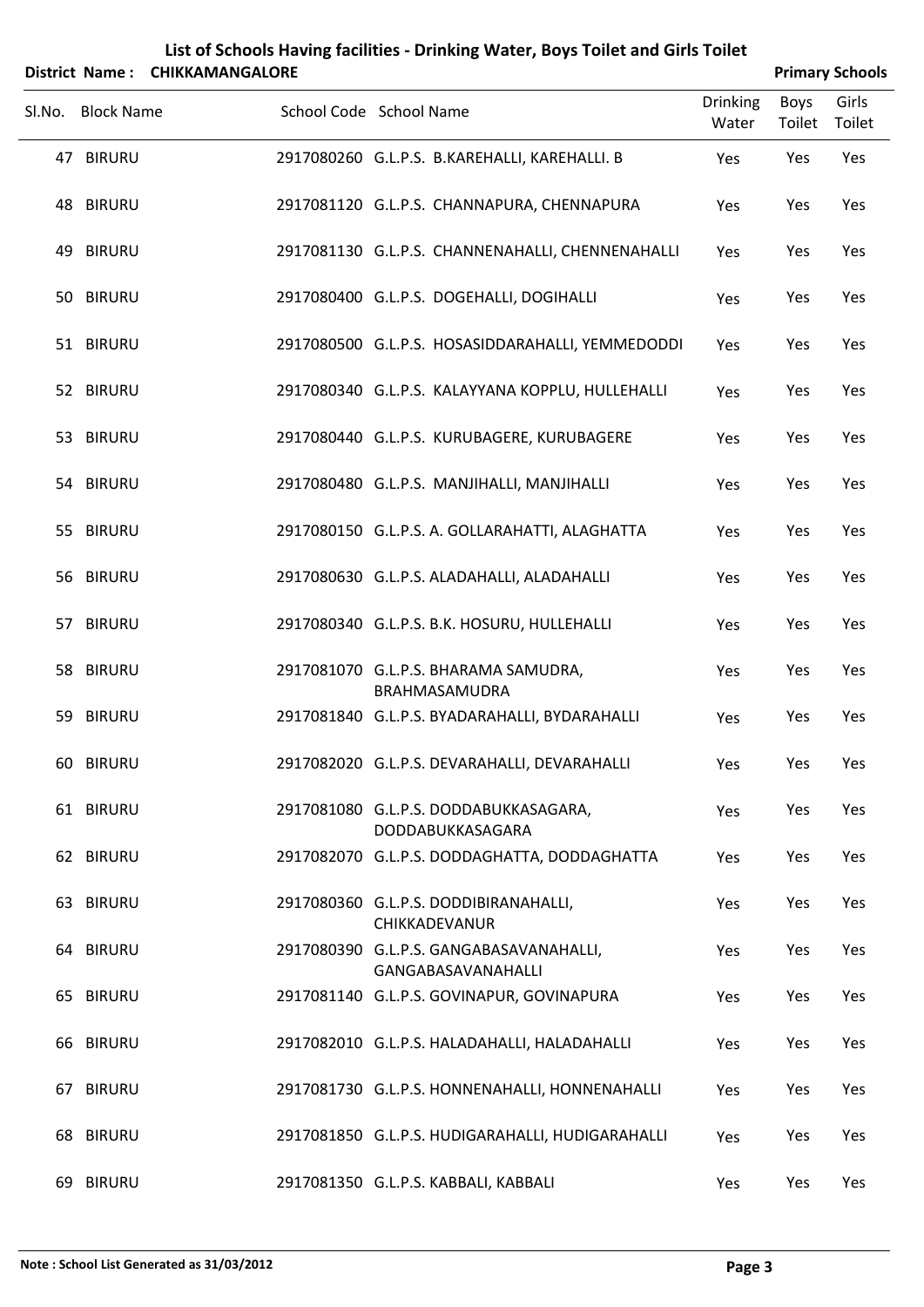# List of Schools Having facilities - Drinking Water, Boys Toilet and Girls Toilet

**District Name : CHIKKAMANGALORE** **Primary Schools**

| Sl.No. | Block Name | School Code | School Name | Drinking Water | Boys Toilet | Girls Toilet |
|---|---|---|---|---|---|---|
| 47 | BIRURU | 2917080260 | G.L.P.S. B.KAREHALLI, KAREHALLI. B | Yes | Yes | Yes |
| 48 | BIRURU | 2917081120 | G.L.P.S. CHANNAPURA, CHENNAPURA | Yes | Yes | Yes |
| 49 | BIRURU | 2917081130 | G.L.P.S. CHANNENAHALLI, CHENNENAHALLI | Yes | Yes | Yes |
| 50 | BIRURU | 2917080400 | G.L.P.S. DOGEHALLI, DOGIHALLI | Yes | Yes | Yes |
| 51 | BIRURU | 2917080500 | G.L.P.S. HOSASIDDARAHALLI, YEMMEDODDI | Yes | Yes | Yes |
| 52 | BIRURU | 2917080340 | G.L.P.S. KALAYYANA KOPPLU, HULLEHALLI | Yes | Yes | Yes |
| 53 | BIRURU | 2917080440 | G.L.P.S. KURUBAGERE, KURUBAGERE | Yes | Yes | Yes |
| 54 | BIRURU | 2917080480 | G.L.P.S. MANJIHALLI, MANJIHALLI | Yes | Yes | Yes |
| 55 | BIRURU | 2917080150 | G.L.P.S. A. GOLLARAHATTI, ALAGHATTA | Yes | Yes | Yes |
| 56 | BIRURU | 2917080630 | G.L.P.S. ALADAHALLI, ALADAHALLI | Yes | Yes | Yes |
| 57 | BIRURU | 2917080340 | G.L.P.S. B.K. HOSURU, HULLEHALLI | Yes | Yes | Yes |
| 58 | BIRURU | 2917081070 | G.L.P.S. BHARAMA SAMUDRA, BRAHMASAMUDRA | Yes | Yes | Yes |
| 59 | BIRURU | 2917081840 | G.L.P.S. BYADARAHALLI, BYDARAHALLI | Yes | Yes | Yes |
| 60 | BIRURU | 2917082020 | G.L.P.S. DEVARAHALLI, DEVARAHALLI | Yes | Yes | Yes |
| 61 | BIRURU | 2917081080 | G.L.P.S. DODDABUKKASAGARA, DODDABUKKASAGARA | Yes | Yes | Yes |
| 62 | BIRURU | 2917082070 | G.L.P.S. DODDAGHATTA, DODDAGHATTA | Yes | Yes | Yes |
| 63 | BIRURU | 2917080360 | G.L.P.S. DODDIBIRANAHALLI, CHIKKADEVANUR | Yes | Yes | Yes |
| 64 | BIRURU | 2917080390 | G.L.P.S. GANGABASAVANAHALLI, GANGABASAVANAHALLI | Yes | Yes | Yes |
| 65 | BIRURU | 2917081140 | G.L.P.S. GOVINAPUR, GOVINAPURA | Yes | Yes | Yes |
| 66 | BIRURU | 2917082010 | G.L.P.S. HALADAHALLI, HALADAHALLI | Yes | Yes | Yes |
| 67 | BIRURU | 2917081730 | G.L.P.S. HONNENAHALLI, HONNENAHALLI | Yes | Yes | Yes |
| 68 | BIRURU | 2917081850 | G.L.P.S. HUDIGARAHALLI, HUDIGARAHALLI | Yes | Yes | Yes |
| 69 | BIRURU | 2917081350 | G.L.P.S. KABBALI, KABBALI | Yes | Yes | Yes |

**Note : School List Generated as 31/03/2012**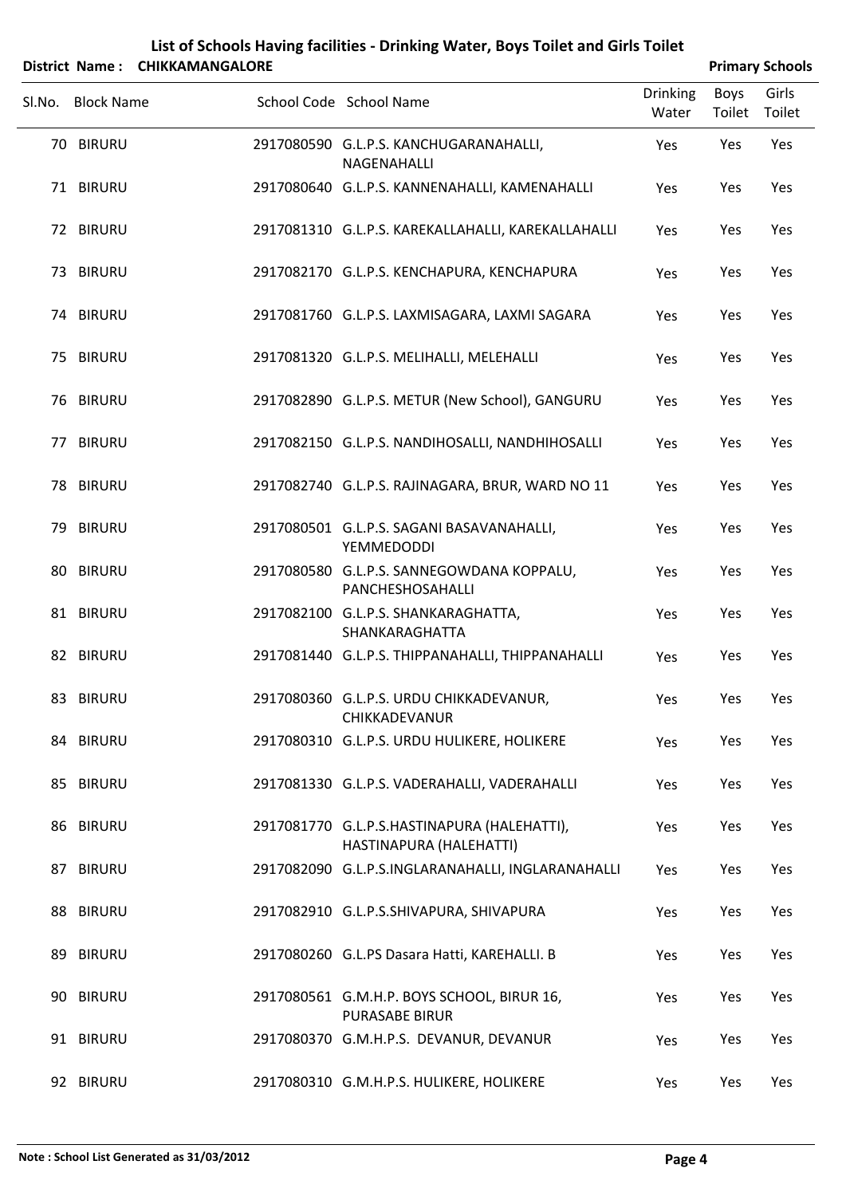# List of Schools Having facilities - Drinking Water, Boys Toilet and Girls Toilet

**District Name : CHIKKAMANGALORE** **Primary Schools**

| Sl.No. | Block Name | School Code | School Name | Drinking Water | Boys Toilet | Girls Toilet |
|---|---|---|---|---|---|---|
| 70 | BIRURU | 2917080590 | G.L.P.S. KANCHUGARANAHALLI, NAGENAHALLI | Yes | Yes | Yes |
| 71 | BIRURU | 2917080640 | G.L.P.S. KANNENAHALLI, KAMENAHALLI | Yes | Yes | Yes |
| 72 | BIRURU | 2917081310 | G.L.P.S. KAREKALLAHALLI, KAREKALLAHALLI | Yes | Yes | Yes |
| 73 | BIRURU | 2917082170 | G.L.P.S. KENCHAPURA, KENCHAPURA | Yes | Yes | Yes |
| 74 | BIRURU | 2917081760 | G.L.P.S. LAXMISAGARA, LAXMI SAGARA | Yes | Yes | Yes |
| 75 | BIRURU | 2917081320 | G.L.P.S. MELIHALLI, MELEHALLI | Yes | Yes | Yes |
| 76 | BIRURU | 2917082890 | G.L.P.S. METUR (New School), GANGURU | Yes | Yes | Yes |
| 77 | BIRURU | 2917082150 | G.L.P.S. NANDIHOSALLI, NANDHIHOSALLI | Yes | Yes | Yes |
| 78 | BIRURU | 2917082740 | G.L.P.S. RAJINAGARA, BRUR, WARD NO 11 | Yes | Yes | Yes |
| 79 | BIRURU | 2917080501 | G.L.P.S. SAGANI BASAVANAHALLI, YEMMEDODDI | Yes | Yes | Yes |
| 80 | BIRURU | 2917080580 | G.L.P.S. SANNEGOWDANA KOPPALU, PANCHESHOSAHALLI | Yes | Yes | Yes |
| 81 | BIRURU | 2917082100 | G.L.P.S. SHANKARAGHATTA, SHANKARAGHATTA | Yes | Yes | Yes |
| 82 | BIRURU | 2917081440 | G.L.P.S. THIPPANAHALLI, THIPPANAHALLI | Yes | Yes | Yes |
| 83 | BIRURU | 2917080360 | G.L.P.S. URDU CHIKKADEVANUR, CHIKKADEVANUR | Yes | Yes | Yes |
| 84 | BIRURU | 2917080310 | G.L.P.S. URDU HULIKERE, HOLIKERE | Yes | Yes | Yes |
| 85 | BIRURU | 2917081330 | G.L.P.S. VADERAHALLI, VADERAHALLI | Yes | Yes | Yes |
| 86 | BIRURU | 2917081770 | G.L.P.S.HASTINAPURA (HALEHATTI), HASTINAPURA (HALEHATTI) | Yes | Yes | Yes |
| 87 | BIRURU | 2917082090 | G.L.P.S.INGLARANAHALLI, INGLARANAHALLI | Yes | Yes | Yes |
| 88 | BIRURU | 2917082910 | G.L.P.S.SHIVAPURA, SHIVAPURA | Yes | Yes | Yes |
| 89 | BIRURU | 2917080260 | G.L.PS Dasara Hatti, KAREHALLI. B | Yes | Yes | Yes |
| 90 | BIRURU | 2917080561 | G.M.H.P. BOYS SCHOOL, BIRUR 16, PURASABE BIRUR | Yes | Yes | Yes |
| 91 | BIRURU | 2917080370 | G.M.H.P.S. DEVANUR, DEVANUR | Yes | Yes | Yes |
| 92 | BIRURU | 2917080310 | G.M.H.P.S. HULIKERE, HOLIKERE | Yes | Yes | Yes |

**Note : School List Generated as 31/03/2012**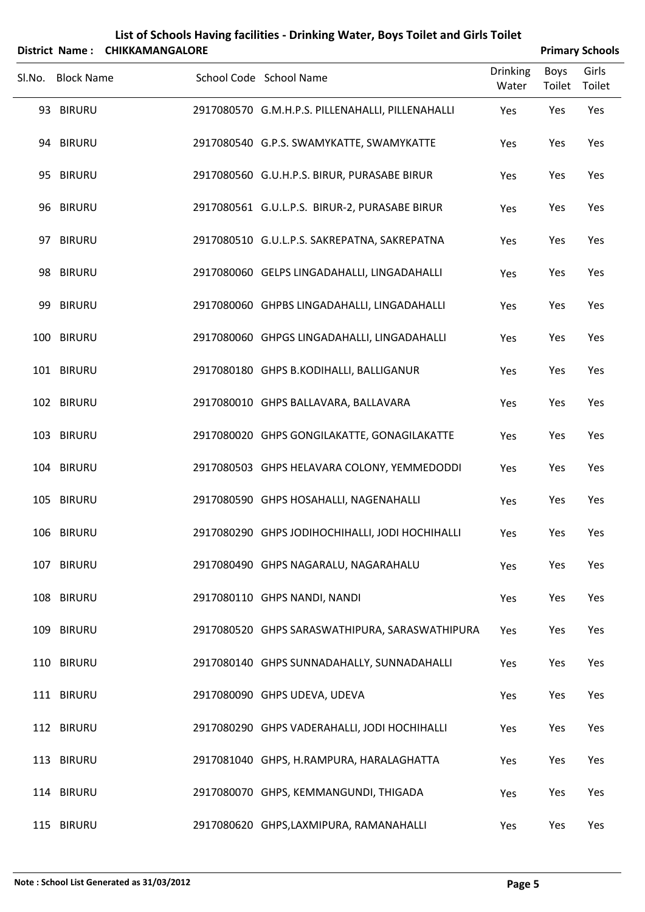# List of Schools Having facilities - Drinking Water, Boys Toilet and Girls Toilet

**District Name : CHIKKAMANGALORE** **Primary Schools**

| Sl.No. | Block Name | School Code | School Name | Drinking Water | Boys Toilet | Girls Toilet |
|---|---|---|---|---|---|---|
| 93 | BIRURU | 2917080570 | G.M.H.P.S. PILLENAHALLI, PILLENAHALLI | Yes | Yes | Yes |
| 94 | BIRURU | 2917080540 | G.P.S. SWAMYKATTE, SWAMYKATTE | Yes | Yes | Yes |
| 95 | BIRURU | 2917080560 | G.U.H.P.S. BIRUR, PURASABE BIRUR | Yes | Yes | Yes |
| 96 | BIRURU | 2917080561 | G.U.L.P.S. BIRUR-2, PURASABE BIRUR | Yes | Yes | Yes |
| 97 | BIRURU | 2917080510 | G.U.L.P.S. SAKREPATNA, SAKREPATNA | Yes | Yes | Yes |
| 98 | BIRURU | 2917080060 | GELPS LINGADAHALLI, LINGADAHALLI | Yes | Yes | Yes |
| 99 | BIRURU | 2917080060 | GHPBS LINGADAHALLI, LINGADAHALLI | Yes | Yes | Yes |
| 100 | BIRURU | 2917080060 | GHPGS LINGADAHALLI, LINGADAHALLI | Yes | Yes | Yes |
| 101 | BIRURU | 2917080180 | GHPS B.KODIHALLI, BALLIGANUR | Yes | Yes | Yes |
| 102 | BIRURU | 2917080010 | GHPS BALLAVARA, BALLAVARA | Yes | Yes | Yes |
| 103 | BIRURU | 2917080020 | GHPS GONGILAKATTE, GONAGILAKATTE | Yes | Yes | Yes |
| 104 | BIRURU | 2917080503 | GHPS HELAVARA COLONY, YEMMEDODDI | Yes | Yes | Yes |
| 105 | BIRURU | 2917080590 | GHPS HOSAHALLI, NAGENAHALLI | Yes | Yes | Yes |
| 106 | BIRURU | 2917080290 | GHPS JODIHOCHIHALLI, JODI HOCHIHALLI | Yes | Yes | Yes |
| 107 | BIRURU | 2917080490 | GHPS NAGARALU, NAGARAHALU | Yes | Yes | Yes |
| 108 | BIRURU | 2917080110 | GHPS NANDI, NANDI | Yes | Yes | Yes |
| 109 | BIRURU | 2917080520 | GHPS SARASWATHIPURA, SARASWATHIPURA | Yes | Yes | Yes |
| 110 | BIRURU | 2917080140 | GHPS SUNNADAHALLY, SUNNADAHALLI | Yes | Yes | Yes |
| 111 | BIRURU | 2917080090 | GHPS UDEVA, UDEVA | Yes | Yes | Yes |
| 112 | BIRURU | 2917080290 | GHPS VADERAHALLI, JODI HOCHIHALLI | Yes | Yes | Yes |
| 113 | BIRURU | 2917081040 | GHPS, H.RAMPURA, HARALAGHATTA | Yes | Yes | Yes |
| 114 | BIRURU | 2917080070 | GHPS, KEMMANGUNDI, THIGADA | Yes | Yes | Yes |
| 115 | BIRURU | 2917080620 | GHPS,LAXMIPURA, RAMANAHALLI | Yes | Yes | Yes |

**Note : School List Generated as 31/03/2012**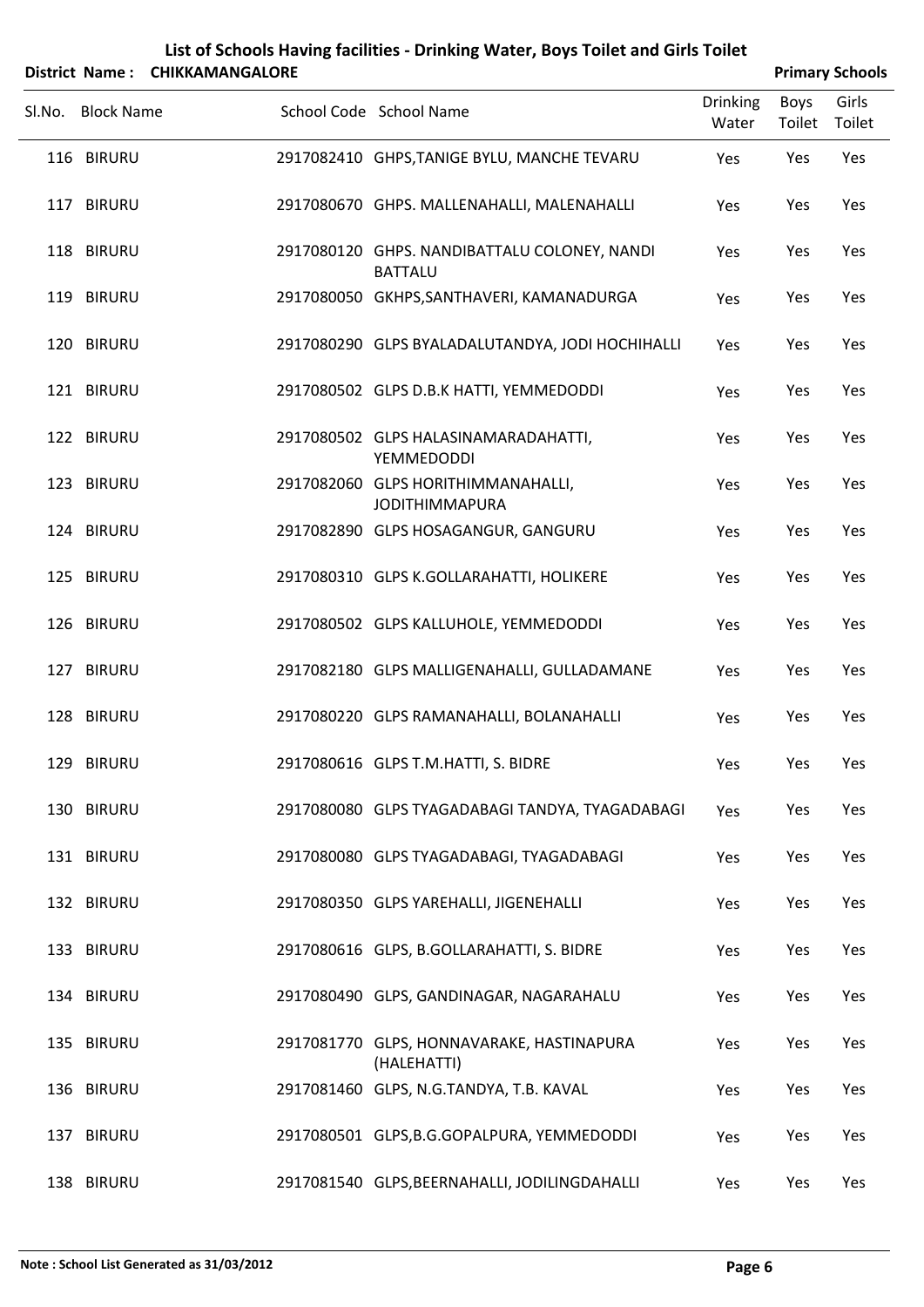# List of Schools Having facilities - Drinking Water, Boys Toilet and Girls Toilet

**District Name : CHIKKAMANGALORE** **Primary Schools**

| Sl.No. | Block Name | School Code | School Name | Drinking Water | Boys Toilet | Girls Toilet |
|---|---|---|---|---|---|---|
| 116 | BIRURU | 2917082410 | GHPS,TANIGE BYLU, MANCHE TEVARU | Yes | Yes | Yes |
| 117 | BIRURU | 2917080670 | GHPS. MALLENAHALLI, MALENAHALLI | Yes | Yes | Yes |
| 118 | BIRURU | 2917080120 | GHPS. NANDIBATTALU COLONEY, NANDI BATTALU | Yes | Yes | Yes |
| 119 | BIRURU | 2917080050 | GKHPS,SANTHAVERI, KAMANADURGA | Yes | Yes | Yes |
| 120 | BIRURU | 2917080290 | GLPS BYALADALUTANDYA, JODI HOCHIHALLI | Yes | Yes | Yes |
| 121 | BIRURU | 2917080502 | GLPS D.B.K HATTI, YEMMEDODDI | Yes | Yes | Yes |
| 122 | BIRURU | 2917080502 | GLPS HALASINAMARADAHATTI, YEMMEDODDI | Yes | Yes | Yes |
| 123 | BIRURU | 2917082060 | GLPS HORITHIMMANAHALLI, JODITHIMMAPURA | Yes | Yes | Yes |
| 124 | BIRURU | 2917082890 | GLPS HOSAGANGUR, GANGURU | Yes | Yes | Yes |
| 125 | BIRURU | 2917080310 | GLPS K.GOLLARAHATTI, HOLIKERE | Yes | Yes | Yes |
| 126 | BIRURU | 2917080502 | GLPS KALLUHOLE, YEMMEDODDI | Yes | Yes | Yes |
| 127 | BIRURU | 2917082180 | GLPS MALLIGENAHALLI, GULLADAMANE | Yes | Yes | Yes |
| 128 | BIRURU | 2917080220 | GLPS RAMANAHALLI, BOLANAHALLI | Yes | Yes | Yes |
| 129 | BIRURU | 2917080616 | GLPS T.M.HATTI, S. BIDRE | Yes | Yes | Yes |
| 130 | BIRURU | 2917080080 | GLPS TYAGADABAGI TANDYA, TYAGADABAGI | Yes | Yes | Yes |
| 131 | BIRURU | 2917080080 | GLPS TYAGADABAGI, TYAGADABAGI | Yes | Yes | Yes |
| 132 | BIRURU | 2917080350 | GLPS YAREHALLI, JIGENEHALLI | Yes | Yes | Yes |
| 133 | BIRURU | 2917080616 | GLPS, B.GOLLARAHATTI, S. BIDRE | Yes | Yes | Yes |
| 134 | BIRURU | 2917080490 | GLPS, GANDINAGAR, NAGARAHALU | Yes | Yes | Yes |
| 135 | BIRURU | 2917081770 | GLPS, HONNAVARAKE, HASTINAPURA (HALEHATTI) | Yes | Yes | Yes |
| 136 | BIRURU | 2917081460 | GLPS, N.G.TANDYA, T.B. KAVAL | Yes | Yes | Yes |
| 137 | BIRURU | 2917080501 | GLPS,B.G.GOPALPURA, YEMMEDODDI | Yes | Yes | Yes |
| 138 | BIRURU | 2917081540 | GLPS,BEERNAHALLI, JODILINGDAHALLI | Yes | Yes | Yes |

**Note : School List Generated as 31/03/2012**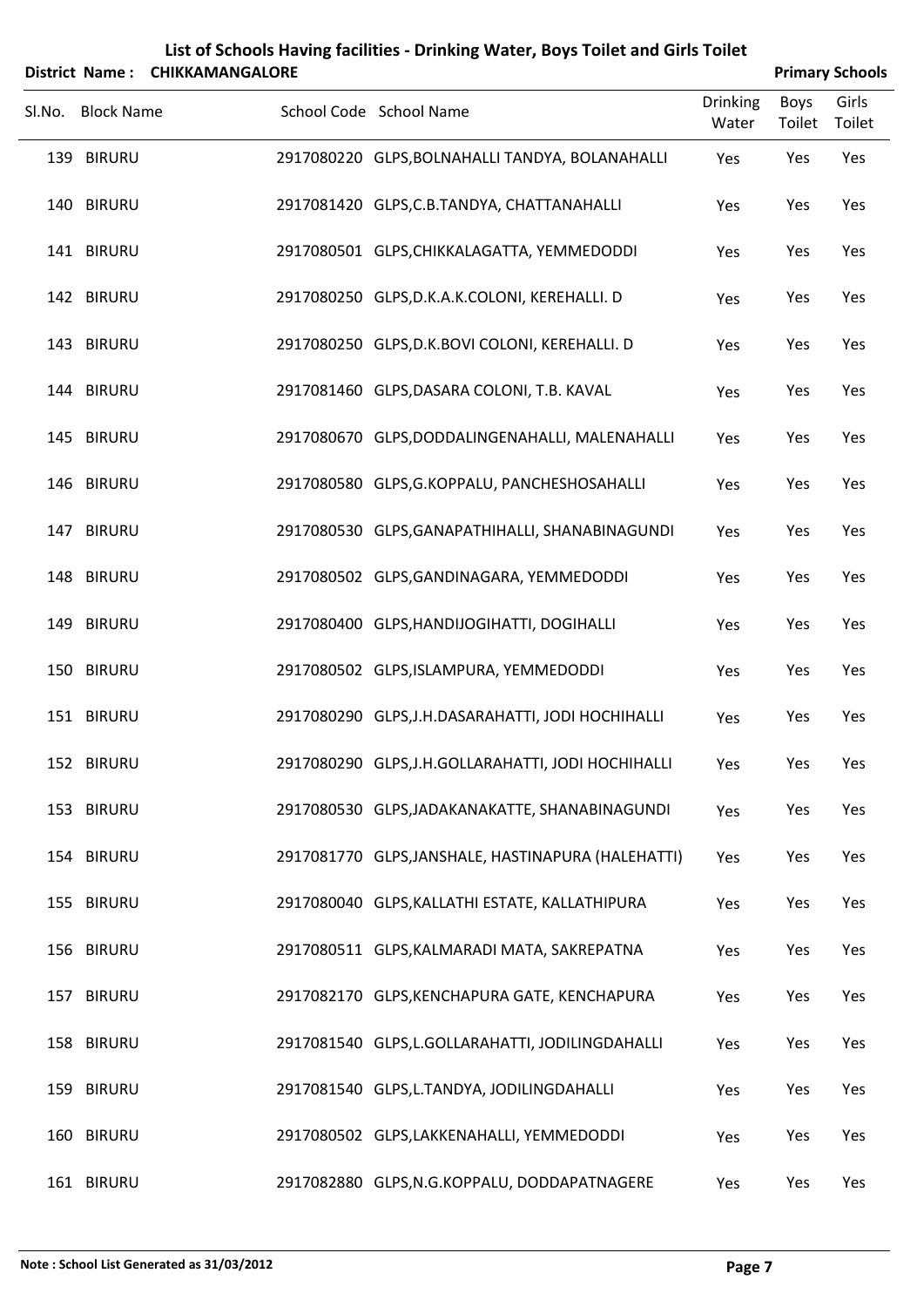# List of Schools Having facilities - Drinking Water, Boys Toilet and Girls Toilet

**District Name : CHIKKAMANGALORE** **Primary Schools**

| Sl.No. | Block Name | School Code | School Name | Drinking Water | Boys Toilet | Girls Toilet |
|---|---|---|---|---|---|---|
| 139 | BIRURU | 2917080220 | GLPS,BOLNAHALLI TANDYA, BOLANAHALLI | Yes | Yes | Yes |
| 140 | BIRURU | 2917081420 | GLPS,C.B.TANDYA, CHATTANAHALLI | Yes | Yes | Yes |
| 141 | BIRURU | 2917080501 | GLPS,CHIKKALAGATTA, YEMMEDODDI | Yes | Yes | Yes |
| 142 | BIRURU | 2917080250 | GLPS,D.K.A.K.COLONI, KEREHALLI. D | Yes | Yes | Yes |
| 143 | BIRURU | 2917080250 | GLPS,D.K.BOVI COLONI, KEREHALLI. D | Yes | Yes | Yes |
| 144 | BIRURU | 2917081460 | GLPS,DASARA COLONI, T.B. KAVAL | Yes | Yes | Yes |
| 145 | BIRURU | 2917080670 | GLPS,DODDALINGENAHALLI, MALENAHALLI | Yes | Yes | Yes |
| 146 | BIRURU | 2917080580 | GLPS,G.KOPPALU, PANCHESHOSAHALLI | Yes | Yes | Yes |
| 147 | BIRURU | 2917080530 | GLPS,GANAPATHIHALLI, SHANABINAGUNDI | Yes | Yes | Yes |
| 148 | BIRURU | 2917080502 | GLPS,GANDINAGARA, YEMMEDODDI | Yes | Yes | Yes |
| 149 | BIRURU | 2917080400 | GLPS,HANDIJOGIHATTI, DOGIHALLI | Yes | Yes | Yes |
| 150 | BIRURU | 2917080502 | GLPS,ISLAMPURA, YEMMEDODDI | Yes | Yes | Yes |
| 151 | BIRURU | 2917080290 | GLPS,J.H.DASARAHATTI, JODI HOCHIHALLI | Yes | Yes | Yes |
| 152 | BIRURU | 2917080290 | GLPS,J.H.GOLLARAHATTI, JODI HOCHIHALLI | Yes | Yes | Yes |
| 153 | BIRURU | 2917080530 | GLPS,JADAKANAKATTE, SHANABINAGUNDI | Yes | Yes | Yes |
| 154 | BIRURU | 2917081770 | GLPS,JANSHALE, HASTINAPURA (HALEHATTI) | Yes | Yes | Yes |
| 155 | BIRURU | 2917080040 | GLPS,KALLATHI ESTATE, KALLATHIPURA | Yes | Yes | Yes |
| 156 | BIRURU | 2917080511 | GLPS,KALMARADI MATA, SAKREPATNA | Yes | Yes | Yes |
| 157 | BIRURU | 2917082170 | GLPS,KENCHAPURA GATE, KENCHAPURA | Yes | Yes | Yes |
| 158 | BIRURU | 2917081540 | GLPS,L.GOLLARAHATTI, JODILINGDAHALLI | Yes | Yes | Yes |
| 159 | BIRURU | 2917081540 | GLPS,L.TANDYA, JODILINGDAHALLI | Yes | Yes | Yes |
| 160 | BIRURU | 2917080502 | GLPS,LAKKENAHALLI, YEMMEDODDI | Yes | Yes | Yes |
| 161 | BIRURU | 2917082880 | GLPS,N.G.KOPPALU, DODDAPATNAGERE | Yes | Yes | Yes |

**Note : School List Generated as 31/03/2012**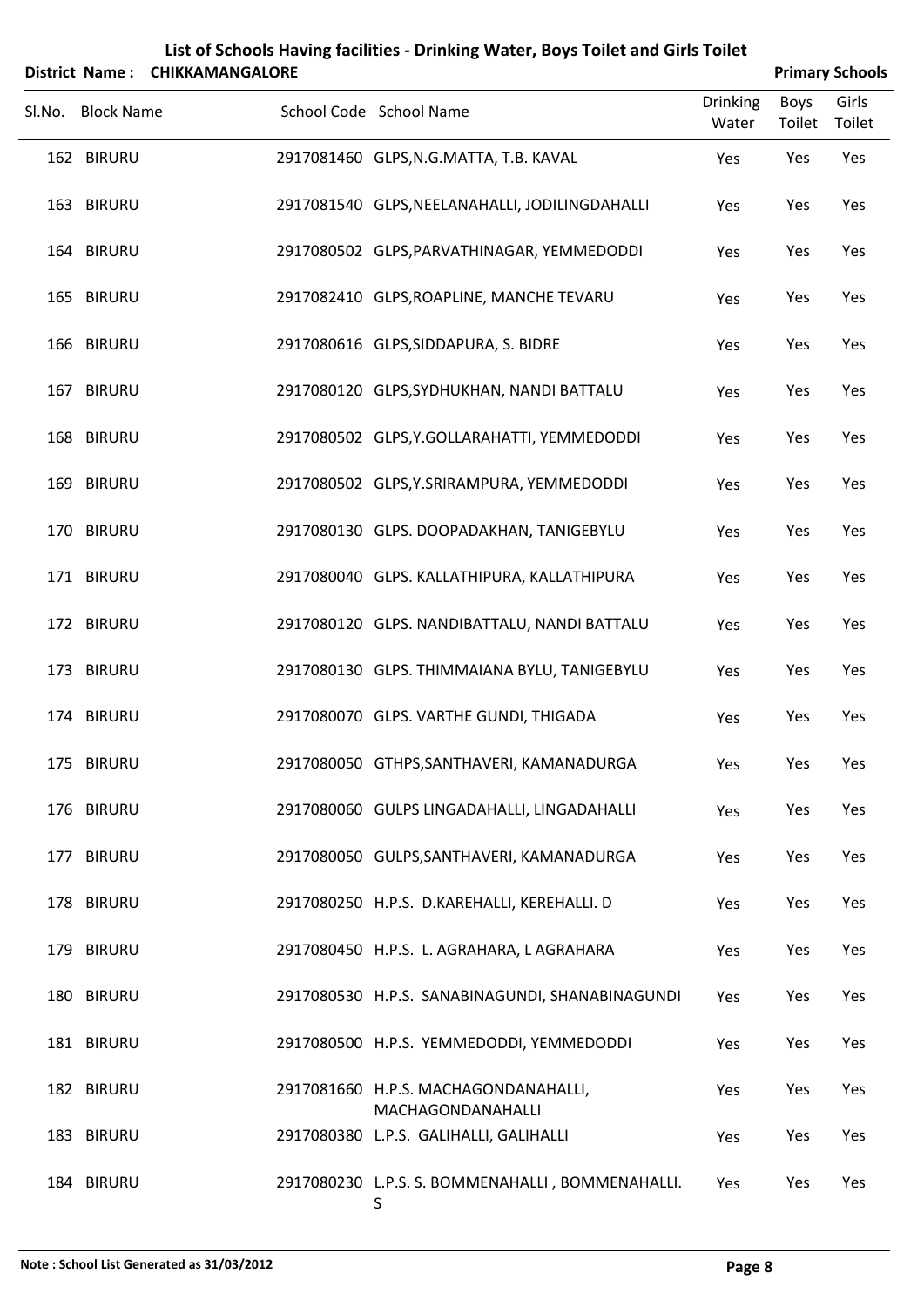# List of Schools Having facilities - Drinking Water, Boys Toilet and Girls Toilet

**District Name : CHIKKAMANGALORE** **Primary Schools**

| Sl.No. | Block Name | School Code | School Name | Drinking Water | Boys Toilet | Girls Toilet |
|---|---|---|---|---|---|---|
| 162 | BIRURU | 2917081460 | GLPS,N.G.MATTA, T.B. KAVAL | Yes | Yes | Yes |
| 163 | BIRURU | 2917081540 | GLPS,NEELANAHALLI, JODILINGDAHALLI | Yes | Yes | Yes |
| 164 | BIRURU | 2917080502 | GLPS,PARVATHINAGAR, YEMMEDODDI | Yes | Yes | Yes |
| 165 | BIRURU | 2917082410 | GLPS,ROAPLINE, MANCHE TEVARU | Yes | Yes | Yes |
| 166 | BIRURU | 2917080616 | GLPS,SIDDAPURA, S. BIDRE | Yes | Yes | Yes |
| 167 | BIRURU | 2917080120 | GLPS,SYDHUKHAN, NANDI BATTALU | Yes | Yes | Yes |
| 168 | BIRURU | 2917080502 | GLPS,Y.GOLLARAHATTI, YEMMEDODDI | Yes | Yes | Yes |
| 169 | BIRURU | 2917080502 | GLPS,Y.SRIRAMPURA, YEMMEDODDI | Yes | Yes | Yes |
| 170 | BIRURU | 2917080130 | GLPS. DOOPADAKHAN, TANIGEBYLU | Yes | Yes | Yes |
| 171 | BIRURU | 2917080040 | GLPS. KALLATHIPURA, KALLATHIPURA | Yes | Yes | Yes |
| 172 | BIRURU | 2917080120 | GLPS. NANDIBATTALU, NANDI BATTALU | Yes | Yes | Yes |
| 173 | BIRURU | 2917080130 | GLPS. THIMMAIANA BYLU, TANIGEBYLU | Yes | Yes | Yes |
| 174 | BIRURU | 2917080070 | GLPS. VARTHE GUNDI, THIGADA | Yes | Yes | Yes |
| 175 | BIRURU | 2917080050 | GTHPS,SANTHAVERI, KAMANADURGA | Yes | Yes | Yes |
| 176 | BIRURU | 2917080060 | GULPS LINGADAHALLI, LINGADAHALLI | Yes | Yes | Yes |
| 177 | BIRURU | 2917080050 | GULPS,SANTHAVERI, KAMANADURGA | Yes | Yes | Yes |
| 178 | BIRURU | 2917080250 | H.P.S. D.KAREHALLI, KEREHALLI. D | Yes | Yes | Yes |
| 179 | BIRURU | 2917080450 | H.P.S. L. AGRAHARA, L AGRAHARA | Yes | Yes | Yes |
| 180 | BIRURU | 2917080530 | H.P.S. SANABINAGUNDI, SHANABINAGUNDI | Yes | Yes | Yes |
| 181 | BIRURU | 2917080500 | H.P.S. YEMMEDODDI, YEMMEDODDI | Yes | Yes | Yes |
| 182 | BIRURU | 2917081660 | H.P.S. MACHAGONDANAHALLI, MACHAGONDANAHALLI | Yes | Yes | Yes |
| 183 | BIRURU | 2917080380 | L.P.S. GALIHALLI, GALIHALLI | Yes | Yes | Yes |
| 184 | BIRURU | 2917080230 | L.P.S. S. BOMMENAHALLI , BOMMENAHALLI. S | Yes | Yes | Yes |

**Note : School List Generated as 31/03/2012**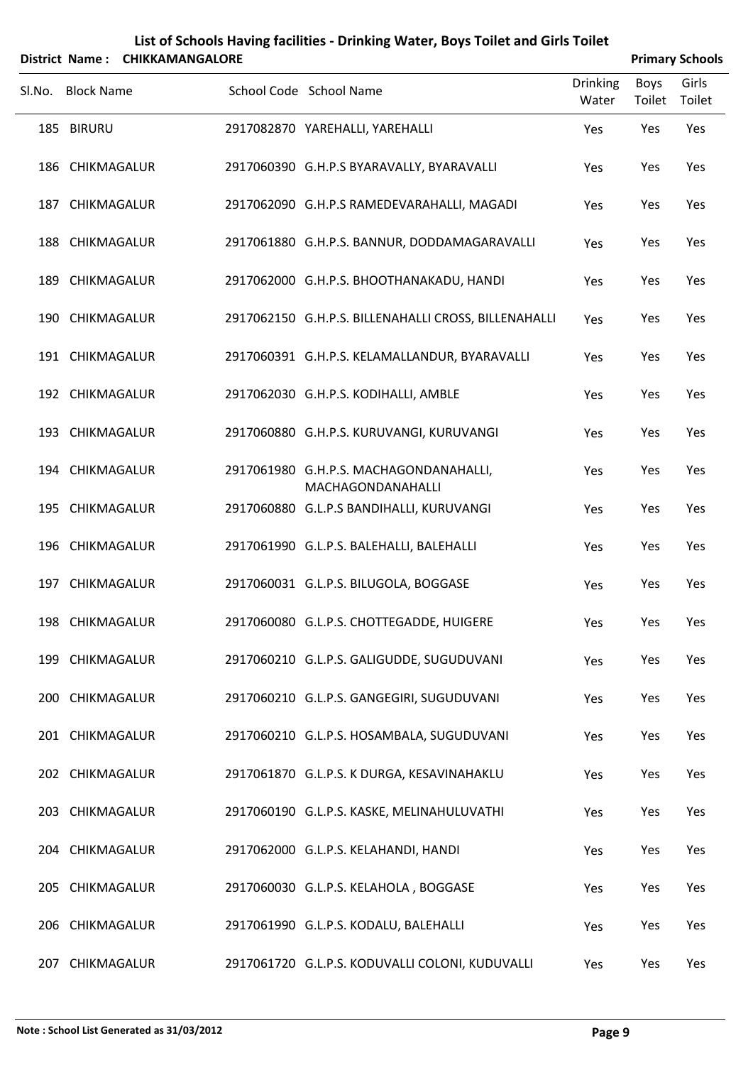## List of Schools Having facilities - Drinking Water, Boys Toilet and Girls Toilet

**District Name : CHIKKAMANGALORE** **Primary Schools**

| Sl.No. | Block Name | School Code | School Name | Drinking Water | Boys Toilet | Girls Toilet |
|---|---|---|---|---|---|---|
| 185 | BIRURU | 2917082870 | YAREHALLI, YAREHALLI | Yes | Yes | Yes |
| 186 | CHIKMAGALUR | 2917060390 | G.H.P.S BYARAVALLY, BYARAVALLI | Yes | Yes | Yes |
| 187 | CHIKMAGALUR | 2917062090 | G.H.P.S RAMEDEVARAHALLI, MAGADI | Yes | Yes | Yes |
| 188 | CHIKMAGALUR | 2917061880 | G.H.P.S. BANNUR, DODDAMAGARAVALLI | Yes | Yes | Yes |
| 189 | CHIKMAGALUR | 2917062000 | G.H.P.S. BHOOTHANAKADU, HANDI | Yes | Yes | Yes |
| 190 | CHIKMAGALUR | 2917062150 | G.H.P.S. BILLENAHALLI CROSS, BILLENAHALLI | Yes | Yes | Yes |
| 191 | CHIKMAGALUR | 2917060391 | G.H.P.S. KELAMALLANDUR, BYARAVALLI | Yes | Yes | Yes |
| 192 | CHIKMAGALUR | 2917062030 | G.H.P.S. KODIHALLI, AMBLE | Yes | Yes | Yes |
| 193 | CHIKMAGALUR | 2917060880 | G.H.P.S. KURUVANGI, KURUVANGI | Yes | Yes | Yes |
| 194 | CHIKMAGALUR | 2917061980 | G.H.P.S. MACHAGONDANAHALLI, MACHAGONDANAHALLI | Yes | Yes | Yes |
| 195 | CHIKMAGALUR | 2917060880 | G.L.P.S BANDIHALLI, KURUVANGI | Yes | Yes | Yes |
| 196 | CHIKMAGALUR | 2917061990 | G.L.P.S. BALEHALLI, BALEHALLI | Yes | Yes | Yes |
| 197 | CHIKMAGALUR | 2917060031 | G.L.P.S. BILUGOLA, BOGGASE | Yes | Yes | Yes |
| 198 | CHIKMAGALUR | 2917060080 | G.L.P.S. CHOTTEGADDE, HUIGERE | Yes | Yes | Yes |
| 199 | CHIKMAGALUR | 2917060210 | G.L.P.S. GALIGUDDE, SUGUDUVANI | Yes | Yes | Yes |
| 200 | CHIKMAGALUR | 2917060210 | G.L.P.S. GANGEGIRI, SUGUDUVANI | Yes | Yes | Yes |
| 201 | CHIKMAGALUR | 2917060210 | G.L.P.S. HOSAMBALA, SUGUDUVANI | Yes | Yes | Yes |
| 202 | CHIKMAGALUR | 2917061870 | G.L.P.S. K DURGA, KESAVINAHAKLU | Yes | Yes | Yes |
| 203 | CHIKMAGALUR | 2917060190 | G.L.P.S. KASKE, MELINAHULUVATHI | Yes | Yes | Yes |
| 204 | CHIKMAGALUR | 2917062000 | G.L.P.S. KELAHANDI, HANDI | Yes | Yes | Yes |
| 205 | CHIKMAGALUR | 2917060030 | G.L.P.S. KELAHOLA , BOGGASE | Yes | Yes | Yes |
| 206 | CHIKMAGALUR | 2917061990 | G.L.P.S. KODALU, BALEHALLI | Yes | Yes | Yes |
| 207 | CHIKMAGALUR | 2917061720 | G.L.P.S. KODUVALLI COLONI, KUDUVALLI | Yes | Yes | Yes |

**Note : School List Generated as 31/03/2012**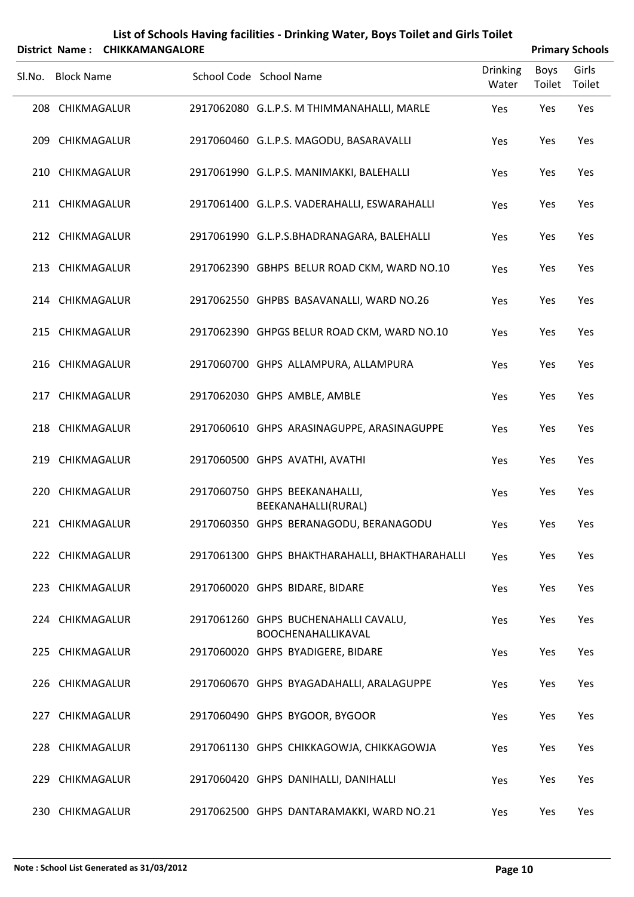# List of Schools Having facilities - Drinking Water, Boys Toilet and Girls Toilet

**District Name : CHIKKAMANGALORE** **Primary Schools**

| Sl.No. | Block Name | School Code | School Name | Drinking Water | Boys Toilet | Girls Toilet |
|---|---|---|---|---|---|---|
| 208 | CHIKMAGALUR | 2917062080 | G.L.P.S. M THIMMANAHALLI, MARLE | Yes | Yes | Yes |
| 209 | CHIKMAGALUR | 2917060460 | G.L.P.S. MAGODU, BASARAVALLI | Yes | Yes | Yes |
| 210 | CHIKMAGALUR | 2917061990 | G.L.P.S. MANIMAKKI, BALEHALLI | Yes | Yes | Yes |
| 211 | CHIKMAGALUR | 2917061400 | G.L.P.S. VADERAHALLI, ESWARAHALLI | Yes | Yes | Yes |
| 212 | CHIKMAGALUR | 2917061990 | G.L.P.S.BHADRANAGARA, BALEHALLI | Yes | Yes | Yes |
| 213 | CHIKMAGALUR | 2917062390 | GBHPS BELUR ROAD CKM, WARD NO.10 | Yes | Yes | Yes |
| 214 | CHIKMAGALUR | 2917062550 | GHPBS BASAVANALLI, WARD NO.26 | Yes | Yes | Yes |
| 215 | CHIKMAGALUR | 2917062390 | GHPGS BELUR ROAD CKM, WARD NO.10 | Yes | Yes | Yes |
| 216 | CHIKMAGALUR | 2917060700 | GHPS ALLAMPURA, ALLAMPURA | Yes | Yes | Yes |
| 217 | CHIKMAGALUR | 2917062030 | GHPS AMBLE, AMBLE | Yes | Yes | Yes |
| 218 | CHIKMAGALUR | 2917060610 | GHPS ARASINAGUPPE, ARASINAGUPPE | Yes | Yes | Yes |
| 219 | CHIKMAGALUR | 2917060500 | GHPS AVATHI, AVATHI | Yes | Yes | Yes |
| 220 | CHIKMAGALUR | 2917060750 | GHPS BEEKANAHALLI, BEEKANAHALLI(RURAL) | Yes | Yes | Yes |
| 221 | CHIKMAGALUR | 2917060350 | GHPS BERANAGODU, BERANAGODU | Yes | Yes | Yes |
| 222 | CHIKMAGALUR | 2917061300 | GHPS BHAKTHARAHALLI, BHAKTHARAHALLI | Yes | Yes | Yes |
| 223 | CHIKMAGALUR | 2917060020 | GHPS BIDARE, BIDARE | Yes | Yes | Yes |
| 224 | CHIKMAGALUR | 2917061260 | GHPS BUCHENAHALLI CAVALU, BOOCHENAHALLIKAVAL | Yes | Yes | Yes |
| 225 | CHIKMAGALUR | 2917060020 | GHPS BYADIGERE, BIDARE | Yes | Yes | Yes |
| 226 | CHIKMAGALUR | 2917060670 | GHPS BYAGADAHALLI, ARALAGUPPE | Yes | Yes | Yes |
| 227 | CHIKMAGALUR | 2917060490 | GHPS BYGOOR, BYGOOR | Yes | Yes | Yes |
| 228 | CHIKMAGALUR | 2917061130 | GHPS CHIKKAGOWJA, CHIKKAGOWJA | Yes | Yes | Yes |
| 229 | CHIKMAGALUR | 2917060420 | GHPS DANIHALLI, DANIHALLI | Yes | Yes | Yes |
| 230 | CHIKMAGALUR | 2917062500 | GHPS DANTARAMAKKI, WARD NO.21 | Yes | Yes | Yes |

**Note : School List Generated as 31/03/2012**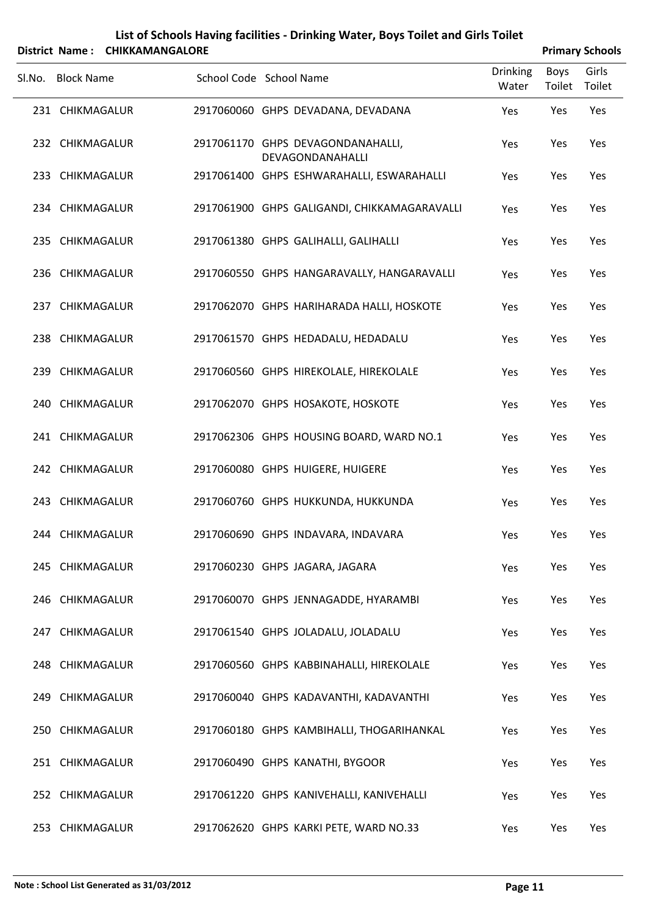# List of Schools Having facilities - Drinking Water, Boys Toilet and Girls Toilet

**District Name : CHIKKAMANGALORE** | **Primary Schools**

| Sl.No. | Block Name | School Code | School Name | Drinking Water | Boys Toilet | Girls Toilet |
|---|---|---|---|---|---|---|
| 231 | CHIKMAGALUR | 2917060060 | GHPS DEVADANA, DEVADANA | Yes | Yes | Yes |
| 232 | CHIKMAGALUR | 2917061170 | GHPS DEVAGONDANAHALLI, DEVAGONDANAHALLI | Yes | Yes | Yes |
| 233 | CHIKMAGALUR | 2917061400 | GHPS ESHWARAHALLI, ESWARAHALLI | Yes | Yes | Yes |
| 234 | CHIKMAGALUR | 2917061900 | GHPS GALIGANDI, CHIKKAMAGARAVALLI | Yes | Yes | Yes |
| 235 | CHIKMAGALUR | 2917061380 | GHPS GALIHALLI, GALIHALLI | Yes | Yes | Yes |
| 236 | CHIKMAGALUR | 2917060550 | GHPS HANGARAVALLY, HANGARAVALLI | Yes | Yes | Yes |
| 237 | CHIKMAGALUR | 2917062070 | GHPS HARIHARADA HALLI, HOSKOTE | Yes | Yes | Yes |
| 238 | CHIKMAGALUR | 2917061570 | GHPS HEDADALU, HEDADALU | Yes | Yes | Yes |
| 239 | CHIKMAGALUR | 2917060560 | GHPS HIREKOLALE, HIREKOLALE | Yes | Yes | Yes |
| 240 | CHIKMAGALUR | 2917062070 | GHPS HOSAKOTE, HOSKOTE | Yes | Yes | Yes |
| 241 | CHIKMAGALUR | 2917062306 | GHPS HOUSING BOARD, WARD NO.1 | Yes | Yes | Yes |
| 242 | CHIKMAGALUR | 2917060080 | GHPS HUIGERE, HUIGERE | Yes | Yes | Yes |
| 243 | CHIKMAGALUR | 2917060760 | GHPS HUKKUNDA, HUKKUNDA | Yes | Yes | Yes |
| 244 | CHIKMAGALUR | 2917060690 | GHPS INDAVARA, INDAVARA | Yes | Yes | Yes |
| 245 | CHIKMAGALUR | 2917060230 | GHPS JAGARA, JAGARA | Yes | Yes | Yes |
| 246 | CHIKMAGALUR | 2917060070 | GHPS JENNAGADDE, HYARAMBI | Yes | Yes | Yes |
| 247 | CHIKMAGALUR | 2917061540 | GHPS JOLADALU, JOLADALU | Yes | Yes | Yes |
| 248 | CHIKMAGALUR | 2917060560 | GHPS KABBINAHALLI, HIREKOLALE | Yes | Yes | Yes |
| 249 | CHIKMAGALUR | 2917060040 | GHPS KADAVANTHI, KADAVANTHI | Yes | Yes | Yes |
| 250 | CHIKMAGALUR | 2917060180 | GHPS KAMBIHALLI, THOGARIHANKAL | Yes | Yes | Yes |
| 251 | CHIKMAGALUR | 2917060490 | GHPS KANATHI, BYGOOR | Yes | Yes | Yes |
| 252 | CHIKMAGALUR | 2917061220 | GHPS KANIVEHALLI, KANIVEHALLI | Yes | Yes | Yes |
| 253 | CHIKMAGALUR | 2917062620 | GHPS KARKI PETE, WARD NO.33 | Yes | Yes | Yes |

**Note : School List Generated as 31/03/2012**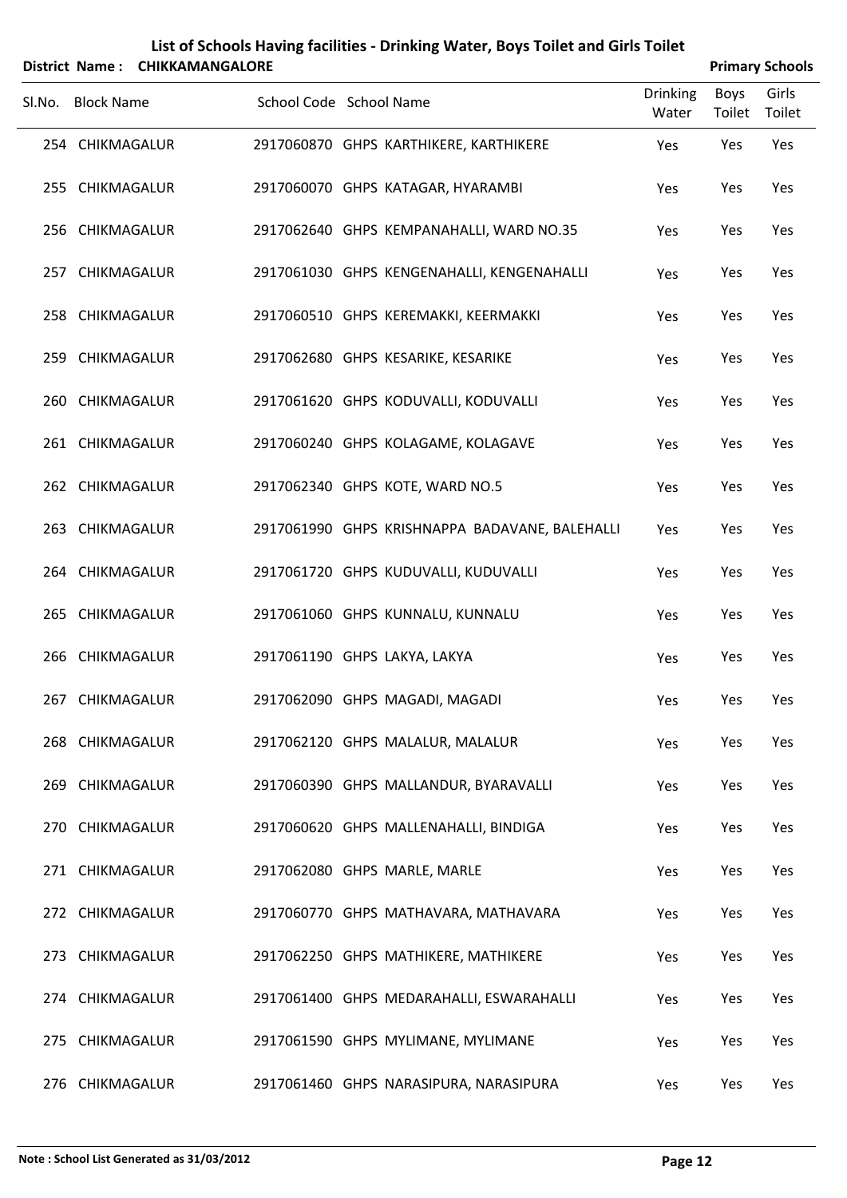# List of Schools Having facilities - Drinking Water, Boys Toilet and Girls Toilet

**District Name : CHIKKAMANGALORE** **Primary Schools**

| Sl.No. | Block Name | School Code | School Name | Drinking Water | Boys Toilet | Girls Toilet |
|---|---|---|---|---|---|---|
| 254 | CHIKMAGALUR | 2917060870 | GHPS KARTHIKERE, KARTHIKERE | Yes | Yes | Yes |
| 255 | CHIKMAGALUR | 2917060070 | GHPS KATAGAR, HYARAMBI | Yes | Yes | Yes |
| 256 | CHIKMAGALUR | 2917062640 | GHPS KEMPANAHALLI, WARD NO.35 | Yes | Yes | Yes |
| 257 | CHIKMAGALUR | 2917061030 | GHPS KENGENAHALLI, KENGENAHALLI | Yes | Yes | Yes |
| 258 | CHIKMAGALUR | 2917060510 | GHPS KEREMAKKI, KEERMAKKI | Yes | Yes | Yes |
| 259 | CHIKMAGALUR | 2917062680 | GHPS KESARIKE, KESARIKE | Yes | Yes | Yes |
| 260 | CHIKMAGALUR | 2917061620 | GHPS KODUVALLI, KODUVALLI | Yes | Yes | Yes |
| 261 | CHIKMAGALUR | 2917060240 | GHPS KOLAGAME, KOLAGAVE | Yes | Yes | Yes |
| 262 | CHIKMAGALUR | 2917062340 | GHPS KOTE, WARD NO.5 | Yes | Yes | Yes |
| 263 | CHIKMAGALUR | 2917061990 | GHPS KRISHNAPPA BADAVANE, BALEHALLI | Yes | Yes | Yes |
| 264 | CHIKMAGALUR | 2917061720 | GHPS KUDUVALLI, KUDUVALLI | Yes | Yes | Yes |
| 265 | CHIKMAGALUR | 2917061060 | GHPS KUNNALU, KUNNALU | Yes | Yes | Yes |
| 266 | CHIKMAGALUR | 2917061190 | GHPS LAKYA, LAKYA | Yes | Yes | Yes |
| 267 | CHIKMAGALUR | 2917062090 | GHPS MAGADI, MAGADI | Yes | Yes | Yes |
| 268 | CHIKMAGALUR | 2917062120 | GHPS MALALUR, MALALUR | Yes | Yes | Yes |
| 269 | CHIKMAGALUR | 2917060390 | GHPS MALLANDUR, BYARAVALLI | Yes | Yes | Yes |
| 270 | CHIKMAGALUR | 2917060620 | GHPS MALLENAHALLI, BINDIGA | Yes | Yes | Yes |
| 271 | CHIKMAGALUR | 2917062080 | GHPS MARLE, MARLE | Yes | Yes | Yes |
| 272 | CHIKMAGALUR | 2917060770 | GHPS MATHAVARA, MATHAVARA | Yes | Yes | Yes |
| 273 | CHIKMAGALUR | 2917062250 | GHPS MATHIKERE, MATHIKERE | Yes | Yes | Yes |
| 274 | CHIKMAGALUR | 2917061400 | GHPS MEDARAHALLI, ESWARAHALLI | Yes | Yes | Yes |
| 275 | CHIKMAGALUR | 2917061590 | GHPS MYLIMANE, MYLIMANE | Yes | Yes | Yes |
| 276 | CHIKMAGALUR | 2917061460 | GHPS NARASIPURA, NARASIPURA | Yes | Yes | Yes |

**Note : School List Generated as 31/03/2012**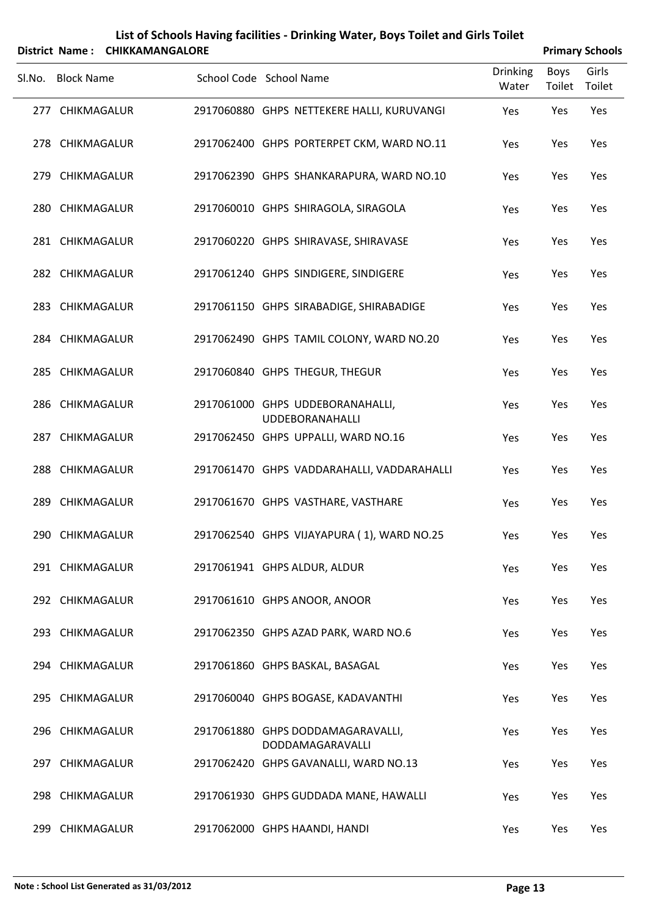# List of Schools Having facilities - Drinking Water, Boys Toilet and Girls Toilet

**District Name : CHIKKAMANGALORE** **Primary Schools**

| Sl.No. | Block Name | School Code | School Name | Drinking Water | Boys Toilet | Girls Toilet |
|---|---|---|---|---|---|---|
| 277 | CHIKMAGALUR | 2917060880 | GHPS NETTEKERE HALLI, KURUVANGI | Yes | Yes | Yes |
| 278 | CHIKMAGALUR | 2917062400 | GHPS PORTERPET CKM, WARD NO.11 | Yes | Yes | Yes |
| 279 | CHIKMAGALUR | 2917062390 | GHPS SHANKARAPURA, WARD NO.10 | Yes | Yes | Yes |
| 280 | CHIKMAGALUR | 2917060010 | GHPS SHIRAGOLA, SIRAGOLA | Yes | Yes | Yes |
| 281 | CHIKMAGALUR | 2917060220 | GHPS SHIRAVASE, SHIRAVASE | Yes | Yes | Yes |
| 282 | CHIKMAGALUR | 2917061240 | GHPS SINDIGERE, SINDIGERE | Yes | Yes | Yes |
| 283 | CHIKMAGALUR | 2917061150 | GHPS SIRABADIGE, SHIRABADIGE | Yes | Yes | Yes |
| 284 | CHIKMAGALUR | 2917062490 | GHPS TAMIL COLONY, WARD NO.20 | Yes | Yes | Yes |
| 285 | CHIKMAGALUR | 2917060840 | GHPS THEGUR, THEGUR | Yes | Yes | Yes |
| 286 | CHIKMAGALUR | 2917061000 | GHPS UDDEBORANAHALLI, UDDEBORANAHALLI | Yes | Yes | Yes |
| 287 | CHIKMAGALUR | 2917062450 | GHPS UPPALLI, WARD NO.16 | Yes | Yes | Yes |
| 288 | CHIKMAGALUR | 2917061470 | GHPS VADDARAHALLI, VADDARAHALLI | Yes | Yes | Yes |
| 289 | CHIKMAGALUR | 2917061670 | GHPS VASTHARE, VASTHARE | Yes | Yes | Yes |
| 290 | CHIKMAGALUR | 2917062540 | GHPS VIJAYAPURA ( 1), WARD NO.25 | Yes | Yes | Yes |
| 291 | CHIKMAGALUR | 2917061941 | GHPS ALDUR, ALDUR | Yes | Yes | Yes |
| 292 | CHIKMAGALUR | 2917061610 | GHPS ANOOR, ANOOR | Yes | Yes | Yes |
| 293 | CHIKMAGALUR | 2917062350 | GHPS AZAD PARK, WARD NO.6 | Yes | Yes | Yes |
| 294 | CHIKMAGALUR | 2917061860 | GHPS BASKAL, BASAGAL | Yes | Yes | Yes |
| 295 | CHIKMAGALUR | 2917060040 | GHPS BOGASE, KADAVANTHI | Yes | Yes | Yes |
| 296 | CHIKMAGALUR | 2917061880 | GHPS DODDAMAGARAVALLI, DODDAMAGARAVALLI | Yes | Yes | Yes |
| 297 | CHIKMAGALUR | 2917062420 | GHPS GAVANALLI, WARD NO.13 | Yes | Yes | Yes |
| 298 | CHIKMAGALUR | 2917061930 | GHPS GUDDADA MANE, HAWALLI | Yes | Yes | Yes |
| 299 | CHIKMAGALUR | 2917062000 | GHPS HAANDI, HANDI | Yes | Yes | Yes |

**Note : School List Generated as 31/03/2012**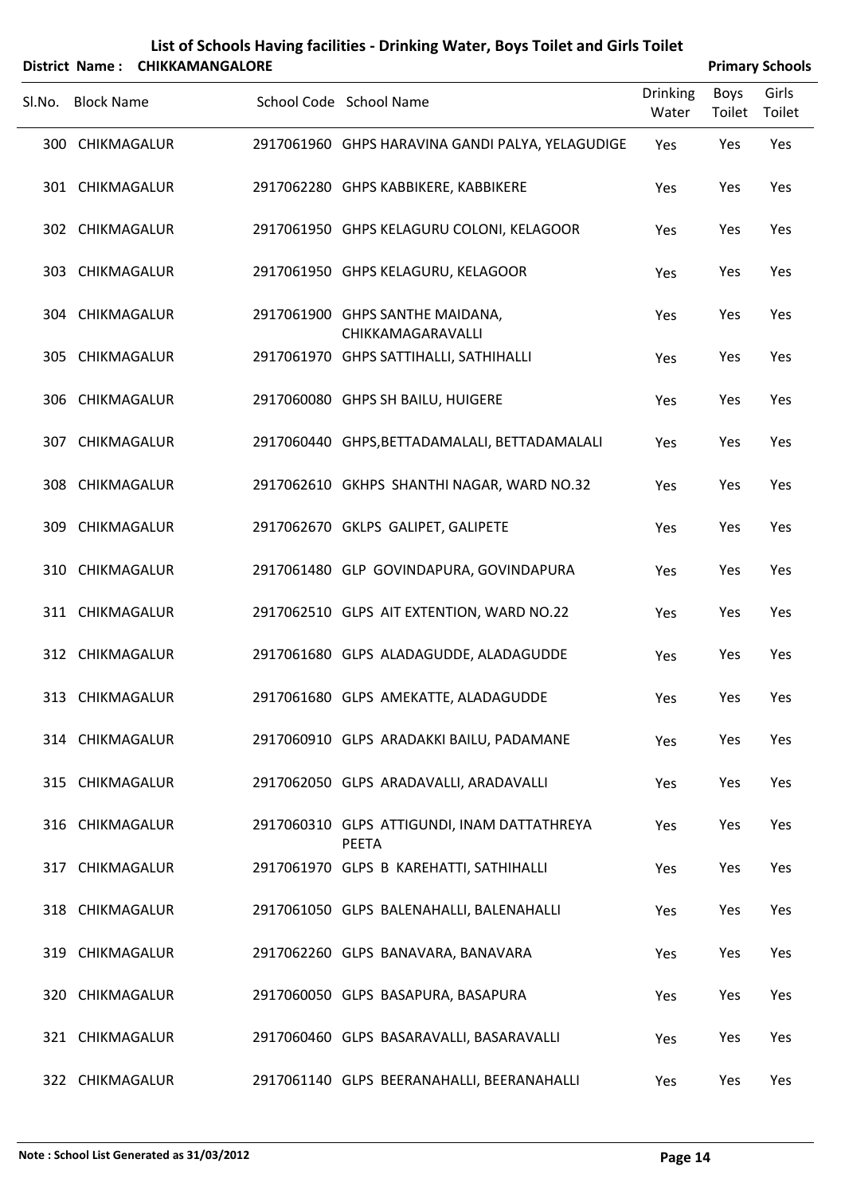# List of Schools Having facilities - Drinking Water, Boys Toilet and Girls Toilet

**District Name : CHIKKAMANGALORE** **Primary Schools**

| Sl.No. | Block Name | School Code | School Name | Drinking Water | Boys Toilet | Girls Toilet |
|---|---|---|---|---|---|---|
| 300 | CHIKMAGALUR | 2917061960 | GHPS HARAVINA GANDI PALYA, YELAGUDIGE | Yes | Yes | Yes |
| 301 | CHIKMAGALUR | 2917062280 | GHPS KABBIKERE, KABBIKERE | Yes | Yes | Yes |
| 302 | CHIKMAGALUR | 2917061950 | GHPS KELAGURU COLONI, KELAGOOR | Yes | Yes | Yes |
| 303 | CHIKMAGALUR | 2917061950 | GHPS KELAGURU, KELAGOOR | Yes | Yes | Yes |
| 304 | CHIKMAGALUR | 2917061900 | GHPS SANTHE MAIDANA, CHIKKAMAGARAVALLI | Yes | Yes | Yes |
| 305 | CHIKMAGALUR | 2917061970 | GHPS SATTIHALLI, SATHIHALLI | Yes | Yes | Yes |
| 306 | CHIKMAGALUR | 2917060080 | GHPS SH BAILU, HUIGERE | Yes | Yes | Yes |
| 307 | CHIKMAGALUR | 2917060440 | GHPS,BETTADAMALALI, BETTADAMALALI | Yes | Yes | Yes |
| 308 | CHIKMAGALUR | 2917062610 | GKHPS SHANTHI NAGAR, WARD NO.32 | Yes | Yes | Yes |
| 309 | CHIKMAGALUR | 2917062670 | GKLPS GALIPET, GALIPETE | Yes | Yes | Yes |
| 310 | CHIKMAGALUR | 2917061480 | GLP GOVINDAPURA, GOVINDAPURA | Yes | Yes | Yes |
| 311 | CHIKMAGALUR | 2917062510 | GLPS AIT EXTENTION, WARD NO.22 | Yes | Yes | Yes |
| 312 | CHIKMAGALUR | 2917061680 | GLPS ALADAGUDDE, ALADAGUDDE | Yes | Yes | Yes |
| 313 | CHIKMAGALUR | 2917061680 | GLPS AMEKATTE, ALADAGUDDE | Yes | Yes | Yes |
| 314 | CHIKMAGALUR | 2917060910 | GLPS ARADAKKI BAILU, PADAMANE | Yes | Yes | Yes |
| 315 | CHIKMAGALUR | 2917062050 | GLPS ARADAVALLI, ARADAVALLI | Yes | Yes | Yes |
| 316 | CHIKMAGALUR | 2917060310 | GLPS ATTIGUNDI, INAM DATTATHREYA PEETA | Yes | Yes | Yes |
| 317 | CHIKMAGALUR | 2917061970 | GLPS B KAREHATTI, SATHIHALLI | Yes | Yes | Yes |
| 318 | CHIKMAGALUR | 2917061050 | GLPS BALENAHALLI, BALENAHALLI | Yes | Yes | Yes |
| 319 | CHIKMAGALUR | 2917062260 | GLPS BANAVARA, BANAVARA | Yes | Yes | Yes |
| 320 | CHIKMAGALUR | 2917060050 | GLPS BASAPURA, BASAPURA | Yes | Yes | Yes |
| 321 | CHIKMAGALUR | 2917060460 | GLPS BASARAVALLI, BASARAVALLI | Yes | Yes | Yes |
| 322 | CHIKMAGALUR | 2917061140 | GLPS BEERANAHALLI, BEERANAHALLI | Yes | Yes | Yes |

**Note : School List Generated as 31/03/2012**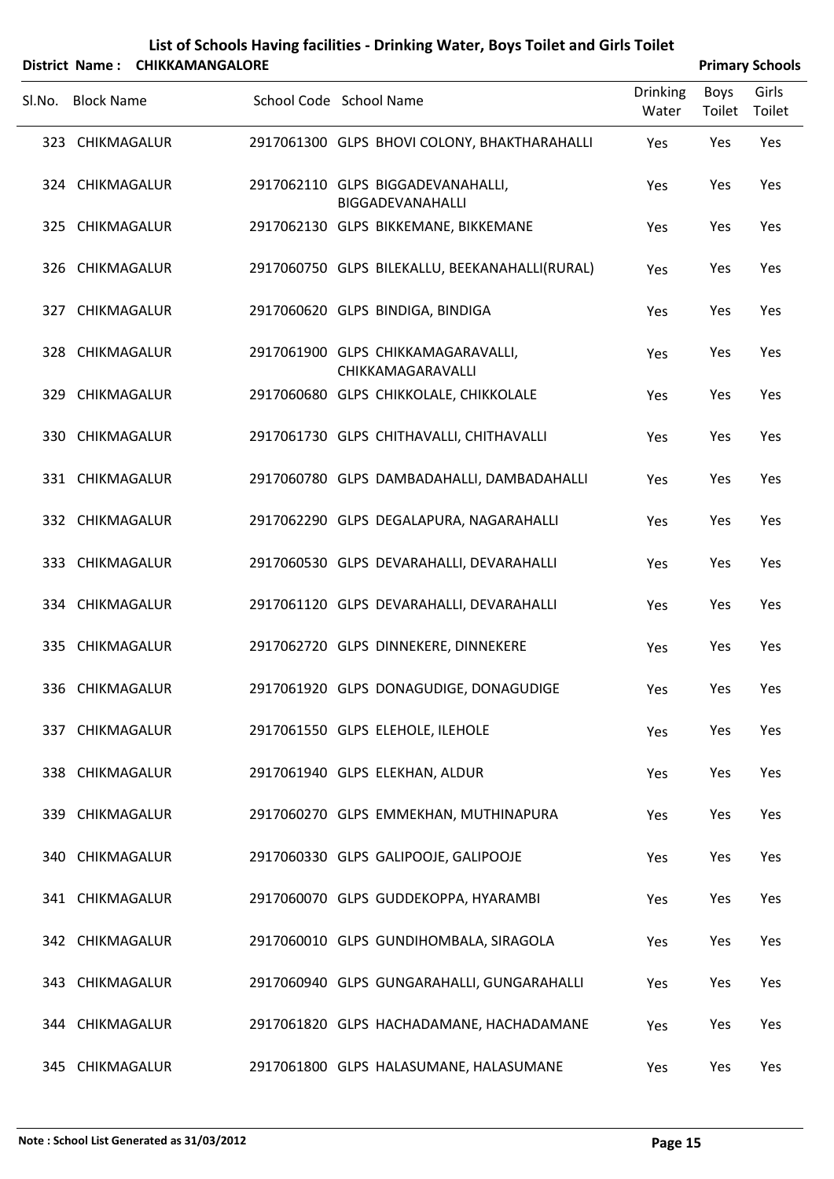# List of Schools Having facilities - Drinking Water, Boys Toilet and Girls Toilet

**District Name : CHIKKAMANGALORE** **Primary Schools**

| Sl.No. | Block Name | School Code | School Name | Drinking Water | Boys Toilet | Girls Toilet |
|---|---|---|---|---|---|---|
| 323 | CHIKMAGALUR | 2917061300 | GLPS BHOVI COLONY, BHAKTHARAHALLI | Yes | Yes | Yes |
| 324 | CHIKMAGALUR | 2917062110 | GLPS BIGGADEVANAHALLI, BIGGADEVANAHALLI | Yes | Yes | Yes |
| 325 | CHIKMAGALUR | 2917062130 | GLPS BIKKEMANE, BIKKEMANE | Yes | Yes | Yes |
| 326 | CHIKMAGALUR | 2917060750 | GLPS BILEKALLU, BEEKANAHALLI(RURAL) | Yes | Yes | Yes |
| 327 | CHIKMAGALUR | 2917060620 | GLPS BINDIGA, BINDIGA | Yes | Yes | Yes |
| 328 | CHIKMAGALUR | 2917061900 | GLPS CHIKKAMAGARAVALLI, CHIKKAMAGARAVALLI | Yes | Yes | Yes |
| 329 | CHIKMAGALUR | 2917060680 | GLPS CHIKKOLALE, CHIKKOLALE | Yes | Yes | Yes |
| 330 | CHIKMAGALUR | 2917061730 | GLPS CHITHAVALLI, CHITHAVALLI | Yes | Yes | Yes |
| 331 | CHIKMAGALUR | 2917060780 | GLPS DAMBADAHALLI, DAMBADAHALLI | Yes | Yes | Yes |
| 332 | CHIKMAGALUR | 2917062290 | GLPS DEGALAPURA, NAGARAHALLI | Yes | Yes | Yes |
| 333 | CHIKMAGALUR | 2917060530 | GLPS DEVARAHALLI, DEVARAHALLI | Yes | Yes | Yes |
| 334 | CHIKMAGALUR | 2917061120 | GLPS DEVARAHALLI, DEVARAHALLI | Yes | Yes | Yes |
| 335 | CHIKMAGALUR | 2917062720 | GLPS DINNEKERE, DINNEKERE | Yes | Yes | Yes |
| 336 | CHIKMAGALUR | 2917061920 | GLPS DONAGUDIGE, DONAGUDIGE | Yes | Yes | Yes |
| 337 | CHIKMAGALUR | 2917061550 | GLPS ELEHOLE, ILEHOLE | Yes | Yes | Yes |
| 338 | CHIKMAGALUR | 2917061940 | GLPS ELEKHAN, ALDUR | Yes | Yes | Yes |
| 339 | CHIKMAGALUR | 2917060270 | GLPS EMMEKHAN, MUTHINAPURA | Yes | Yes | Yes |
| 340 | CHIKMAGALUR | 2917060330 | GLPS GALIPOOJE, GALIPOOJE | Yes | Yes | Yes |
| 341 | CHIKMAGALUR | 2917060070 | GLPS GUDDEKOPPA, HYARAMBI | Yes | Yes | Yes |
| 342 | CHIKMAGALUR | 2917060010 | GLPS GUNDIHOMBALA, SIRAGOLA | Yes | Yes | Yes |
| 343 | CHIKMAGALUR | 2917060940 | GLPS GUNGARAHALLI, GUNGARAHALLI | Yes | Yes | Yes |
| 344 | CHIKMAGALUR | 2917061820 | GLPS HACHADAMANE, HACHADAMANE | Yes | Yes | Yes |
| 345 | CHIKMAGALUR | 2917061800 | GLPS HALASUMANE, HALASUMANE | Yes | Yes | Yes |

**Note : School List Generated as 31/03/2012**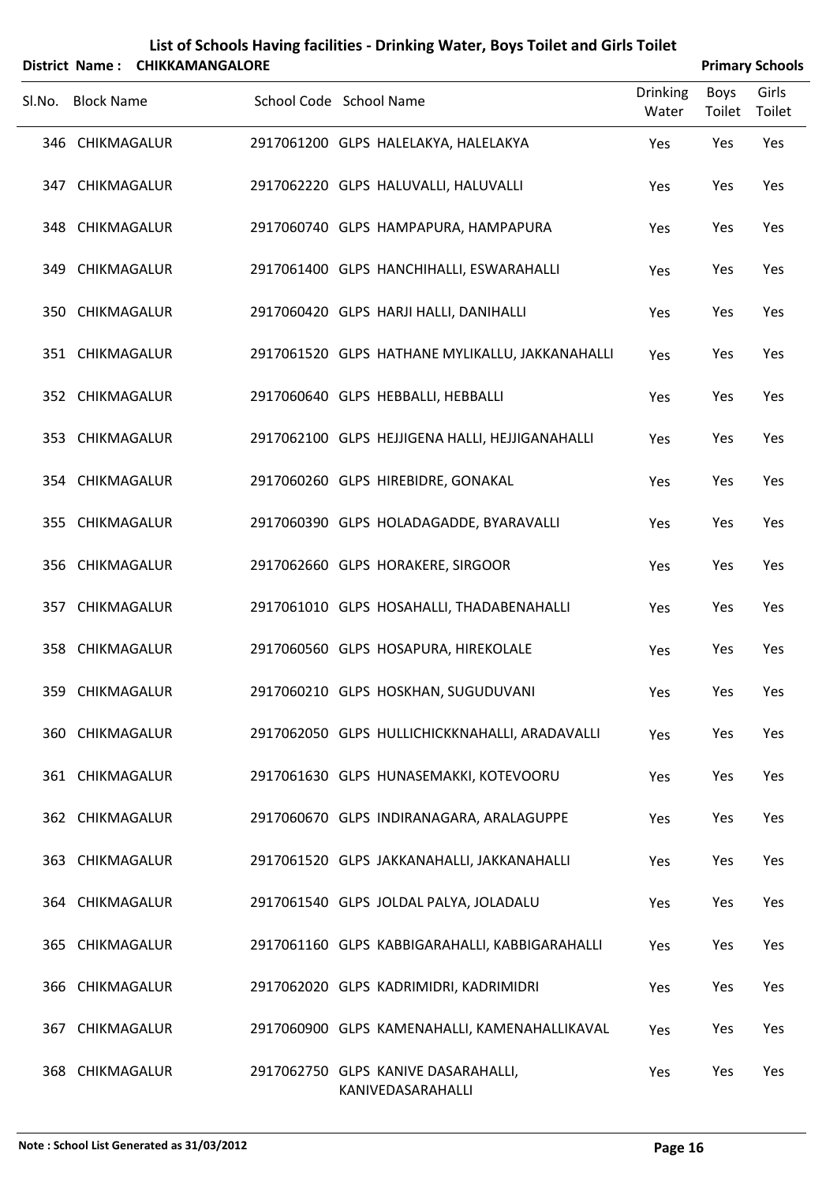# List of Schools Having facilities - Drinking Water, Boys Toilet and Girls Toilet

**District Name : CHIKKAMANGALORE** **Primary Schools**

| Sl.No. | Block Name | School Code | School Name | Drinking Water | Boys Toilet | Girls Toilet |
|---|---|---|---|---|---|---|
| 346 | CHIKMAGALUR | 2917061200 | GLPS HALELAKYA, HALELAKYA | Yes | Yes | Yes |
| 347 | CHIKMAGALUR | 2917062220 | GLPS HALUVALLI, HALUVALLI | Yes | Yes | Yes |
| 348 | CHIKMAGALUR | 2917060740 | GLPS HAMPAPURA, HAMPAPURA | Yes | Yes | Yes |
| 349 | CHIKMAGALUR | 2917061400 | GLPS HANCHIHALLI, ESWARAHALLI | Yes | Yes | Yes |
| 350 | CHIKMAGALUR | 2917060420 | GLPS HARJI HALLI, DANIHALLI | Yes | Yes | Yes |
| 351 | CHIKMAGALUR | 2917061520 | GLPS HATHANE MYLIKALLU, JAKKANAHALLI | Yes | Yes | Yes |
| 352 | CHIKMAGALUR | 2917060640 | GLPS HEBBALLI, HEBBALLI | Yes | Yes | Yes |
| 353 | CHIKMAGALUR | 2917062100 | GLPS HEJJIGENA HALLI, HEJJIGANAHALLI | Yes | Yes | Yes |
| 354 | CHIKMAGALUR | 2917060260 | GLPS HIREBIDRE, GONAKAL | Yes | Yes | Yes |
| 355 | CHIKMAGALUR | 2917060390 | GLPS HOLADAGADDE, BYARAVALLI | Yes | Yes | Yes |
| 356 | CHIKMAGALUR | 2917062660 | GLPS HORAKERE, SIRGOOR | Yes | Yes | Yes |
| 357 | CHIKMAGALUR | 2917061010 | GLPS HOSAHALLI, THADABENAHALLI | Yes | Yes | Yes |
| 358 | CHIKMAGALUR | 2917060560 | GLPS HOSAPURA, HIREKOLALE | Yes | Yes | Yes |
| 359 | CHIKMAGALUR | 2917060210 | GLPS HOSKHAN, SUGUDUVANI | Yes | Yes | Yes |
| 360 | CHIKMAGALUR | 2917062050 | GLPS HULLICHICKKNAHALLI, ARADAVALLI | Yes | Yes | Yes |
| 361 | CHIKMAGALUR | 2917061630 | GLPS HUNASEMAKKI, KOTEVOORU | Yes | Yes | Yes |
| 362 | CHIKMAGALUR | 2917060670 | GLPS INDIRANAGARA, ARALAGUPPE | Yes | Yes | Yes |
| 363 | CHIKMAGALUR | 2917061520 | GLPS JAKKANAHALLI, JAKKANAHALLI | Yes | Yes | Yes |
| 364 | CHIKMAGALUR | 2917061540 | GLPS JOLDAL PALYA, JOLADALU | Yes | Yes | Yes |
| 365 | CHIKMAGALUR | 2917061160 | GLPS KABBIGARAHALLI, KABBIGARAHALLI | Yes | Yes | Yes |
| 366 | CHIKMAGALUR | 2917062020 | GLPS KADRIMIDRI, KADRIMIDRI | Yes | Yes | Yes |
| 367 | CHIKMAGALUR | 2917060900 | GLPS KAMENAHALLI, KAMENAHALLIKAVAL | Yes | Yes | Yes |
| 368 | CHIKMAGALUR | 2917062750 | GLPS KANIVE DASARAHALLI, KANIVEDASARAHALLI | Yes | Yes | Yes |

**Note : School List Generated as 31/03/2012**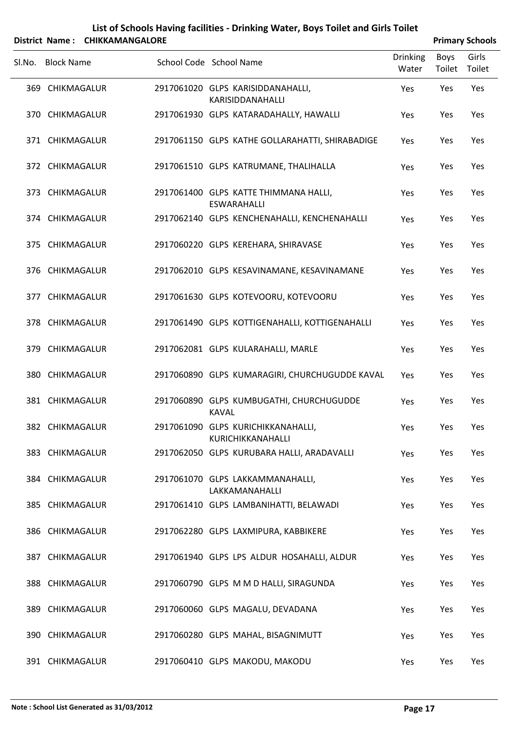# List of Schools Having facilities - Drinking Water, Boys Toilet and Girls Toilet

**District Name : CHIKKAMANGALORE** **Primary Schools**

| Sl.No. | Block Name | School Code | School Name | Drinking Water | Boys Toilet | Girls Toilet |
|---|---|---|---|---|---|---|
| 369 | CHIKMAGALUR | 2917061020 | GLPS KARISIDDANAHALLI, KARISIDDANAHALLI | Yes | Yes | Yes |
| 370 | CHIKMAGALUR | 2917061930 | GLPS KATARADAHALLY, HAWALLI | Yes | Yes | Yes |
| 371 | CHIKMAGALUR | 2917061150 | GLPS KATHE GOLLARAHATTI, SHIRABADIGE | Yes | Yes | Yes |
| 372 | CHIKMAGALUR | 2917061510 | GLPS KATRUMANE, THALIHALLA | Yes | Yes | Yes |
| 373 | CHIKMAGALUR | 2917061400 | GLPS KATTE THIMMANA HALLI, ESWARAHALLI | Yes | Yes | Yes |
| 374 | CHIKMAGALUR | 2917062140 | GLPS KENCHENAHALLI, KENCHENAHALLI | Yes | Yes | Yes |
| 375 | CHIKMAGALUR | 2917060220 | GLPS KEREHARA, SHIRAVASE | Yes | Yes | Yes |
| 376 | CHIKMAGALUR | 2917062010 | GLPS KESAVINAMANE, KESAVINAMANE | Yes | Yes | Yes |
| 377 | CHIKMAGALUR | 2917061630 | GLPS KOTEVOORU, KOTEVOORU | Yes | Yes | Yes |
| 378 | CHIKMAGALUR | 2917061490 | GLPS KOTTIGENAHALLI, KOTTIGENAHALLI | Yes | Yes | Yes |
| 379 | CHIKMAGALUR | 2917062081 | GLPS KULARAHALLI, MARLE | Yes | Yes | Yes |
| 380 | CHIKMAGALUR | 2917060890 | GLPS KUMARAGIRI, CHURCHUGUDDE KAVAL | Yes | Yes | Yes |
| 381 | CHIKMAGALUR | 2917060890 | GLPS KUMBUGATHI, CHURCHUGUDDE KAVAL | Yes | Yes | Yes |
| 382 | CHIKMAGALUR | 2917061090 | GLPS KURICHIKKANAHALLI, KURICHIKKANAHALLI | Yes | Yes | Yes |
| 383 | CHIKMAGALUR | 2917062050 | GLPS KURUBARA HALLI, ARADAVALLI | Yes | Yes | Yes |
| 384 | CHIKMAGALUR | 2917061070 | GLPS LAKKAMMANAHALLI, LAKKAMANAHALLI | Yes | Yes | Yes |
| 385 | CHIKMAGALUR | 2917061410 | GLPS LAMBANIHATTI, BELAWADI | Yes | Yes | Yes |
| 386 | CHIKMAGALUR | 2917062280 | GLPS LAXMIPURA, KABBIKERE | Yes | Yes | Yes |
| 387 | CHIKMAGALUR | 2917061940 | GLPS LPS ALDUR HOSAHALLI, ALDUR | Yes | Yes | Yes |
| 388 | CHIKMAGALUR | 2917060790 | GLPS M M D HALLI, SIRAGUNDA | Yes | Yes | Yes |
| 389 | CHIKMAGALUR | 2917060060 | GLPS MAGALU, DEVADANA | Yes | Yes | Yes |
| 390 | CHIKMAGALUR | 2917060280 | GLPS MAHAL, BISAGNIMUTT | Yes | Yes | Yes |
| 391 | CHIKMAGALUR | 2917060410 | GLPS MAKODU, MAKODU | Yes | Yes | Yes |

**Note : School List Generated as 31/03/2012**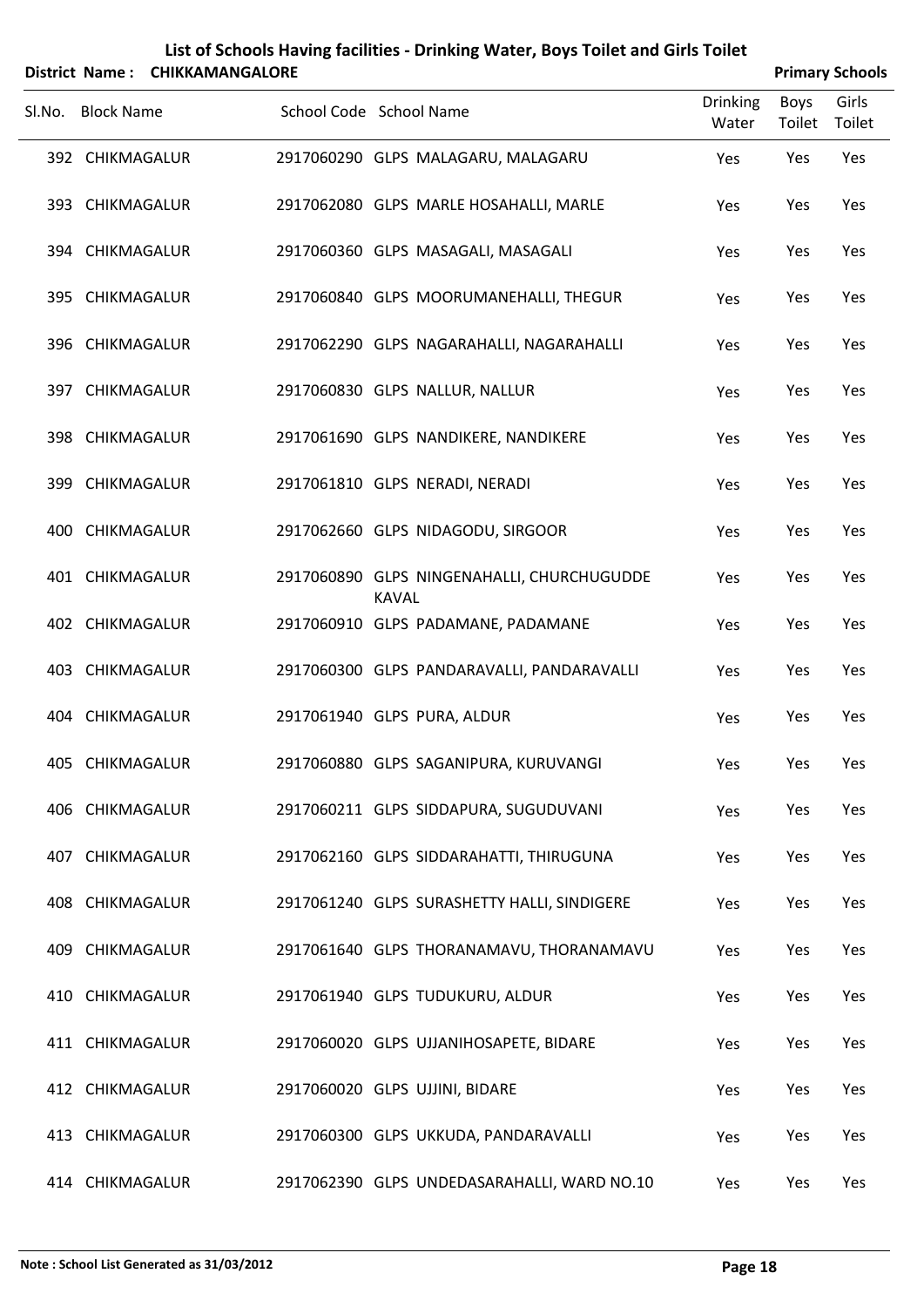# List of Schools Having facilities - Drinking Water, Boys Toilet and Girls Toilet

**District Name : CHIKKAMANGALORE** **Primary Schools**

| Sl.No. | Block Name | School Code | School Name | Drinking Water | Boys Toilet | Girls Toilet |
|---|---|---|---|---|---|---|
| 392 | CHIKMAGALUR | 2917060290 | GLPS MALAGARU, MALAGARU | Yes | Yes | Yes |
| 393 | CHIKMAGALUR | 2917062080 | GLPS MARLE HOSAHALLI, MARLE | Yes | Yes | Yes |
| 394 | CHIKMAGALUR | 2917060360 | GLPS MASAGALI, MASAGALI | Yes | Yes | Yes |
| 395 | CHIKMAGALUR | 2917060840 | GLPS MOORUMANEHALLI, THEGUR | Yes | Yes | Yes |
| 396 | CHIKMAGALUR | 2917062290 | GLPS NAGARAHALLI, NAGARAHALLI | Yes | Yes | Yes |
| 397 | CHIKMAGALUR | 2917060830 | GLPS NALLUR, NALLUR | Yes | Yes | Yes |
| 398 | CHIKMAGALUR | 2917061690 | GLPS NANDIKERE, NANDIKERE | Yes | Yes | Yes |
| 399 | CHIKMAGALUR | 2917061810 | GLPS NERADI, NERADI | Yes | Yes | Yes |
| 400 | CHIKMAGALUR | 2917062660 | GLPS NIDAGODU, SIRGOOR | Yes | Yes | Yes |
| 401 | CHIKMAGALUR | 2917060890 | GLPS NINGENAHALLI, CHURCHUGUDDE KAVAL | Yes | Yes | Yes |
| 402 | CHIKMAGALUR | 2917060910 | GLPS PADAMANE, PADAMANE | Yes | Yes | Yes |
| 403 | CHIKMAGALUR | 2917060300 | GLPS PANDARAVALLI, PANDARAVALLI | Yes | Yes | Yes |
| 404 | CHIKMAGALUR | 2917061940 | GLPS PURA, ALDUR | Yes | Yes | Yes |
| 405 | CHIKMAGALUR | 2917060880 | GLPS SAGANIPURA, KURUVANGI | Yes | Yes | Yes |
| 406 | CHIKMAGALUR | 2917060211 | GLPS SIDDAPURA, SUGUDUVANI | Yes | Yes | Yes |
| 407 | CHIKMAGALUR | 2917062160 | GLPS SIDDARAHATTI, THIRUGUNA | Yes | Yes | Yes |
| 408 | CHIKMAGALUR | 2917061240 | GLPS SURASHETTY HALLI, SINDIGERE | Yes | Yes | Yes |
| 409 | CHIKMAGALUR | 2917061640 | GLPS THORANAMAVU, THORANAMAVU | Yes | Yes | Yes |
| 410 | CHIKMAGALUR | 2917061940 | GLPS TUDUKURU, ALDUR | Yes | Yes | Yes |
| 411 | CHIKMAGALUR | 2917060020 | GLPS UJJANIHOSAPETE, BIDARE | Yes | Yes | Yes |
| 412 | CHIKMAGALUR | 2917060020 | GLPS UJJINI, BIDARE | Yes | Yes | Yes |
| 413 | CHIKMAGALUR | 2917060300 | GLPS UKKUDA, PANDARAVALLI | Yes | Yes | Yes |
| 414 | CHIKMAGALUR | 2917062390 | GLPS UNDEDASARAHALLI, WARD NO.10 | Yes | Yes | Yes |

**Note : School List Generated as 31/03/2012**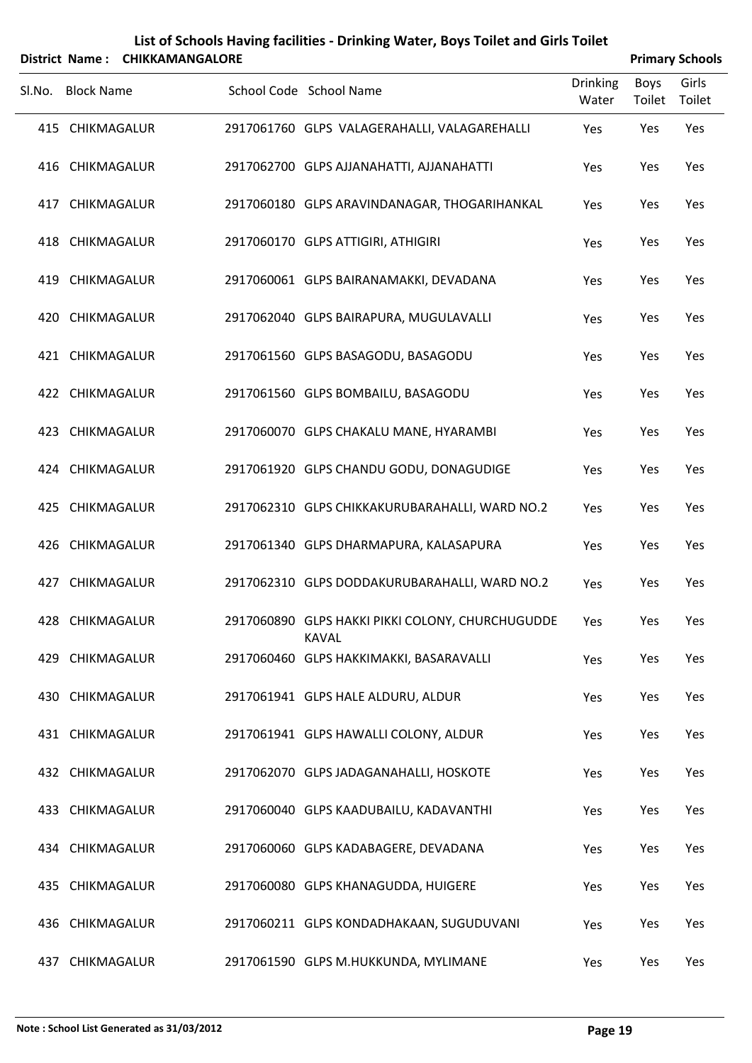# List of Schools Having facilities - Drinking Water, Boys Toilet and Girls Toilet

**District Name : CHIKKAMANGALORE** **Primary Schools**

| Sl.No. | Block Name | School Code | School Name | Drinking Water | Boys Toilet | Girls Toilet |
|---|---|---|---|---|---|---|
| 415 | CHIKMAGALUR | 2917061760 | GLPS VALAGERAHALLI, VALAGAREHALLI | Yes | Yes | Yes |
| 416 | CHIKMAGALUR | 2917062700 | GLPS AJJANAHATTI, AJJANAHATTI | Yes | Yes | Yes |
| 417 | CHIKMAGALUR | 2917060180 | GLPS ARAVINDANAGAR, THOGARIHANKAL | Yes | Yes | Yes |
| 418 | CHIKMAGALUR | 2917060170 | GLPS ATTIGIRI, ATHIGIRI | Yes | Yes | Yes |
| 419 | CHIKMAGALUR | 2917060061 | GLPS BAIRANAMAKKI, DEVADANA | Yes | Yes | Yes |
| 420 | CHIKMAGALUR | 2917062040 | GLPS BAIRAPURA, MUGULAVALLI | Yes | Yes | Yes |
| 421 | CHIKMAGALUR | 2917061560 | GLPS BASAGODU, BASAGODU | Yes | Yes | Yes |
| 422 | CHIKMAGALUR | 2917061560 | GLPS BOMBAILU, BASAGODU | Yes | Yes | Yes |
| 423 | CHIKMAGALUR | 2917060070 | GLPS CHAKALU MANE, HYARAMBI | Yes | Yes | Yes |
| 424 | CHIKMAGALUR | 2917061920 | GLPS CHANDU GODU, DONAGUDIGE | Yes | Yes | Yes |
| 425 | CHIKMAGALUR | 2917062310 | GLPS CHIKKAKURUBARAHALLI, WARD NO.2 | Yes | Yes | Yes |
| 426 | CHIKMAGALUR | 2917061340 | GLPS DHARMAPURA, KALASAPURA | Yes | Yes | Yes |
| 427 | CHIKMAGALUR | 2917062310 | GLPS DODDAKURUBARAHALLI, WARD NO.2 | Yes | Yes | Yes |
| 428 | CHIKMAGALUR | 2917060890 | GLPS HAKKI PIKKI COLONY, CHURCHUGUDDE KAVAL | Yes | Yes | Yes |
| 429 | CHIKMAGALUR | 2917060460 | GLPS HAKKIMAKKI, BASARAVALLI | Yes | Yes | Yes |
| 430 | CHIKMAGALUR | 2917061941 | GLPS HALE ALDURU, ALDUR | Yes | Yes | Yes |
| 431 | CHIKMAGALUR | 2917061941 | GLPS HAWALLI COLONY, ALDUR | Yes | Yes | Yes |
| 432 | CHIKMAGALUR | 2917062070 | GLPS JADAGANAHALLI, HOSKOTE | Yes | Yes | Yes |
| 433 | CHIKMAGALUR | 2917060040 | GLPS KAADUBAILU, KADAVANTHI | Yes | Yes | Yes |
| 434 | CHIKMAGALUR | 2917060060 | GLPS KADABAGERE, DEVADANA | Yes | Yes | Yes |
| 435 | CHIKMAGALUR | 2917060080 | GLPS KHANAGUDDA, HUIGERE | Yes | Yes | Yes |
| 436 | CHIKMAGALUR | 2917060211 | GLPS KONDADHAKAAN, SUGUDUVANI | Yes | Yes | Yes |
| 437 | CHIKMAGALUR | 2917061590 | GLPS M.HUKKUNDA, MYLIMANE | Yes | Yes | Yes |

**Note : School List Generated as 31/03/2012**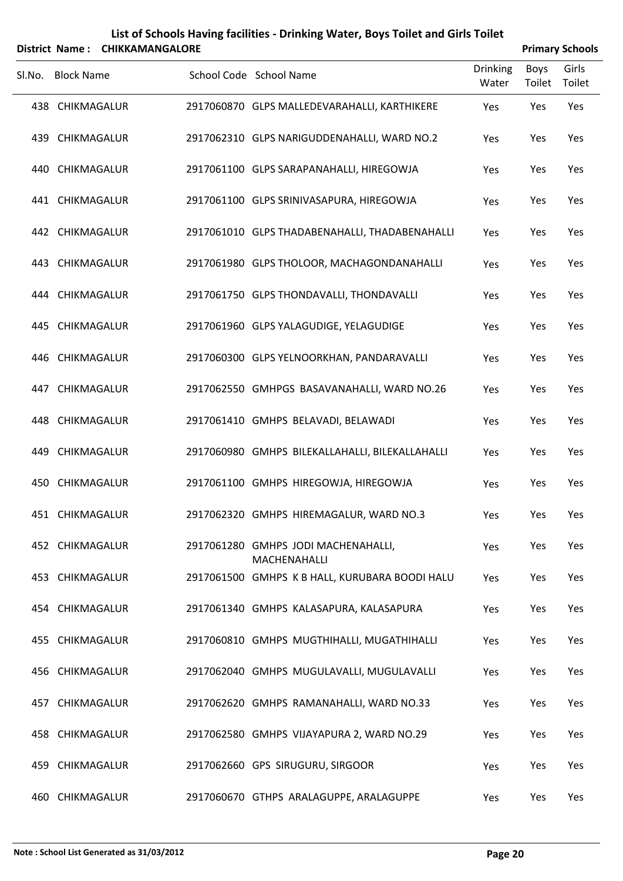# List of Schools Having facilities - Drinking Water, Boys Toilet and Girls Toilet

**District Name : CHIKKAMANGALORE** **Primary Schools**

| Sl.No. | Block Name | School Code | School Name | Drinking Water | Boys Toilet | Girls Toilet |
|---|---|---|---|---|---|---|
| 438 | CHIKMAGALUR | 2917060870 | GLPS MALLEDEVARAHALLI, KARTHIKERE | Yes | Yes | Yes |
| 439 | CHIKMAGALUR | 2917062310 | GLPS NARIGUDDENAHALLI, WARD NO.2 | Yes | Yes | Yes |
| 440 | CHIKMAGALUR | 2917061100 | GLPS SARAPANAHALLI, HIREGOWJA | Yes | Yes | Yes |
| 441 | CHIKMAGALUR | 2917061100 | GLPS SRINIVASAPURA, HIREGOWJA | Yes | Yes | Yes |
| 442 | CHIKMAGALUR | 2917061010 | GLPS THADABENAHALLI, THADABENAHALLI | Yes | Yes | Yes |
| 443 | CHIKMAGALUR | 2917061980 | GLPS THOLOOR, MACHAGONDANAHALLI | Yes | Yes | Yes |
| 444 | CHIKMAGALUR | 2917061750 | GLPS THONDAVALLI, THONDAVALLI | Yes | Yes | Yes |
| 445 | CHIKMAGALUR | 2917061960 | GLPS YALAGUDIGE, YELAGUDIGE | Yes | Yes | Yes |
| 446 | CHIKMAGALUR | 2917060300 | GLPS YELNOORKHAN, PANDARAVALLI | Yes | Yes | Yes |
| 447 | CHIKMAGALUR | 2917062550 | GMHPGS BASAVANAHALLI, WARD NO.26 | Yes | Yes | Yes |
| 448 | CHIKMAGALUR | 2917061410 | GMHPS BELAVADI, BELAWADI | Yes | Yes | Yes |
| 449 | CHIKMAGALUR | 2917060980 | GMHPS BILEKALLAHALLI, BILEKALLAHALLI | Yes | Yes | Yes |
| 450 | CHIKMAGALUR | 2917061100 | GMHPS HIREGOWJA, HIREGOWJA | Yes | Yes | Yes |
| 451 | CHIKMAGALUR | 2917062320 | GMHPS HIREMAGALUR, WARD NO.3 | Yes | Yes | Yes |
| 452 | CHIKMAGALUR | 2917061280 | GMHPS JODI MACHENAHALLI, MACHENAHALLI | Yes | Yes | Yes |
| 453 | CHIKMAGALUR | 2917061500 | GMHPS K B HALL, KURUBARA BOODI HALU | Yes | Yes | Yes |
| 454 | CHIKMAGALUR | 2917061340 | GMHPS KALASAPURA, KALASAPURA | Yes | Yes | Yes |
| 455 | CHIKMAGALUR | 2917060810 | GMHPS MUGTHIHALLI, MUGATHIHALLI | Yes | Yes | Yes |
| 456 | CHIKMAGALUR | 2917062040 | GMHPS MUGULAVALLI, MUGULAVALLI | Yes | Yes | Yes |
| 457 | CHIKMAGALUR | 2917062620 | GMHPS RAMANAHALLI, WARD NO.33 | Yes | Yes | Yes |
| 458 | CHIKMAGALUR | 2917062580 | GMHPS VIJAYAPURA 2, WARD NO.29 | Yes | Yes | Yes |
| 459 | CHIKMAGALUR | 2917062660 | GPS SIRUGURU, SIRGOOR | Yes | Yes | Yes |
| 460 | CHIKMAGALUR | 2917060670 | GTHPS ARALAGUPPE, ARALAGUPPE | Yes | Yes | Yes |

**Note : School List Generated as 31/03/2012**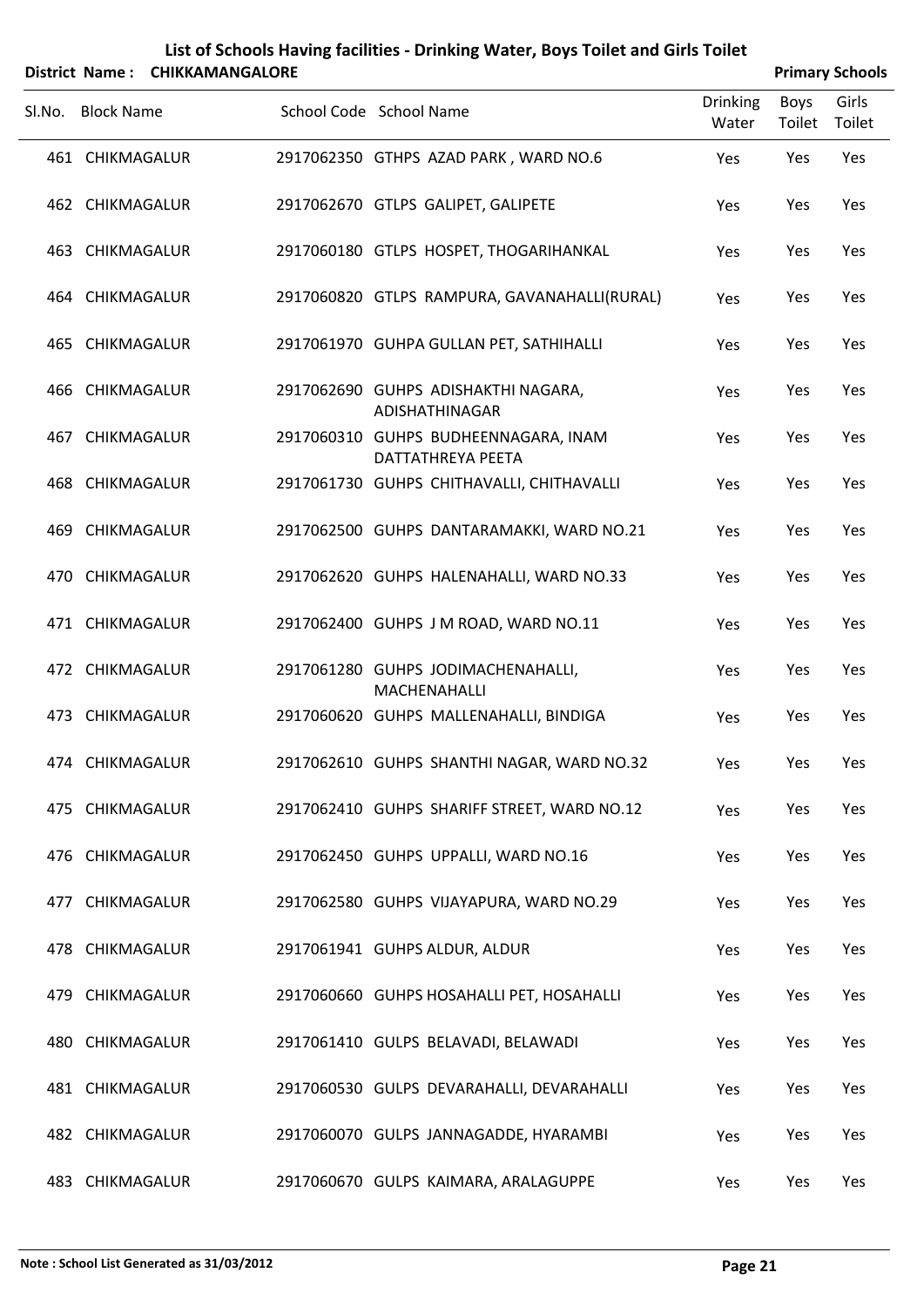# List of Schools Having facilities - Drinking Water, Boys Toilet and Girls Toilet

**District Name : CHIKKAMANGALORE** **Primary Schools**

| Sl.No. | Block Name | School Code | School Name | Drinking Water | Boys Toilet | Girls Toilet |
|---|---|---|---|---|---|---|
| 461 | CHIKMAGALUR | 2917062350 | GTHPS AZAD PARK , WARD NO.6 | Yes | Yes | Yes |
| 462 | CHIKMAGALUR | 2917062670 | GTLPS GALIPET, GALIPETE | Yes | Yes | Yes |
| 463 | CHIKMAGALUR | 2917060180 | GTLPS HOSPET, THOGARIHANKAL | Yes | Yes | Yes |
| 464 | CHIKMAGALUR | 2917060820 | GTLPS RAMPURA, GAVANAHALLI(RURAL) | Yes | Yes | Yes |
| 465 | CHIKMAGALUR | 2917061970 | GUHPA GULLAN PET, SATHIHALLI | Yes | Yes | Yes |
| 466 | CHIKMAGALUR | 2917062690 | GUHPS ADISHAKTHI NAGARA, ADISHATHINAGAR | Yes | Yes | Yes |
| 467 | CHIKMAGALUR | 2917060310 | GUHPS BUDHEENNAGARA, INAM DATTATHREYA PEETA | Yes | Yes | Yes |
| 468 | CHIKMAGALUR | 2917061730 | GUHPS CHITHAVALLI, CHITHAVALLI | Yes | Yes | Yes |
| 469 | CHIKMAGALUR | 2917062500 | GUHPS DANTARAMAKKI, WARD NO.21 | Yes | Yes | Yes |
| 470 | CHIKMAGALUR | 2917062620 | GUHPS HALENAHALLI, WARD NO.33 | Yes | Yes | Yes |
| 471 | CHIKMAGALUR | 2917062400 | GUHPS J M ROAD, WARD NO.11 | Yes | Yes | Yes |
| 472 | CHIKMAGALUR | 2917061280 | GUHPS JODIMACHENAHALLI, MACHENAHALLI | Yes | Yes | Yes |
| 473 | CHIKMAGALUR | 2917060620 | GUHPS MALLENAHALLI, BINDIGA | Yes | Yes | Yes |
| 474 | CHIKMAGALUR | 2917062610 | GUHPS SHANTHI NAGAR, WARD NO.32 | Yes | Yes | Yes |
| 475 | CHIKMAGALUR | 2917062410 | GUHPS SHARIFF STREET, WARD NO.12 | Yes | Yes | Yes |
| 476 | CHIKMAGALUR | 2917062450 | GUHPS UPPALLI, WARD NO.16 | Yes | Yes | Yes |
| 477 | CHIKMAGALUR | 2917062580 | GUHPS VIJAYAPURA, WARD NO.29 | Yes | Yes | Yes |
| 478 | CHIKMAGALUR | 2917061941 | GUHPS ALDUR, ALDUR | Yes | Yes | Yes |
| 479 | CHIKMAGALUR | 2917060660 | GUHPS HOSAHALLI PET, HOSAHALLI | Yes | Yes | Yes |
| 480 | CHIKMAGALUR | 2917061410 | GULPS BELAVADI, BELAWADI | Yes | Yes | Yes |
| 481 | CHIKMAGALUR | 2917060530 | GULPS DEVARAHALLI, DEVARAHALLI | Yes | Yes | Yes |
| 482 | CHIKMAGALUR | 2917060070 | GULPS JANNAGADDE, HYARAMBI | Yes | Yes | Yes |
| 483 | CHIKMAGALUR | 2917060670 | GULPS KAIMARA, ARALAGUPPE | Yes | Yes | Yes |

**Note : School List Generated as 31/03/2012**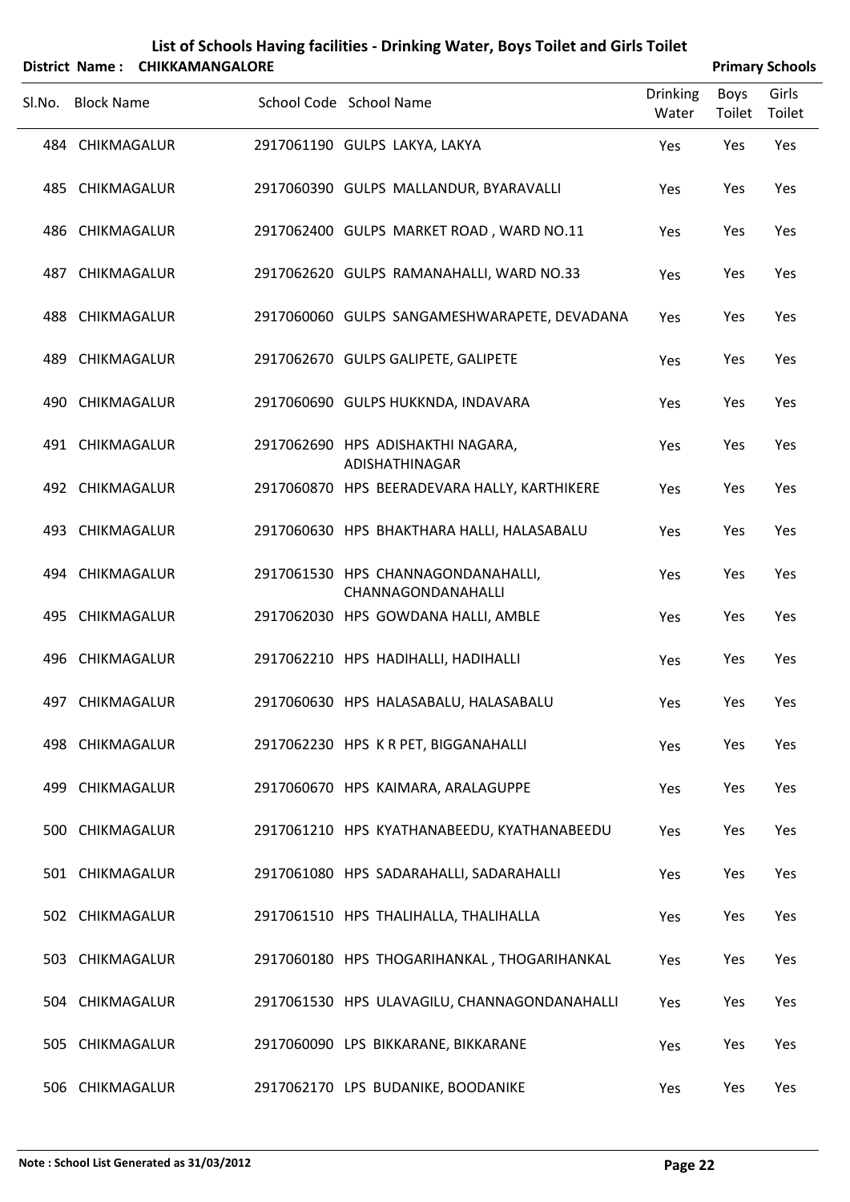# List of Schools Having facilities - Drinking Water, Boys Toilet and Girls Toilet

**District Name : CHIKKAMANGALORE** **Primary Schools**

| Sl.No. | Block Name | School Code | School Name | Drinking Water | Boys Toilet | Girls Toilet |
|---|---|---|---|---|---|---|
| 484 | CHIKMAGALUR | 2917061190 | GULPS LAKYA, LAKYA | Yes | Yes | Yes |
| 485 | CHIKMAGALUR | 2917060390 | GULPS MALLANDUR, BYARAVALLI | Yes | Yes | Yes |
| 486 | CHIKMAGALUR | 2917062400 | GULPS MARKET ROAD , WARD NO.11 | Yes | Yes | Yes |
| 487 | CHIKMAGALUR | 2917062620 | GULPS RAMANAHALLI, WARD NO.33 | Yes | Yes | Yes |
| 488 | CHIKMAGALUR | 2917060060 | GULPS SANGAMESHWARAPETE, DEVADANA | Yes | Yes | Yes |
| 489 | CHIKMAGALUR | 2917062670 | GULPS GALIPETE, GALIPETE | Yes | Yes | Yes |
| 490 | CHIKMAGALUR | 2917060690 | GULPS HUKKNDA, INDAVARA | Yes | Yes | Yes |
| 491 | CHIKMAGALUR | 2917062690 | HPS ADISHAKTHI NAGARA, ADISHATHINAGAR | Yes | Yes | Yes |
| 492 | CHIKMAGALUR | 2917060870 | HPS BEERADEVARA HALLY, KARTHIKERE | Yes | Yes | Yes |
| 493 | CHIKMAGALUR | 2917060630 | HPS BHAKTHARA HALLI, HALASABALU | Yes | Yes | Yes |
| 494 | CHIKMAGALUR | 2917061530 | HPS CHANNAGONDANAHALLI, CHANNAGONDANAHALLI | Yes | Yes | Yes |
| 495 | CHIKMAGALUR | 2917062030 | HPS GOWDANA HALLI, AMBLE | Yes | Yes | Yes |
| 496 | CHIKMAGALUR | 2917062210 | HPS HADIHALLI, HADIHALLI | Yes | Yes | Yes |
| 497 | CHIKMAGALUR | 2917060630 | HPS HALASABALU, HALASABALU | Yes | Yes | Yes |
| 498 | CHIKMAGALUR | 2917062230 | HPS K R PET, BIGGANAHALLI | Yes | Yes | Yes |
| 499 | CHIKMAGALUR | 2917060670 | HPS KAIMARA, ARALAGUPPE | Yes | Yes | Yes |
| 500 | CHIKMAGALUR | 2917061210 | HPS KYATHANABEEDU, KYATHANABEEDU | Yes | Yes | Yes |
| 501 | CHIKMAGALUR | 2917061080 | HPS SADARAHALLI, SADARAHALLI | Yes | Yes | Yes |
| 502 | CHIKMAGALUR | 2917061510 | HPS THALIHALLA, THALIHALLA | Yes | Yes | Yes |
| 503 | CHIKMAGALUR | 2917060180 | HPS THOGARIHANKAL , THOGARIHANKAL | Yes | Yes | Yes |
| 504 | CHIKMAGALUR | 2917061530 | HPS ULAVAGILU, CHANNAGONDANAHALLI | Yes | Yes | Yes |
| 505 | CHIKMAGALUR | 2917060090 | LPS BIKKARANE, BIKKARANE | Yes | Yes | Yes |
| 506 | CHIKMAGALUR | 2917062170 | LPS BUDANIKE, BOODANIKE | Yes | Yes | Yes |

**Note : School List Generated as 31/03/2012**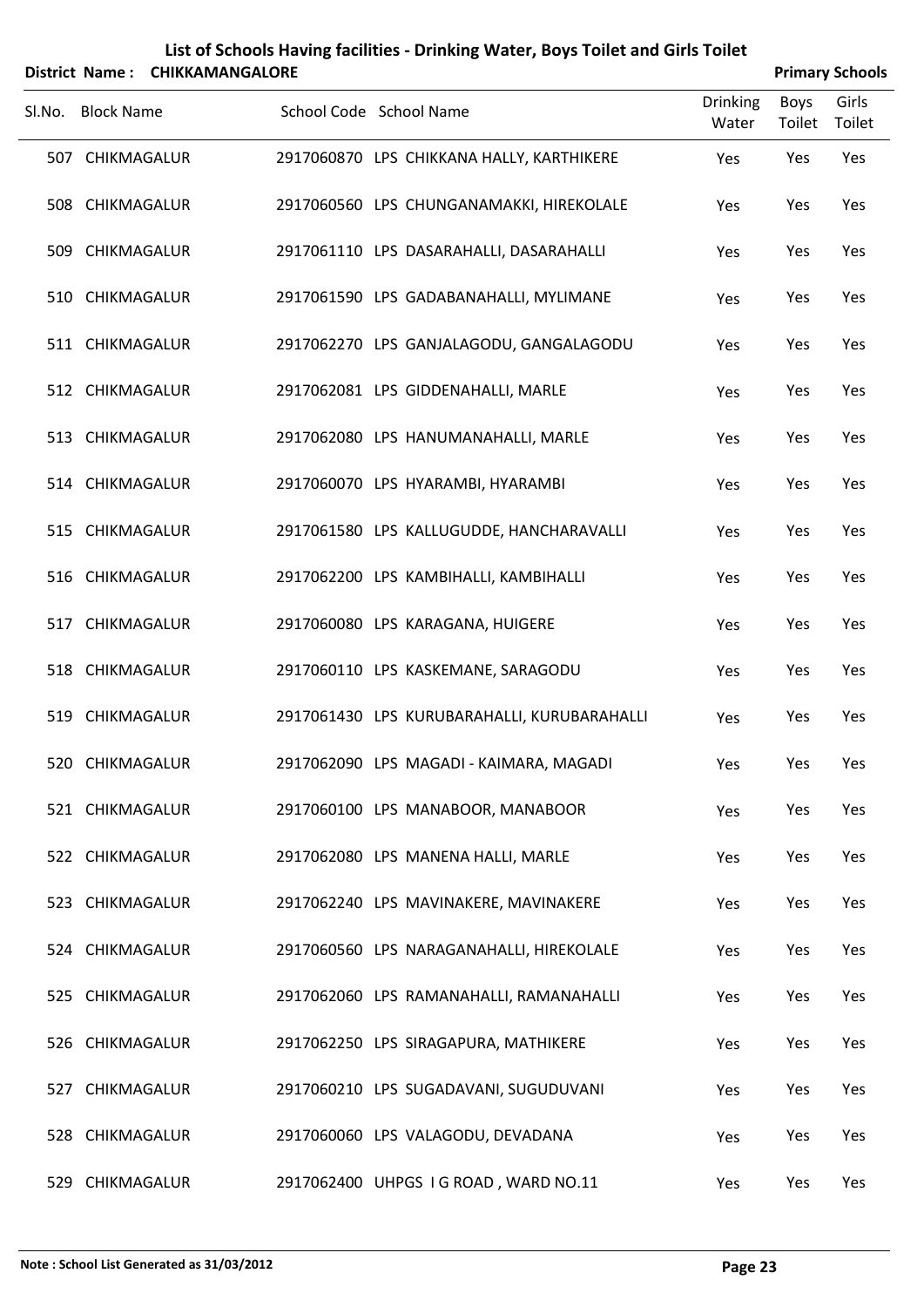# List of Schools Having facilities - Drinking Water, Boys Toilet and Girls Toilet

**District Name : CHIKKAMANGALORE** **Primary Schools**

| Sl.No. | Block Name | School Code | School Name | Drinking Water | Boys Toilet | Girls Toilet |
|---|---|---|---|---|---|---|
| 507 | CHIKMAGALUR | 2917060870 | LPS CHIKKANA HALLY, KARTHIKERE | Yes | Yes | Yes |
| 508 | CHIKMAGALUR | 2917060560 | LPS CHUNGANAMAKKI, HIREKOLALE | Yes | Yes | Yes |
| 509 | CHIKMAGALUR | 2917061110 | LPS DASARAHALLI, DASARAHALLI | Yes | Yes | Yes |
| 510 | CHIKMAGALUR | 2917061590 | LPS GADABANAHALLI, MYLIMANE | Yes | Yes | Yes |
| 511 | CHIKMAGALUR | 2917062270 | LPS GANJALAGODU, GANGALAGODU | Yes | Yes | Yes |
| 512 | CHIKMAGALUR | 2917062081 | LPS GIDDENAHALLI, MARLE | Yes | Yes | Yes |
| 513 | CHIKMAGALUR | 2917062080 | LPS HANUMANAHALLI, MARLE | Yes | Yes | Yes |
| 514 | CHIKMAGALUR | 2917060070 | LPS HYARAMBI, HYARAMBI | Yes | Yes | Yes |
| 515 | CHIKMAGALUR | 2917061580 | LPS KALLUGUDDE, HANCHARAVALLI | Yes | Yes | Yes |
| 516 | CHIKMAGALUR | 2917062200 | LPS KAMBIHALLI, KAMBIHALLI | Yes | Yes | Yes |
| 517 | CHIKMAGALUR | 2917060080 | LPS KARAGANA, HUIGERE | Yes | Yes | Yes |
| 518 | CHIKMAGALUR | 2917060110 | LPS KASKEMANE, SARAGODU | Yes | Yes | Yes |
| 519 | CHIKMAGALUR | 2917061430 | LPS KURUBARAHALLI, KURUBARAHALLI | Yes | Yes | Yes |
| 520 | CHIKMAGALUR | 2917062090 | LPS MAGADI - KAIMARA, MAGADI | Yes | Yes | Yes |
| 521 | CHIKMAGALUR | 2917060100 | LPS MANABOOR, MANABOOR | Yes | Yes | Yes |
| 522 | CHIKMAGALUR | 2917062080 | LPS MANENA HALLI, MARLE | Yes | Yes | Yes |
| 523 | CHIKMAGALUR | 2917062240 | LPS MAVINAKERE, MAVINAKERE | Yes | Yes | Yes |
| 524 | CHIKMAGALUR | 2917060560 | LPS NARAGANAHALLI, HIREKOLALE | Yes | Yes | Yes |
| 525 | CHIKMAGALUR | 2917062060 | LPS RAMANAHALLI, RAMANAHALLI | Yes | Yes | Yes |
| 526 | CHIKMAGALUR | 2917062250 | LPS SIRAGAPURA, MATHIKERE | Yes | Yes | Yes |
| 527 | CHIKMAGALUR | 2917060210 | LPS SUGADAVANI, SUGUDUVANI | Yes | Yes | Yes |
| 528 | CHIKMAGALUR | 2917060060 | LPS VALAGODU, DEVADANA | Yes | Yes | Yes |
| 529 | CHIKMAGALUR | 2917062400 | UHPGS I G ROAD , WARD NO.11 | Yes | Yes | Yes |

**Note : School List Generated as 31/03/2012**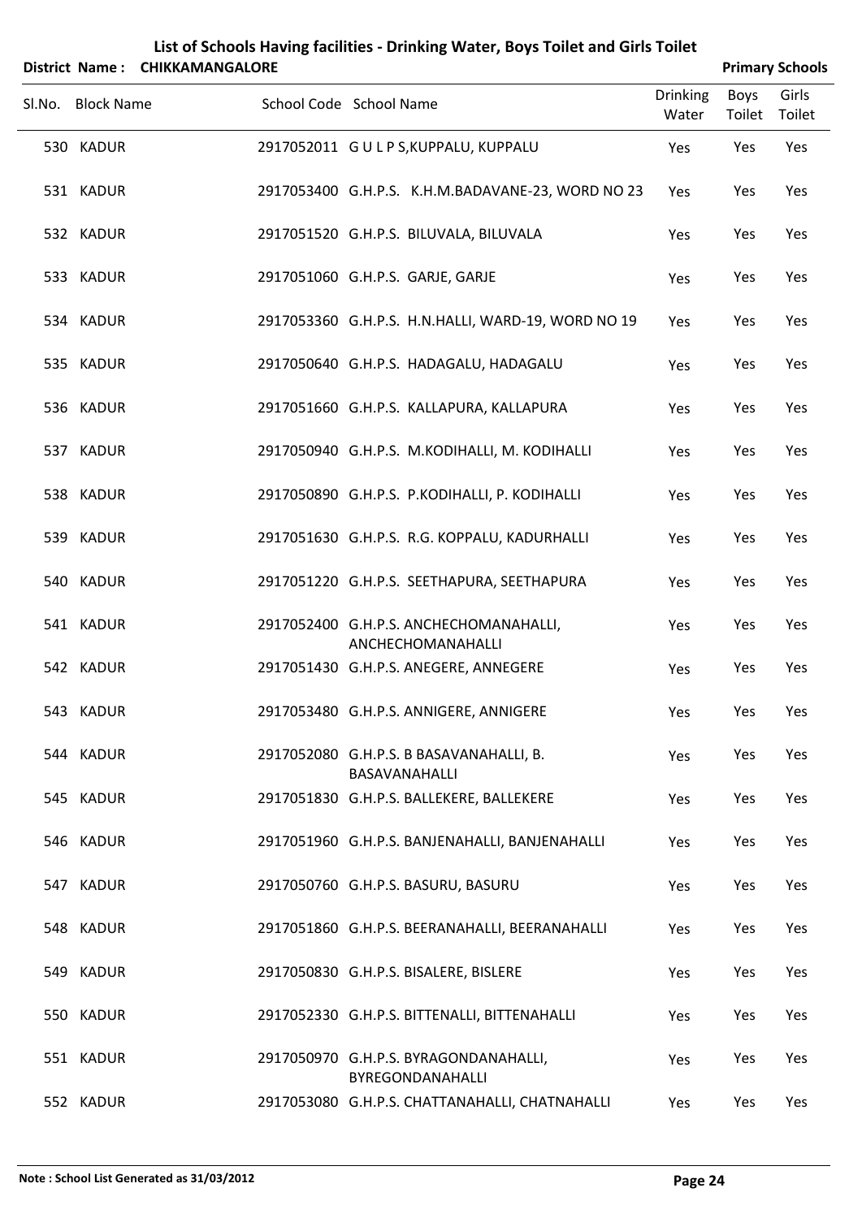# List of Schools Having facilities - Drinking Water, Boys Toilet and Girls Toilet

**District Name : CHIKKAMANGALORE** **Primary Schools**

| Sl.No. | Block Name | School Code | School Name | Drinking Water | Boys Toilet | Girls Toilet |
|---|---|---|---|---|---|---|
| 530 | KADUR | 2917052011 | G U L P S,KUPPALU, KUPPALU | Yes | Yes | Yes |
| 531 | KADUR | 2917053400 | G.H.P.S. K.H.M.BADAVANE-23, WORD NO 23 | Yes | Yes | Yes |
| 532 | KADUR | 2917051520 | G.H.P.S. BILUVALA, BILUVALA | Yes | Yes | Yes |
| 533 | KADUR | 2917051060 | G.H.P.S. GARJE, GARJE | Yes | Yes | Yes |
| 534 | KADUR | 2917053360 | G.H.P.S. H.N.HALLI, WARD-19, WORD NO 19 | Yes | Yes | Yes |
| 535 | KADUR | 2917050640 | G.H.P.S. HADAGALU, HADAGALU | Yes | Yes | Yes |
| 536 | KADUR | 2917051660 | G.H.P.S. KALLAPURA, KALLAPURA | Yes | Yes | Yes |
| 537 | KADUR | 2917050940 | G.H.P.S. M.KODIHALLI, M. KODIHALLI | Yes | Yes | Yes |
| 538 | KADUR | 2917050890 | G.H.P.S. P.KODIHALLI, P. KODIHALLI | Yes | Yes | Yes |
| 539 | KADUR | 2917051630 | G.H.P.S. R.G. KOPPALU, KADURHALLI | Yes | Yes | Yes |
| 540 | KADUR | 2917051220 | G.H.P.S. SEETHAPURA, SEETHAPURA | Yes | Yes | Yes |
| 541 | KADUR | 2917052400 | G.H.P.S. ANCHECHOMANAHALLI, ANCHECHOMANAHALLI | Yes | Yes | Yes |
| 542 | KADUR | 2917051430 | G.H.P.S. ANEGERE, ANNEGERE | Yes | Yes | Yes |
| 543 | KADUR | 2917053480 | G.H.P.S. ANNIGERE, ANNIGERE | Yes | Yes | Yes |
| 544 | KADUR | 2917052080 | G.H.P.S. B BASAVANAHALLI, B. BASAVANAHALLI | Yes | Yes | Yes |
| 545 | KADUR | 2917051830 | G.H.P.S. BALLEKERE, BALLEKERE | Yes | Yes | Yes |
| 546 | KADUR | 2917051960 | G.H.P.S. BANJENAHALLI, BANJENAHALLI | Yes | Yes | Yes |
| 547 | KADUR | 2917050760 | G.H.P.S. BASURU, BASURU | Yes | Yes | Yes |
| 548 | KADUR | 2917051860 | G.H.P.S. BEERANAHALLI, BEERANAHALLI | Yes | Yes | Yes |
| 549 | KADUR | 2917050830 | G.H.P.S. BISALERE, BISLERE | Yes | Yes | Yes |
| 550 | KADUR | 2917052330 | G.H.P.S. BITTENALLI, BITTENAHALLI | Yes | Yes | Yes |
| 551 | KADUR | 2917050970 | G.H.P.S. BYRAGONDANAHALLI, BYREGONDANAHALLI | Yes | Yes | Yes |
| 552 | KADUR | 2917053080 | G.H.P.S. CHATTANAHALLI, CHATNAHALLI | Yes | Yes | Yes |

**Note : School List Generated as 31/03/2012**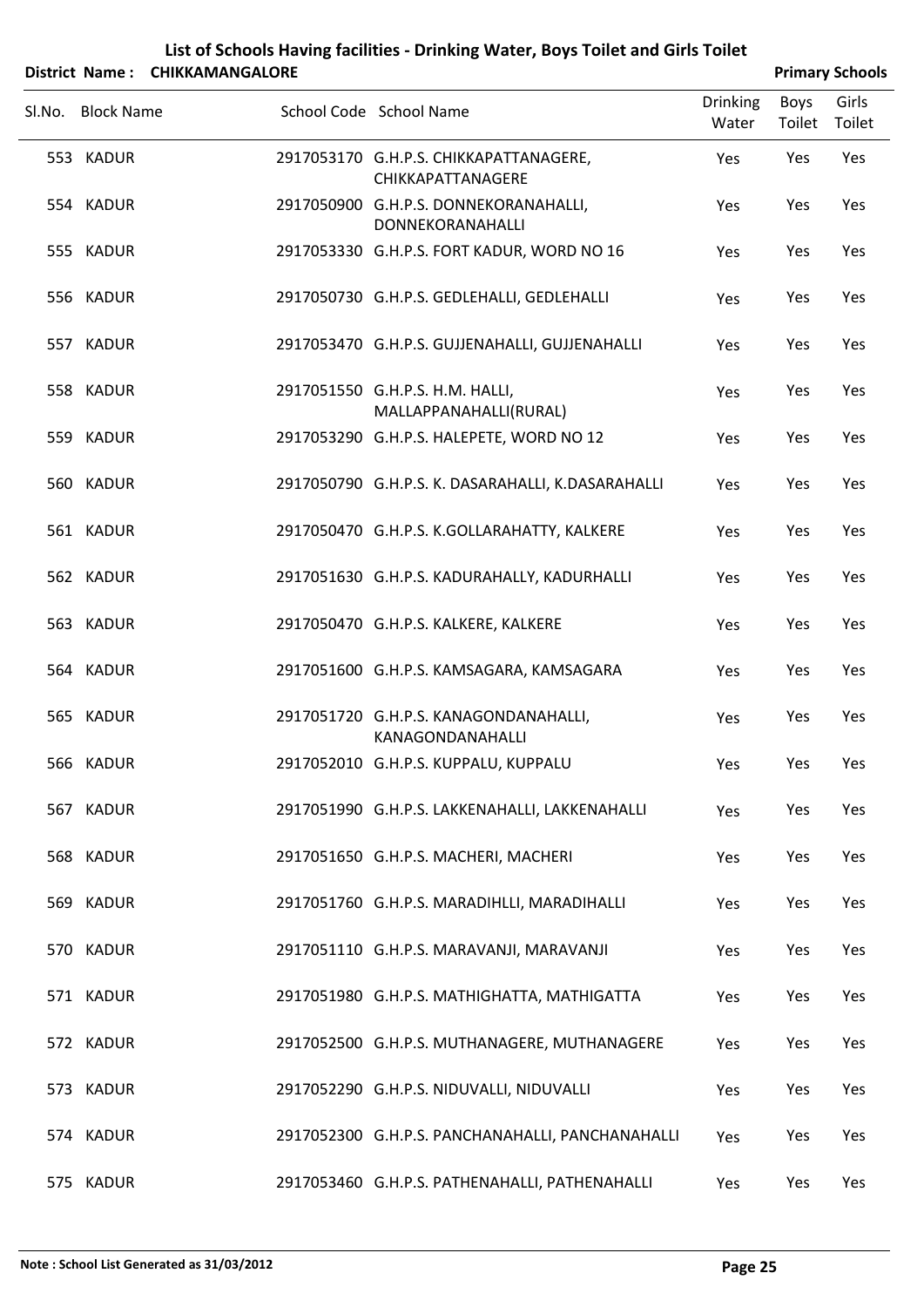# List of Schools Having facilities - Drinking Water, Boys Toilet and Girls Toilet

**District Name : CHIKKAMANGALORE** **Primary Schools**

| Sl.No. | Block Name | School Code | School Name | Drinking Water | Boys Toilet | Girls Toilet |
|---|---|---|---|---|---|---|
| 553 | KADUR | 2917053170 | G.H.P.S. CHIKKAPATTANAGERE, CHIKKAPATTANAGERE | Yes | Yes | Yes |
| 554 | KADUR | 2917050900 | G.H.P.S. DONNEKORANAHALLI, DONNEKORANAHALLI | Yes | Yes | Yes |
| 555 | KADUR | 2917053330 | G.H.P.S. FORT KADUR, WORD NO 16 | Yes | Yes | Yes |
| 556 | KADUR | 2917050730 | G.H.P.S. GEDLEHALLI, GEDLEHALLI | Yes | Yes | Yes |
| 557 | KADUR | 2917053470 | G.H.P.S. GUJJENAHALLI, GUJJENAHALLI | Yes | Yes | Yes |
| 558 | KADUR | 2917051550 | G.H.P.S. H.M. HALLI, MALLAPPANAHALLI(RURAL) | Yes | Yes | Yes |
| 559 | KADUR | 2917053290 | G.H.P.S. HALEPETE, WORD NO 12 | Yes | Yes | Yes |
| 560 | KADUR | 2917050790 | G.H.P.S. K. DASARAHALLI, K.DASARAHALLI | Yes | Yes | Yes |
| 561 | KADUR | 2917050470 | G.H.P.S. K.GOLLARAHATTY, KALKERE | Yes | Yes | Yes |
| 562 | KADUR | 2917051630 | G.H.P.S. KADURAHALLY, KADURHALLI | Yes | Yes | Yes |
| 563 | KADUR | 2917050470 | G.H.P.S. KALKERE, KALKERE | Yes | Yes | Yes |
| 564 | KADUR | 2917051600 | G.H.P.S. KAMSAGARA, KAMSAGARA | Yes | Yes | Yes |
| 565 | KADUR | 2917051720 | G.H.P.S. KANAGONDANAHALLI, KANAGONDANAHALLI | Yes | Yes | Yes |
| 566 | KADUR | 2917052010 | G.H.P.S. KUPPALU, KUPPALU | Yes | Yes | Yes |
| 567 | KADUR | 2917051990 | G.H.P.S. LAKKENAHALLI, LAKKENAHALLI | Yes | Yes | Yes |
| 568 | KADUR | 2917051650 | G.H.P.S. MACHERI, MACHERI | Yes | Yes | Yes |
| 569 | KADUR | 2917051760 | G.H.P.S. MARADIHLLI, MARADIHALLI | Yes | Yes | Yes |
| 570 | KADUR | 2917051110 | G.H.P.S. MARAVANJI, MARAVANJI | Yes | Yes | Yes |
| 571 | KADUR | 2917051980 | G.H.P.S. MATHIGHATTA, MATHIGATTA | Yes | Yes | Yes |
| 572 | KADUR | 2917052500 | G.H.P.S. MUTHANAGERE, MUTHANAGERE | Yes | Yes | Yes |
| 573 | KADUR | 2917052290 | G.H.P.S. NIDUVALLI, NIDUVALLI | Yes | Yes | Yes |
| 574 | KADUR | 2917052300 | G.H.P.S. PANCHANAHALLI, PANCHANAHALLI | Yes | Yes | Yes |
| 575 | KADUR | 2917053460 | G.H.P.S. PATHENAHALLI, PATHENAHALLI | Yes | Yes | Yes |

**Note : School List Generated as 31/03/2012**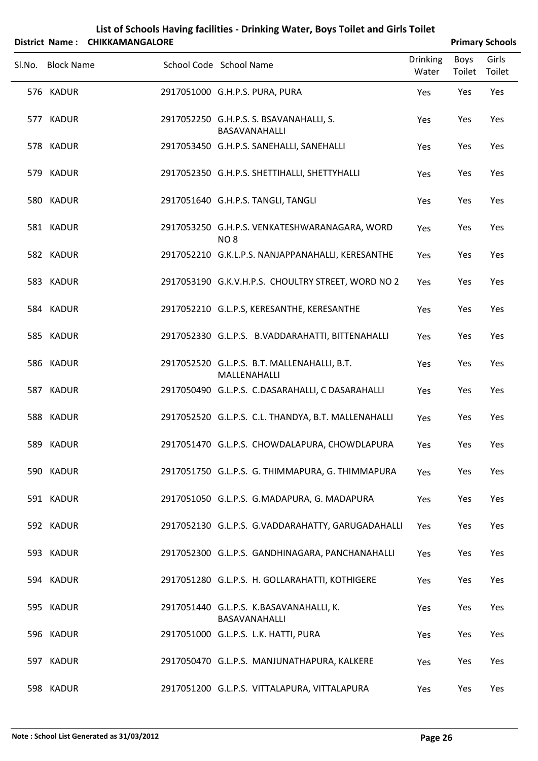# List of Schools Having facilities - Drinking Water, Boys Toilet and Girls Toilet

**District Name : CHIKKAMANGALORE** **Primary Schools**

| Sl.No. | Block Name | School Code | School Name | Drinking Water | Boys Toilet | Girls Toilet |
|---|---|---|---|---|---|---|
| 576 | KADUR | 2917051000 | G.H.P.S. PURA, PURA | Yes | Yes | Yes |
| 577 | KADUR | 2917052250 | G.H.P.S. S. BSAVANAHALLI, S. BASAVANAHALLI | Yes | Yes | Yes |
| 578 | KADUR | 2917053450 | G.H.P.S. SANEHALLI, SANEHALLI | Yes | Yes | Yes |
| 579 | KADUR | 2917052350 | G.H.P.S. SHETTIHALLI, SHETTYHALLI | Yes | Yes | Yes |
| 580 | KADUR | 2917051640 | G.H.P.S. TANGLI, TANGLI | Yes | Yes | Yes |
| 581 | KADUR | 2917053250 | G.H.P.S. VENKATESHWARANAGARA, WORD NO 8 | Yes | Yes | Yes |
| 582 | KADUR | 2917052210 | G.K.L.P.S. NANJAPPANAHALLI, KERESANTHE | Yes | Yes | Yes |
| 583 | KADUR | 2917053190 | G.K.V.H.P.S. CHOULTRY STREET, WORD NO 2 | Yes | Yes | Yes |
| 584 | KADUR | 2917052210 | G.L.P.S, KERESANTHE, KERESANTHE | Yes | Yes | Yes |
| 585 | KADUR | 2917052330 | G.L.P.S. B.VADDARAHATTI, BITTENAHALLI | Yes | Yes | Yes |
| 586 | KADUR | 2917052520 | G.L.P.S. B.T. MALLENAHALLI, B.T. MALLENAHALLI | Yes | Yes | Yes |
| 587 | KADUR | 2917050490 | G.L.P.S. C.DASARAHALLI, C DASARAHALLI | Yes | Yes | Yes |
| 588 | KADUR | 2917052520 | G.L.P.S. C.L. THANDYA, B.T. MALLENAHALLI | Yes | Yes | Yes |
| 589 | KADUR | 2917051470 | G.L.P.S. CHOWDALAPURA, CHOWDLAPURA | Yes | Yes | Yes |
| 590 | KADUR | 2917051750 | G.L.P.S. G. THIMMAPURA, G. THIMMAPURA | Yes | Yes | Yes |
| 591 | KADUR | 2917051050 | G.L.P.S. G.MADAPURA, G. MADAPURA | Yes | Yes | Yes |
| 592 | KADUR | 2917052130 | G.L.P.S. G.VADDARAHATTY, GARUGADAHALLI | Yes | Yes | Yes |
| 593 | KADUR | 2917052300 | G.L.P.S. GANDHINAGARA, PANCHANAHALLI | Yes | Yes | Yes |
| 594 | KADUR | 2917051280 | G.L.P.S. H. GOLLARAHATTI, KOTHIGERE | Yes | Yes | Yes |
| 595 | KADUR | 2917051440 | G.L.P.S. K.BASAVANAHALLI, K. BASAVANAHALLI | Yes | Yes | Yes |
| 596 | KADUR | 2917051000 | G.L.P.S. L.K. HATTI, PURA | Yes | Yes | Yes |
| 597 | KADUR | 2917050470 | G.L.P.S. MANJUNATHAPURA, KALKERE | Yes | Yes | Yes |
| 598 | KADUR | 2917051200 | G.L.P.S. VITTALAPURA, VITTALAPURA | Yes | Yes | Yes |

**Note : School List Generated as 31/03/2012**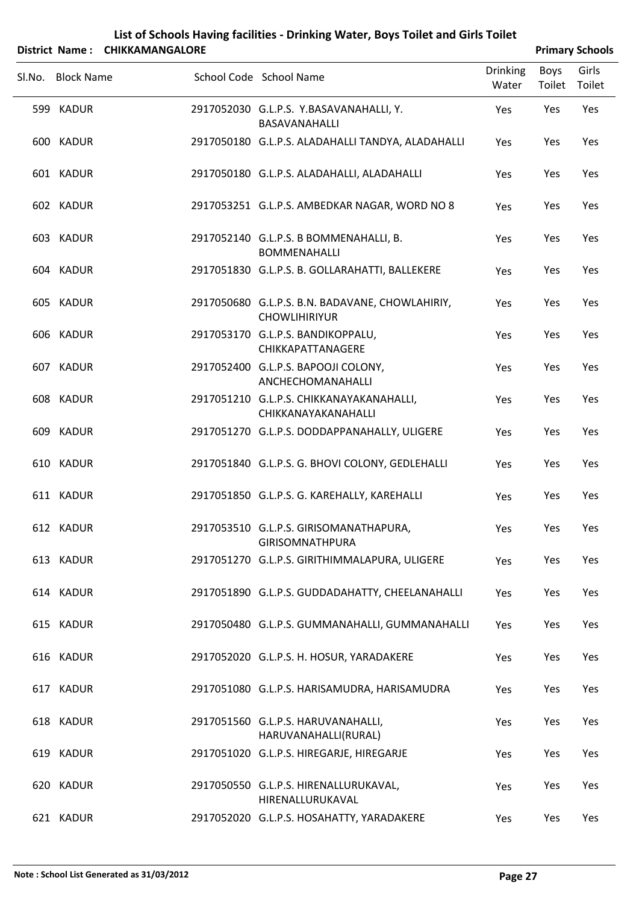# List of Schools Having facilities - Drinking Water, Boys Toilet and Girls Toilet

**District Name : CHIKKAMANGALORE** **Primary Schools**

| Sl.No. | Block Name | School Code | School Name | Drinking Water | Boys Toilet | Girls Toilet |
|---|---|---|---|---|---|---|
| 599 | KADUR | 2917052030 | G.L.P.S. Y.BASAVANAHALLI, Y. BASAVANAHALLI | Yes | Yes | Yes |
| 600 | KADUR | 2917050180 | G.L.P.S. ALADAHALLI TANDYA, ALADAHALLI | Yes | Yes | Yes |
| 601 | KADUR | 2917050180 | G.L.P.S. ALADAHALLI, ALADAHALLI | Yes | Yes | Yes |
| 602 | KADUR | 2917053251 | G.L.P.S. AMBEDKAR NAGAR, WORD NO 8 | Yes | Yes | Yes |
| 603 | KADUR | 2917052140 | G.L.P.S. B BOMMENAHALLI, B. BOMMENAHALLI | Yes | Yes | Yes |
| 604 | KADUR | 2917051830 | G.L.P.S. B. GOLLARAHATTI, BALLEKERE | Yes | Yes | Yes |
| 605 | KADUR | 2917050680 | G.L.P.S. B.N. BADAVANE, CHOWLAHIRIY, CHOWLIHIRIYUR | Yes | Yes | Yes |
| 606 | KADUR | 2917053170 | G.L.P.S. BANDIKOPPALU, CHIKKAPATTANAGERE | Yes | Yes | Yes |
| 607 | KADUR | 2917052400 | G.L.P.S. BAPOOJI COLONY, ANCHECHOMANAHALLI | Yes | Yes | Yes |
| 608 | KADUR | 2917051210 | G.L.P.S. CHIKKANAYAKANAHALLI, CHIKKANAYAKANAHALLI | Yes | Yes | Yes |
| 609 | KADUR | 2917051270 | G.L.P.S. DODDAPPANAHALLY, ULIGERE | Yes | Yes | Yes |
| 610 | KADUR | 2917051840 | G.L.P.S. G. BHOVI COLONY, GEDLEHALLI | Yes | Yes | Yes |
| 611 | KADUR | 2917051850 | G.L.P.S. G. KAREHALLY, KAREHALLI | Yes | Yes | Yes |
| 612 | KADUR | 2917053510 | G.L.P.S. GIRISOMANATHAPURA, GIRISOMNATHPURA | Yes | Yes | Yes |
| 613 | KADUR | 2917051270 | G.L.P.S. GIRITHIMMALAPURA, ULIGERE | Yes | Yes | Yes |
| 614 | KADUR | 2917051890 | G.L.P.S. GUDDADAHATTY, CHEELANAHALLI | Yes | Yes | Yes |
| 615 | KADUR | 2917050480 | G.L.P.S. GUMMANAHALLI, GUMMANAHALLI | Yes | Yes | Yes |
| 616 | KADUR | 2917052020 | G.L.P.S. H. HOSUR, YARADAKERE | Yes | Yes | Yes |
| 617 | KADUR | 2917051080 | G.L.P.S. HARISAMUDRA, HARISAMUDRA | Yes | Yes | Yes |
| 618 | KADUR | 2917051560 | G.L.P.S. HARUVANAHALLI, HARUVANAHALLI(RURAL) | Yes | Yes | Yes |
| 619 | KADUR | 2917051020 | G.L.P.S. HIREGARJE, HIREGARJE | Yes | Yes | Yes |
| 620 | KADUR | 2917050550 | G.L.P.S. HIRENALLURUKAVAL, HIRENALLURUKAVAL | Yes | Yes | Yes |
| 621 | KADUR | 2917052020 | G.L.P.S. HOSAHATTY, YARADAKERE | Yes | Yes | Yes |

**Note : School List Generated as 31/03/2012**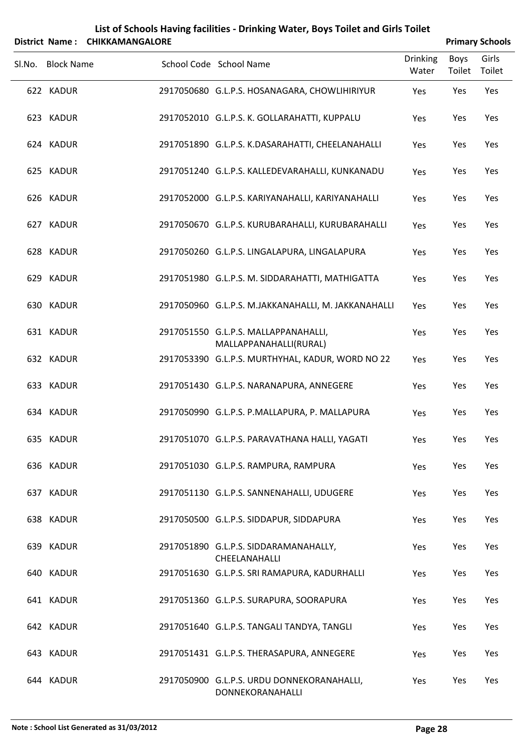# List of Schools Having facilities - Drinking Water, Boys Toilet and Girls Toilet

**District Name : CHIKKAMANGALORE** **Primary Schools**

| Sl.No. | Block Name | School Code | School Name | Drinking Water | Boys Toilet | Girls Toilet |
|---|---|---|---|---|---|---|
| 622 | KADUR | 2917050680 | G.L.P.S. HOSANAGARA, CHOWLIHIRIYUR | Yes | Yes | Yes |
| 623 | KADUR | 2917052010 | G.L.P.S. K. GOLLARAHATTI, KUPPALU | Yes | Yes | Yes |
| 624 | KADUR | 2917051890 | G.L.P.S. K.DASARAHATTI, CHEELANAHALLI | Yes | Yes | Yes |
| 625 | KADUR | 2917051240 | G.L.P.S. KALLEDEVARAHALLI, KUNKANADU | Yes | Yes | Yes |
| 626 | KADUR | 2917052000 | G.L.P.S. KARIYANAHALLI, KARIYANAHALLI | Yes | Yes | Yes |
| 627 | KADUR | 2917050670 | G.L.P.S. KURUBARAHALLI, KURUBARAHALLI | Yes | Yes | Yes |
| 628 | KADUR | 2917050260 | G.L.P.S. LINGALAPURA, LINGALAPURA | Yes | Yes | Yes |
| 629 | KADUR | 2917051980 | G.L.P.S. M. SIDDARAHATTI, MATHIGATTA | Yes | Yes | Yes |
| 630 | KADUR | 2917050960 | G.L.P.S. M.JAKKANAHALLI, M. JAKKANAHALLI | Yes | Yes | Yes |
| 631 | KADUR | 2917051550 | G.L.P.S. MALLAPPANAHALLI, MALLAPPANAHALLI(RURAL) | Yes | Yes | Yes |
| 632 | KADUR | 2917053390 | G.L.P.S. MURTHYHAL, KADUR, WORD NO 22 | Yes | Yes | Yes |
| 633 | KADUR | 2917051430 | G.L.P.S. NARANAPURA, ANNEGERE | Yes | Yes | Yes |
| 634 | KADUR | 2917050990 | G.L.P.S. P.MALLAPURA, P. MALLAPURA | Yes | Yes | Yes |
| 635 | KADUR | 2917051070 | G.L.P.S. PARAVATHANA HALLI, YAGATI | Yes | Yes | Yes |
| 636 | KADUR | 2917051030 | G.L.P.S. RAMPURA, RAMPURA | Yes | Yes | Yes |
| 637 | KADUR | 2917051130 | G.L.P.S. SANNENAHALLI, UDUGERE | Yes | Yes | Yes |
| 638 | KADUR | 2917050500 | G.L.P.S. SIDDAPUR, SIDDAPURA | Yes | Yes | Yes |
| 639 | KADUR | 2917051890 | G.L.P.S. SIDDARAMANAHALLY, CHEELANAHALLI | Yes | Yes | Yes |
| 640 | KADUR | 2917051630 | G.L.P.S. SRI RAMAPURA, KADURHALLI | Yes | Yes | Yes |
| 641 | KADUR | 2917051360 | G.L.P.S. SURAPURA, SOORAPURA | Yes | Yes | Yes |
| 642 | KADUR | 2917051640 | G.L.P.S. TANGALI TANDYA, TANGLI | Yes | Yes | Yes |
| 643 | KADUR | 2917051431 | G.L.P.S. THERASAPURA, ANNEGERE | Yes | Yes | Yes |
| 644 | KADUR | 2917050900 | G.L.P.S. URDU DONNEKORANAHALLI, DONNEKORANAHALLI | Yes | Yes | Yes |

**Note : School List Generated as 31/03/2012**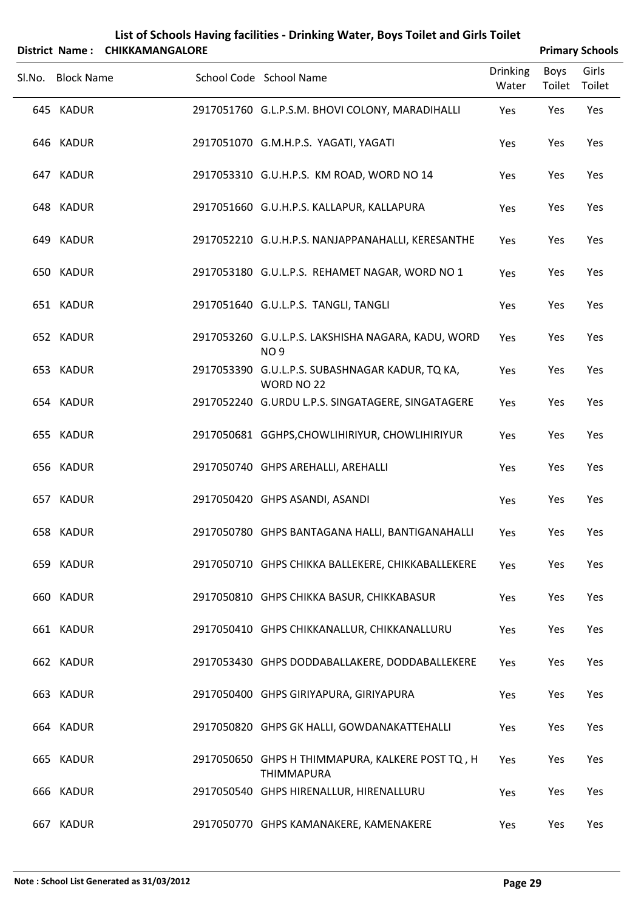# List of Schools Having facilities - Drinking Water, Boys Toilet and Girls Toilet

**District Name : CHIKKAMANGALORE** **Primary Schools**

| Sl.No. | Block Name | School Code | School Name | Drinking Water | Boys Toilet | Girls Toilet |
|---|---|---|---|---|---|---|
| 645 | KADUR | 2917051760 | G.L.P.S.M. BHOVI COLONY, MARADIHALLI | Yes | Yes | Yes |
| 646 | KADUR | 2917051070 | G.M.H.P.S. YAGATI, YAGATI | Yes | Yes | Yes |
| 647 | KADUR | 2917053310 | G.U.H.P.S. KM ROAD, WORD NO 14 | Yes | Yes | Yes |
| 648 | KADUR | 2917051660 | G.U.H.P.S. KALLAPUR, KALLAPURA | Yes | Yes | Yes |
| 649 | KADUR | 2917052210 | G.U.H.P.S. NANJAPPANAHALLI, KERESANTHE | Yes | Yes | Yes |
| 650 | KADUR | 2917053180 | G.U.L.P.S. REHAMET NAGAR, WORD NO 1 | Yes | Yes | Yes |
| 651 | KADUR | 2917051640 | G.U.L.P.S. TANGLI, TANGLI | Yes | Yes | Yes |
| 652 | KADUR | 2917053260 | G.U.L.P.S. LAKSHISHA NAGARA, KADU, WORD NO 9 | Yes | Yes | Yes |
| 653 | KADUR | 2917053390 | G.U.L.P.S. SUBASHNAGAR KADUR, TQ KA, WORD NO 22 | Yes | Yes | Yes |
| 654 | KADUR | 2917052240 | G.URDU L.P.S. SINGATAGERE, SINGATAGERE | Yes | Yes | Yes |
| 655 | KADUR | 2917050681 | GGHPS,CHOWLIHIRIYUR, CHOWLIHIRIYUR | Yes | Yes | Yes |
| 656 | KADUR | 2917050740 | GHPS AREHALLI, AREHALLI | Yes | Yes | Yes |
| 657 | KADUR | 2917050420 | GHPS ASANDI, ASANDI | Yes | Yes | Yes |
| 658 | KADUR | 2917050780 | GHPS BANTAGANA HALLI, BANTIGANAHALLI | Yes | Yes | Yes |
| 659 | KADUR | 2917050710 | GHPS CHIKKA BALLEKERE, CHIKKABALLEKERE | Yes | Yes | Yes |
| 660 | KADUR | 2917050810 | GHPS CHIKKA BASUR, CHIKKABASUR | Yes | Yes | Yes |
| 661 | KADUR | 2917050410 | GHPS CHIKKANALLUR, CHIKKANALLURU | Yes | Yes | Yes |
| 662 | KADUR | 2917053430 | GHPS DODDABALLAKERE, DODDABALLEKERE | Yes | Yes | Yes |
| 663 | KADUR | 2917050400 | GHPS GIRIYAPURA, GIRIYAPURA | Yes | Yes | Yes |
| 664 | KADUR | 2917050820 | GHPS GK HALLI, GOWDANAKATTEHALLI | Yes | Yes | Yes |
| 665 | KADUR | 2917050650 | GHPS H THIMMAPURA, KALKERE POST TQ , H THIMMAPURA | Yes | Yes | Yes |
| 666 | KADUR | 2917050540 | GHPS HIRENALLUR, HIRENALLURU | Yes | Yes | Yes |
| 667 | KADUR | 2917050770 | GHPS KAMANAKERE, KAMENAKERE | Yes | Yes | Yes |

**Note : School List Generated as 31/03/2012**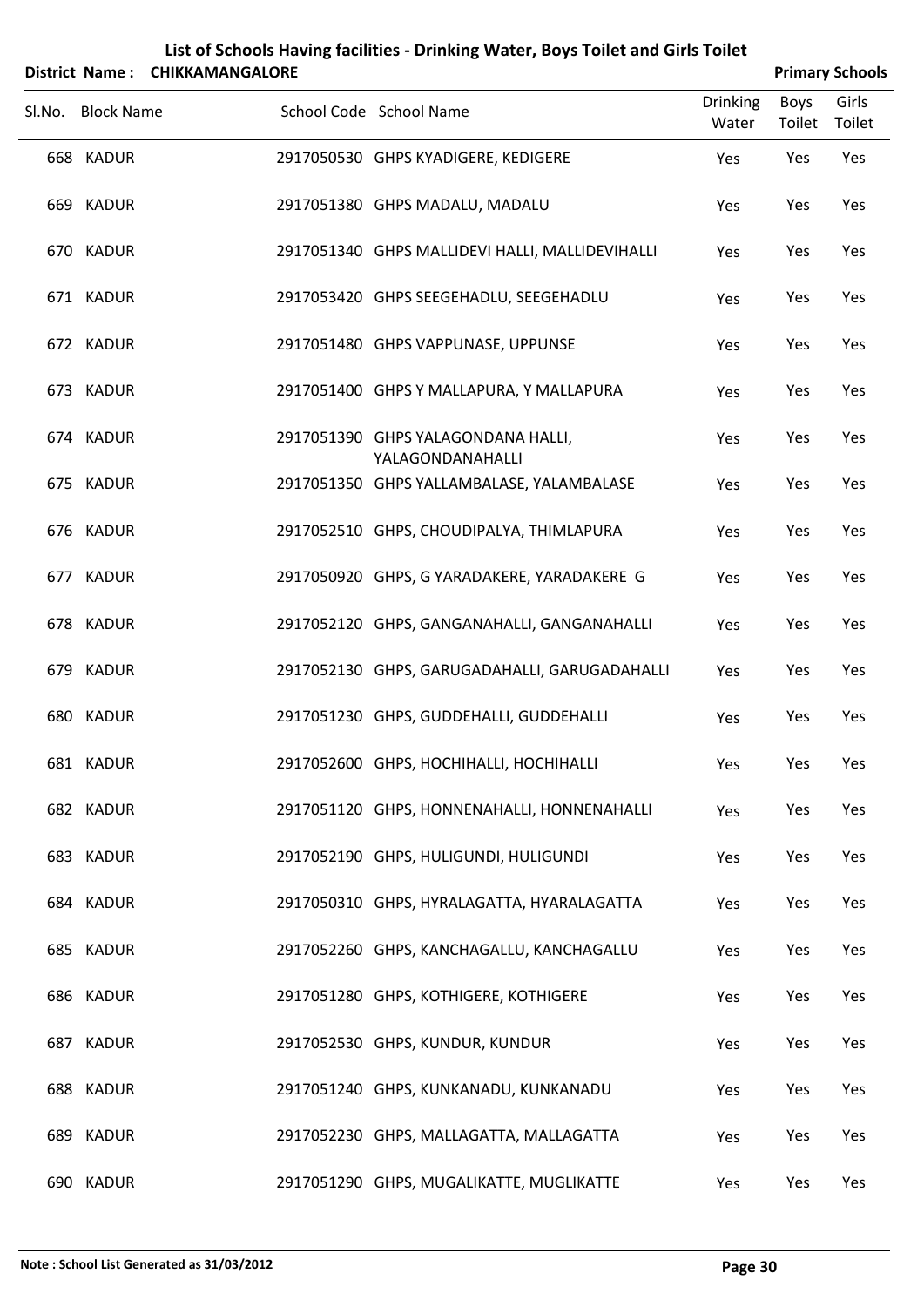# List of Schools Having facilities - Drinking Water, Boys Toilet and Girls Toilet

**District Name : CHIKKAMANGALORE** **Primary Schools**

| Sl.No. | Block Name | School Code | School Name | Drinking Water | Boys Toilet | Girls Toilet |
|---|---|---|---|---|---|---|
| 668 | KADUR | 2917050530 | GHPS KYADIGERE, KEDIGERE | Yes | Yes | Yes |
| 669 | KADUR | 2917051380 | GHPS MADALU, MADALU | Yes | Yes | Yes |
| 670 | KADUR | 2917051340 | GHPS MALLIDEVI HALLI, MALLIDEVIHALLI | Yes | Yes | Yes |
| 671 | KADUR | 2917053420 | GHPS SEEGEHADLU, SEEGEHADLU | Yes | Yes | Yes |
| 672 | KADUR | 2917051480 | GHPS VAPPUNASE, UPPUNSE | Yes | Yes | Yes |
| 673 | KADUR | 2917051400 | GHPS Y MALLAPURA, Y MALLAPURA | Yes | Yes | Yes |
| 674 | KADUR | 2917051390 | GHPS YALAGONDANA HALLI, YALAGONDANAHALLI | Yes | Yes | Yes |
| 675 | KADUR | 2917051350 | GHPS YALLAMBALASE, YALAMBALASE | Yes | Yes | Yes |
| 676 | KADUR | 2917052510 | GHPS, CHOUDIPALYA, THIMLAPURA | Yes | Yes | Yes |
| 677 | KADUR | 2917050920 | GHPS, G YARADAKERE, YARADAKERE G | Yes | Yes | Yes |
| 678 | KADUR | 2917052120 | GHPS, GANGANAHALLI, GANGANAHALLI | Yes | Yes | Yes |
| 679 | KADUR | 2917052130 | GHPS, GARUGADAHALLI, GARUGADAHALLI | Yes | Yes | Yes |
| 680 | KADUR | 2917051230 | GHPS, GUDDEHALLI, GUDDEHALLI | Yes | Yes | Yes |
| 681 | KADUR | 2917052600 | GHPS, HOCHIHALLI, HOCHIHALLI | Yes | Yes | Yes |
| 682 | KADUR | 2917051120 | GHPS, HONNENAHALLI, HONNENAHALLI | Yes | Yes | Yes |
| 683 | KADUR | 2917052190 | GHPS, HULIGUNDI, HULIGUNDI | Yes | Yes | Yes |
| 684 | KADUR | 2917050310 | GHPS, HYRALAGATTA, HYARALAGATTA | Yes | Yes | Yes |
| 685 | KADUR | 2917052260 | GHPS, KANCHAGALLU, KANCHAGALLU | Yes | Yes | Yes |
| 686 | KADUR | 2917051280 | GHPS, KOTHIGERE, KOTHIGERE | Yes | Yes | Yes |
| 687 | KADUR | 2917052530 | GHPS, KUNDUR, KUNDUR | Yes | Yes | Yes |
| 688 | KADUR | 2917051240 | GHPS, KUNKANADU, KUNKANADU | Yes | Yes | Yes |
| 689 | KADUR | 2917052230 | GHPS, MALLAGATTA, MALLAGATTA | Yes | Yes | Yes |
| 690 | KADUR | 2917051290 | GHPS, MUGALIKATTE, MUGLIKATTE | Yes | Yes | Yes |

**Note : School List Generated as 31/03/2012**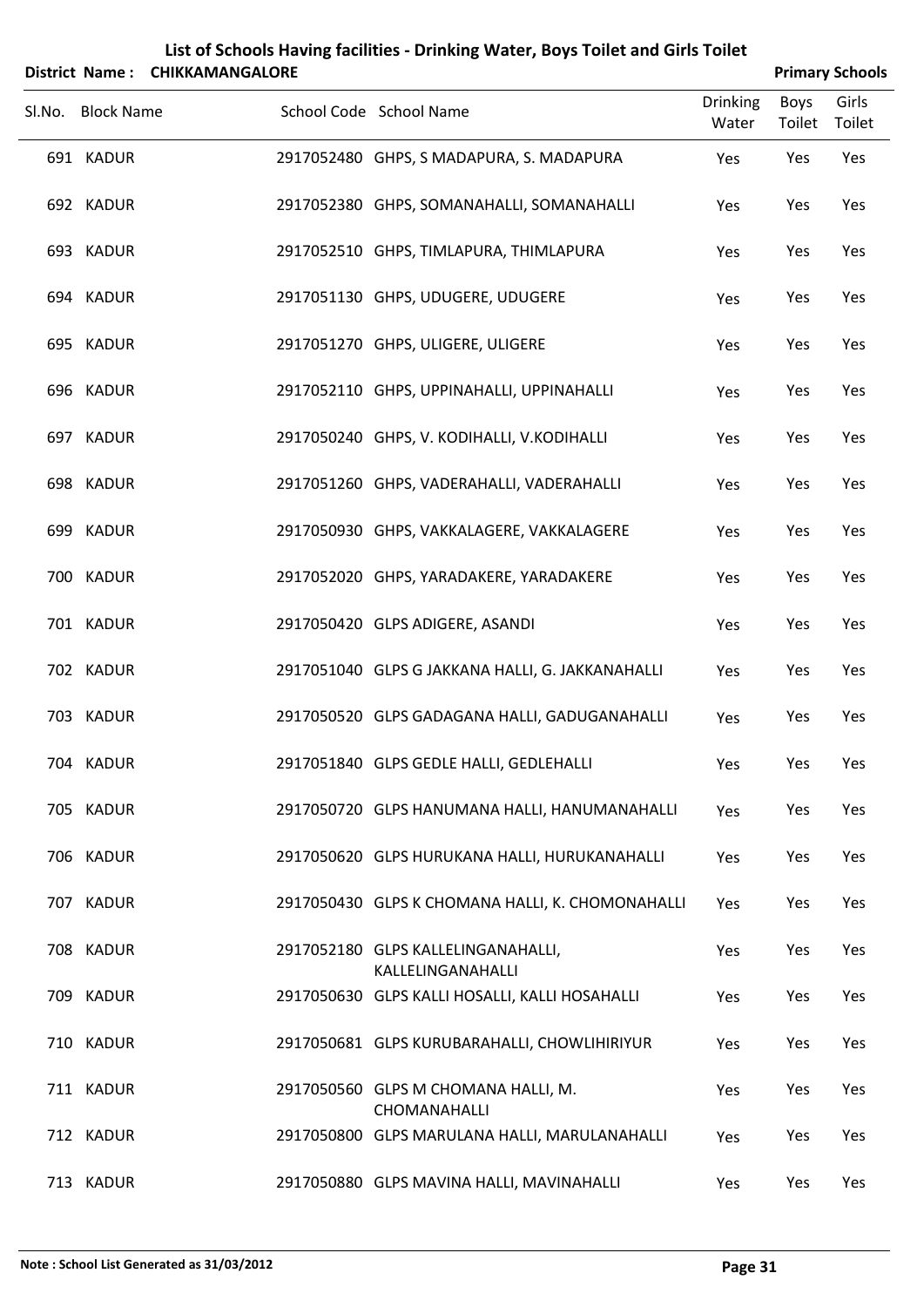# List of Schools Having facilities - Drinking Water, Boys Toilet and Girls Toilet

**District Name : CHIKKAMANGALORE** **Primary Schools**

| Sl.No. | Block Name | School Code | School Name | Drinking Water | Boys Toilet | Girls Toilet |
|---|---|---|---|---|---|---|
| 691 | KADUR | 2917052480 | GHPS, S MADAPURA, S. MADAPURA | Yes | Yes | Yes |
| 692 | KADUR | 2917052380 | GHPS, SOMANAHALLI, SOMANAHALLI | Yes | Yes | Yes |
| 693 | KADUR | 2917052510 | GHPS, TIMLAPURA, THIMLAPURA | Yes | Yes | Yes |
| 694 | KADUR | 2917051130 | GHPS, UDUGERE, UDUGERE | Yes | Yes | Yes |
| 695 | KADUR | 2917051270 | GHPS, ULIGERE, ULIGERE | Yes | Yes | Yes |
| 696 | KADUR | 2917052110 | GHPS, UPPINAHALLI, UPPINAHALLI | Yes | Yes | Yes |
| 697 | KADUR | 2917050240 | GHPS, V. KODIHALLI, V.KODIHALLI | Yes | Yes | Yes |
| 698 | KADUR | 2917051260 | GHPS, VADERAHALLI, VADERAHALLI | Yes | Yes | Yes |
| 699 | KADUR | 2917050930 | GHPS, VAKKALAGERE, VAKKALAGERE | Yes | Yes | Yes |
| 700 | KADUR | 2917052020 | GHPS, YARADAKERE, YARADAKERE | Yes | Yes | Yes |
| 701 | KADUR | 2917050420 | GLPS ADIGERE, ASANDI | Yes | Yes | Yes |
| 702 | KADUR | 2917051040 | GLPS G JAKKANA HALLI, G. JAKKANAHALLI | Yes | Yes | Yes |
| 703 | KADUR | 2917050520 | GLPS GADAGANA HALLI, GADUGANAHALLI | Yes | Yes | Yes |
| 704 | KADUR | 2917051840 | GLPS GEDLE HALLI, GEDLEHALLI | Yes | Yes | Yes |
| 705 | KADUR | 2917050720 | GLPS HANUMANA HALLI, HANUMANAHALLI | Yes | Yes | Yes |
| 706 | KADUR | 2917050620 | GLPS HURUKANA HALLI, HURUKANAHALLI | Yes | Yes | Yes |
| 707 | KADUR | 2917050430 | GLPS K CHOMANA HALLI, K. CHOMONAHALLI | Yes | Yes | Yes |
| 708 | KADUR | 2917052180 | GLPS KALLELINGANAHALLI, KALLELINGANAHALLI | Yes | Yes | Yes |
| 709 | KADUR | 2917050630 | GLPS KALLI HOSALLI, KALLI HOSAHALLI | Yes | Yes | Yes |
| 710 | KADUR | 2917050681 | GLPS KURUBARAHALLI, CHOWLIHIRIYUR | Yes | Yes | Yes |
| 711 | KADUR | 2917050560 | GLPS M CHOMANA HALLI, M. CHOMANAHALLI | Yes | Yes | Yes |
| 712 | KADUR | 2917050800 | GLPS MARULANA HALLI, MARULANAHALLI | Yes | Yes | Yes |
| 713 | KADUR | 2917050880 | GLPS MAVINA HALLI, MAVINAHALLI | Yes | Yes | Yes |

**Note : School List Generated as 31/03/2012**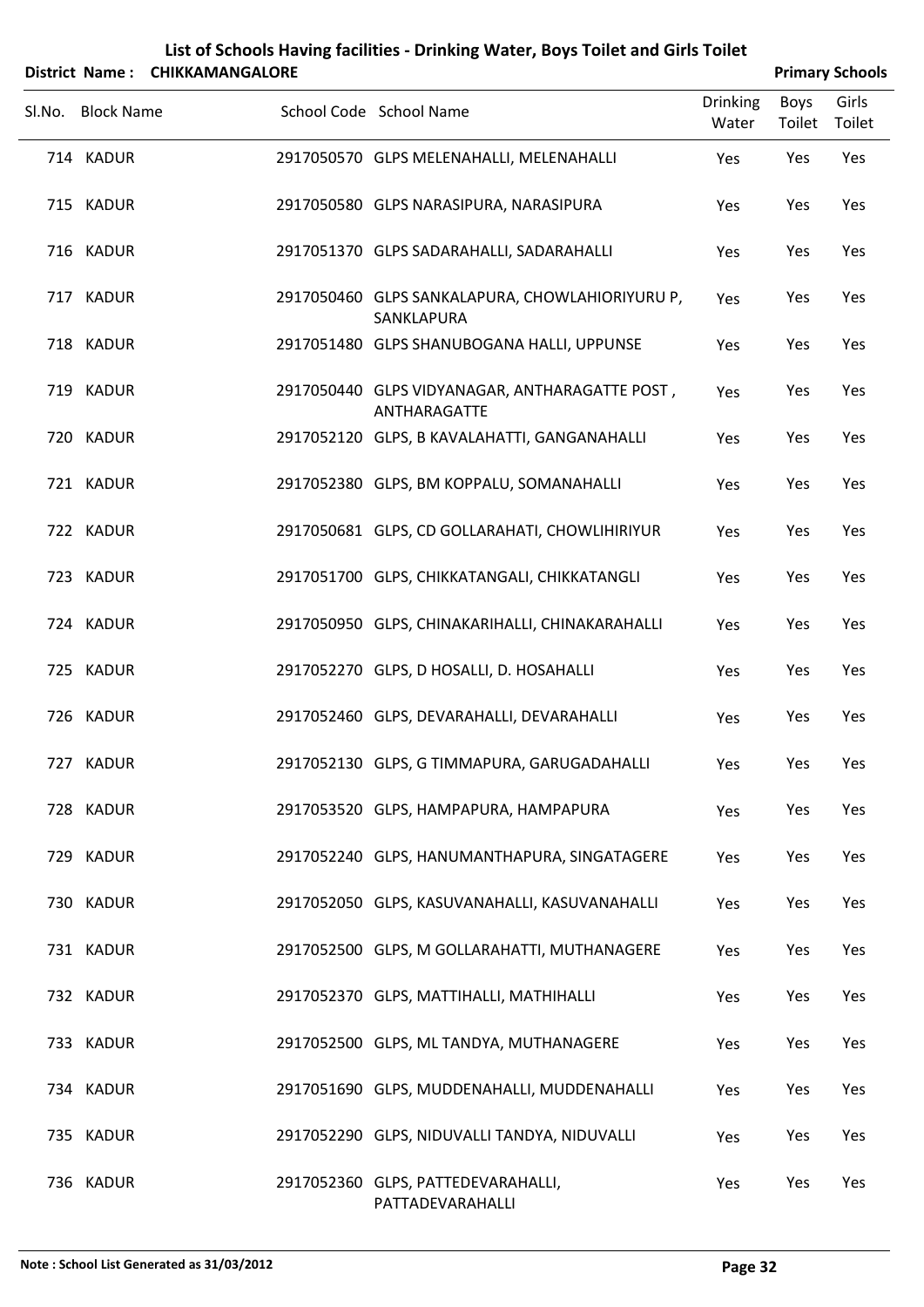# List of Schools Having facilities - Drinking Water, Boys Toilet and Girls Toilet

**District Name : CHIKKAMANGALORE** | **Primary Schools**

| Sl.No. | Block Name | School Code | School Name | Drinking Water | Boys Toilet | Girls Toilet |
|---|---|---|---|---|---|---|
| 714 | KADUR | 2917050570 | GLPS MELENAHALLI, MELENAHALLI | Yes | Yes | Yes |
| 715 | KADUR | 2917050580 | GLPS NARASIPURA, NARASIPURA | Yes | Yes | Yes |
| 716 | KADUR | 2917051370 | GLPS SADARAHALLI, SADARAHALLI | Yes | Yes | Yes |
| 717 | KADUR | 2917050460 | GLPS SANKALAPURA, CHOWLAHIORIYURU P, SANKLAPURA | Yes | Yes | Yes |
| 718 | KADUR | 2917051480 | GLPS SHANUBOGANA HALLI, UPPUNSE | Yes | Yes | Yes |
| 719 | KADUR | 2917050440 | GLPS VIDYANAGAR, ANTHARAGATTE POST , ANTHARAGATTE | Yes | Yes | Yes |
| 720 | KADUR | 2917052120 | GLPS, B KAVALAHATTI, GANGANAHALLI | Yes | Yes | Yes |
| 721 | KADUR | 2917052380 | GLPS, BM KOPPALU, SOMANAHALLI | Yes | Yes | Yes |
| 722 | KADUR | 2917050681 | GLPS, CD GOLLARAHATI, CHOWLIHIRIYUR | Yes | Yes | Yes |
| 723 | KADUR | 2917051700 | GLPS, CHIKKATANGALI, CHIKKATANGLI | Yes | Yes | Yes |
| 724 | KADUR | 2917050950 | GLPS, CHINAKARIHALLI, CHINAKARAHALLI | Yes | Yes | Yes |
| 725 | KADUR | 2917052270 | GLPS, D HOSALLI, D. HOSAHALLI | Yes | Yes | Yes |
| 726 | KADUR | 2917052460 | GLPS, DEVARAHALLI, DEVARAHALLI | Yes | Yes | Yes |
| 727 | KADUR | 2917052130 | GLPS, G TIMMAPURA, GARUGADAHALLI | Yes | Yes | Yes |
| 728 | KADUR | 2917053520 | GLPS, HAMPAPURA, HAMPAPURA | Yes | Yes | Yes |
| 729 | KADUR | 2917052240 | GLPS, HANUMANTHAPURA, SINGATAGERE | Yes | Yes | Yes |
| 730 | KADUR | 2917052050 | GLPS, KASUVANAHALLI, KASUVANAHALLI | Yes | Yes | Yes |
| 731 | KADUR | 2917052500 | GLPS, M GOLLARAHATTI, MUTHANAGERE | Yes | Yes | Yes |
| 732 | KADUR | 2917052370 | GLPS, MATTIHALLI, MATHIHALLI | Yes | Yes | Yes |
| 733 | KADUR | 2917052500 | GLPS, ML TANDYA, MUTHANAGERE | Yes | Yes | Yes |
| 734 | KADUR | 2917051690 | GLPS, MUDDENAHALLI, MUDDENAHALLI | Yes | Yes | Yes |
| 735 | KADUR | 2917052290 | GLPS, NIDUVALLI TANDYA, NIDUVALLI | Yes | Yes | Yes |
| 736 | KADUR | 2917052360 | GLPS, PATTEDEVARAHALLI, PATTADEVARAHALLI | Yes | Yes | Yes |

Note : School List Generated as 31/03/2012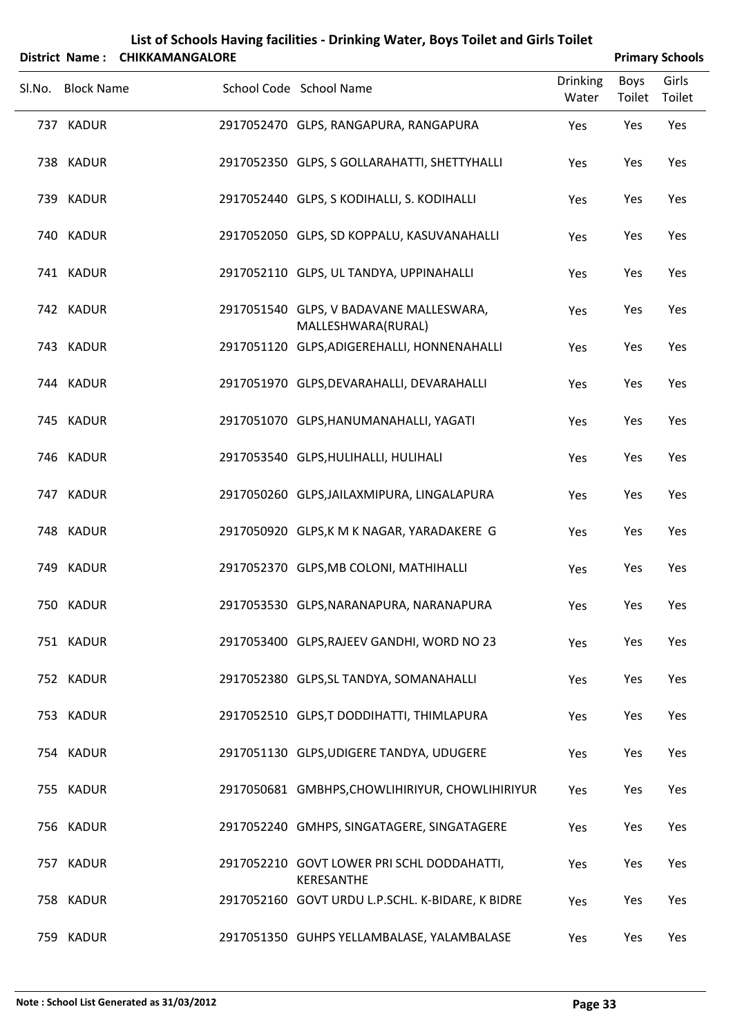# List of Schools Having facilities - Drinking Water, Boys Toilet and Girls Toilet

**District Name : CHIKKAMANGALORE** **Primary Schools**

| Sl.No. | Block Name | School Code | School Name | Drinking Water | Boys Toilet | Girls Toilet |
|---|---|---|---|---|---|---|
| 737 | KADUR | 2917052470 | GLPS, RANGAPURA, RANGAPURA | Yes | Yes | Yes |
| 738 | KADUR | 2917052350 | GLPS, S GOLLARAHATTI, SHETTYHALLI | Yes | Yes | Yes |
| 739 | KADUR | 2917052440 | GLPS, S KODIHALLI, S. KODIHALLI | Yes | Yes | Yes |
| 740 | KADUR | 2917052050 | GLPS, SD KOPPALU, KASUVANAHALLI | Yes | Yes | Yes |
| 741 | KADUR | 2917052110 | GLPS, UL TANDYA, UPPINAHALLI | Yes | Yes | Yes |
| 742 | KADUR | 2917051540 | GLPS, V BADAVANE MALLESWARA, MALLESHWARA(RURAL) | Yes | Yes | Yes |
| 743 | KADUR | 2917051120 | GLPS,ADIGEREHALLI, HONNENAHALLI | Yes | Yes | Yes |
| 744 | KADUR | 2917051970 | GLPS,DEVARAHALLI, DEVARAHALLI | Yes | Yes | Yes |
| 745 | KADUR | 2917051070 | GLPS,HANUMANAHALLI, YAGATI | Yes | Yes | Yes |
| 746 | KADUR | 2917053540 | GLPS,HULIHALLI, HULIHALI | Yes | Yes | Yes |
| 747 | KADUR | 2917050260 | GLPS,JAILAXMIPURA, LINGALAPURA | Yes | Yes | Yes |
| 748 | KADUR | 2917050920 | GLPS,K M K NAGAR, YARADAKERE G | Yes | Yes | Yes |
| 749 | KADUR | 2917052370 | GLPS,MB COLONI, MATHIHALLI | Yes | Yes | Yes |
| 750 | KADUR | 2917053530 | GLPS,NARANAPURA, NARANAPURA | Yes | Yes | Yes |
| 751 | KADUR | 2917053400 | GLPS,RAJEEV GANDHI, WORD NO 23 | Yes | Yes | Yes |
| 752 | KADUR | 2917052380 | GLPS,SL TANDYA, SOMANAHALLI | Yes | Yes | Yes |
| 753 | KADUR | 2917052510 | GLPS,T DODDIHATTI, THIMLAPURA | Yes | Yes | Yes |
| 754 | KADUR | 2917051130 | GLPS,UDIGERE TANDYA, UDUGERE | Yes | Yes | Yes |
| 755 | KADUR | 2917050681 | GMBHPS,CHOWLIHIRIYUR, CHOWLIHIRIYUR | Yes | Yes | Yes |
| 756 | KADUR | 2917052240 | GMHPS, SINGATAGERE, SINGATAGERE | Yes | Yes | Yes |
| 757 | KADUR | 2917052210 | GOVT LOWER PRI SCHL DODDAHATTI, KERESANTHE | Yes | Yes | Yes |
| 758 | KADUR | 2917052160 | GOVT URDU L.P.SCHL. K-BIDARE, K BIDRE | Yes | Yes | Yes |
| 759 | KADUR | 2917051350 | GUHPS YELLAMBALASE, YALAMBALASE | Yes | Yes | Yes |

**Note : School List Generated as 31/03/2012**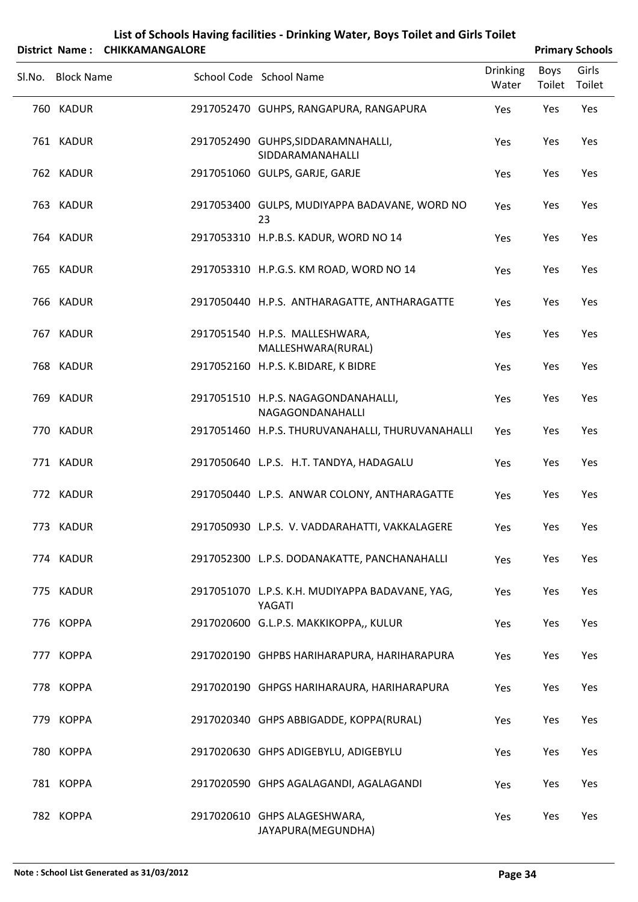# List of Schools Having facilities - Drinking Water, Boys Toilet and Girls Toilet

**District Name : CHIKKAMANGALORE** | **Primary Schools**

| Sl.No. | Block Name | School Code | School Name | Drinking Water | Boys Toilet | Girls Toilet |
|---|---|---|---|---|---|---|
| 760 | KADUR | 2917052470 | GUHPS, RANGAPURA, RANGAPURA | Yes | Yes | Yes |
| 761 | KADUR | 2917052490 | GUHPS,SIDDARAMNAHALLI, SIDDARAMANAHALLI | Yes | Yes | Yes |
| 762 | KADUR | 2917051060 | GULPS, GARJE, GARJE | Yes | Yes | Yes |
| 763 | KADUR | 2917053400 | GULPS, MUDIYAPPA BADAVANE, WORD NO 23 | Yes | Yes | Yes |
| 764 | KADUR | 2917053310 | H.P.B.S. KADUR, WORD NO 14 | Yes | Yes | Yes |
| 765 | KADUR | 2917053310 | H.P.G.S. KM ROAD, WORD NO 14 | Yes | Yes | Yes |
| 766 | KADUR | 2917050440 | H.P.S. ANTHARAGATTE, ANTHARAGATTE | Yes | Yes | Yes |
| 767 | KADUR | 2917051540 | H.P.S. MALLESHWARA, MALLESHWARA(RURAL) | Yes | Yes | Yes |
| 768 | KADUR | 2917052160 | H.P.S. K.BIDARE, K BIDRE | Yes | Yes | Yes |
| 769 | KADUR | 2917051510 | H.P.S. NAGAGONDANAHALLI, NAGAGONDANAHALLI | Yes | Yes | Yes |
| 770 | KADUR | 2917051460 | H.P.S. THURUVANAHALLI, THURUVANAHALLI | Yes | Yes | Yes |
| 771 | KADUR | 2917050640 | L.P.S. H.T. TANDYA, HADAGALU | Yes | Yes | Yes |
| 772 | KADUR | 2917050440 | L.P.S. ANWAR COLONY, ANTHARAGATTE | Yes | Yes | Yes |
| 773 | KADUR | 2917050930 | L.P.S. V. VADDARAHATTI, VAKKALAGERE | Yes | Yes | Yes |
| 774 | KADUR | 2917052300 | L.P.S. DODANAKATTE, PANCHANAHALLI | Yes | Yes | Yes |
| 775 | KADUR | 2917051070 | L.P.S. K.H. MUDIYAPPA BADAVANE, YAG, YAGATI | Yes | Yes | Yes |
| 776 | KOPPA | 2917020600 | G.L.P.S. MAKKIKOPPA,, KULUR | Yes | Yes | Yes |
| 777 | KOPPA | 2917020190 | GHPBS HARIHARAPURA, HARIHARAPURA | Yes | Yes | Yes |
| 778 | KOPPA | 2917020190 | GHPGS HARIHARAURA, HARIHARAPURA | Yes | Yes | Yes |
| 779 | KOPPA | 2917020340 | GHPS ABBIGADDE, KOPPA(RURAL) | Yes | Yes | Yes |
| 780 | KOPPA | 2917020630 | GHPS ADIGEBYLU, ADIGEBYLU | Yes | Yes | Yes |
| 781 | KOPPA | 2917020590 | GHPS AGALAGANDI, AGALAGANDI | Yes | Yes | Yes |
| 782 | KOPPA | 2917020610 | GHPS ALAGESHWARA, JAYAPURA(MEGUNDHA) | Yes | Yes | Yes |

Note : School List Generated as 31/03/2012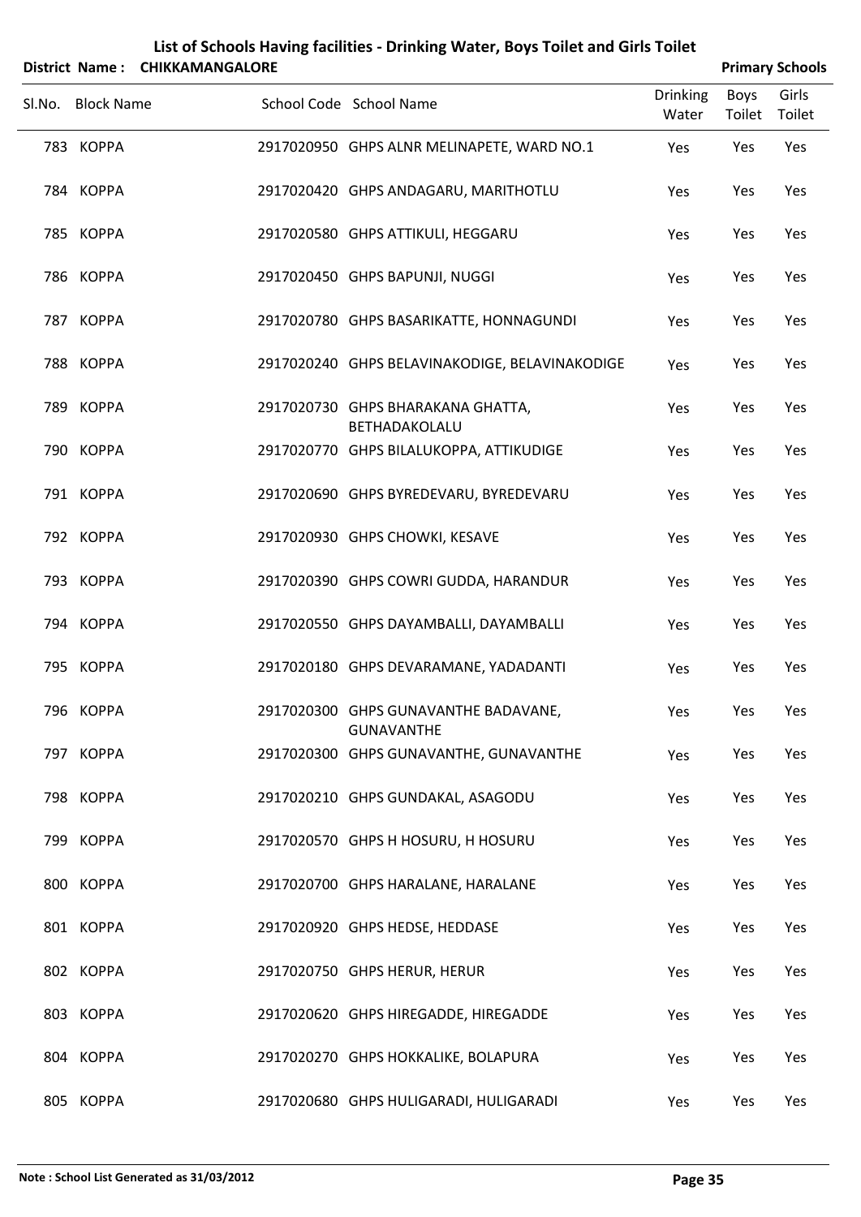# List of Schools Having facilities - Drinking Water, Boys Toilet and Girls Toilet

**District Name : CHIKKAMANGALORE** **Primary Schools**

| Sl.No. | Block Name | School Code | School Name | Drinking Water | Boys Toilet | Girls Toilet |
|---|---|---|---|---|---|---|
| 783 | KOPPA | 2917020950 | GHPS ALNR MELINAPETE, WARD NO.1 | Yes | Yes | Yes |
| 784 | KOPPA | 2917020420 | GHPS ANDAGARU, MARITHOTLU | Yes | Yes | Yes |
| 785 | KOPPA | 2917020580 | GHPS ATTIKULI, HEGGARU | Yes | Yes | Yes |
| 786 | KOPPA | 2917020450 | GHPS BAPUNJI, NUGGI | Yes | Yes | Yes |
| 787 | KOPPA | 2917020780 | GHPS BASARIKATTE, HONNAGUNDI | Yes | Yes | Yes |
| 788 | KOPPA | 2917020240 | GHPS BELAVINAKODIGE, BELAVINAKODIGE | Yes | Yes | Yes |
| 789 | KOPPA | 2917020730 | GHPS BHARAKANA GHATTA, BETHADAKOLALU | Yes | Yes | Yes |
| 790 | KOPPA | 2917020770 | GHPS BILALUKOPPA, ATTIKUDIGE | Yes | Yes | Yes |
| 791 | KOPPA | 2917020690 | GHPS BYREDEVARU, BYREDEVARU | Yes | Yes | Yes |
| 792 | KOPPA | 2917020930 | GHPS CHOWKI, KESAVE | Yes | Yes | Yes |
| 793 | KOPPA | 2917020390 | GHPS COWRI GUDDA, HARANDUR | Yes | Yes | Yes |
| 794 | KOPPA | 2917020550 | GHPS DAYAMBALLI, DAYAMBALLI | Yes | Yes | Yes |
| 795 | KOPPA | 2917020180 | GHPS DEVARAMANE, YADADANTI | Yes | Yes | Yes |
| 796 | KOPPA | 2917020300 | GHPS GUNAVANTHE BADAVANE, GUNAVANTHE | Yes | Yes | Yes |
| 797 | KOPPA | 2917020300 | GHPS GUNAVANTHE, GUNAVANTHE | Yes | Yes | Yes |
| 798 | KOPPA | 2917020210 | GHPS GUNDAKAL, ASAGODU | Yes | Yes | Yes |
| 799 | KOPPA | 2917020570 | GHPS H HOSURU, H HOSURU | Yes | Yes | Yes |
| 800 | KOPPA | 2917020700 | GHPS HARALANE, HARALANE | Yes | Yes | Yes |
| 801 | KOPPA | 2917020920 | GHPS HEDSE, HEDDASE | Yes | Yes | Yes |
| 802 | KOPPA | 2917020750 | GHPS HERUR, HERUR | Yes | Yes | Yes |
| 803 | KOPPA | 2917020620 | GHPS HIREGADDE, HIREGADDE | Yes | Yes | Yes |
| 804 | KOPPA | 2917020270 | GHPS HOKKALIKE, BOLAPURA | Yes | Yes | Yes |
| 805 | KOPPA | 2917020680 | GHPS HULIGARADI, HULIGARADI | Yes | Yes | Yes |

**Note : School List Generated as 31/03/2012**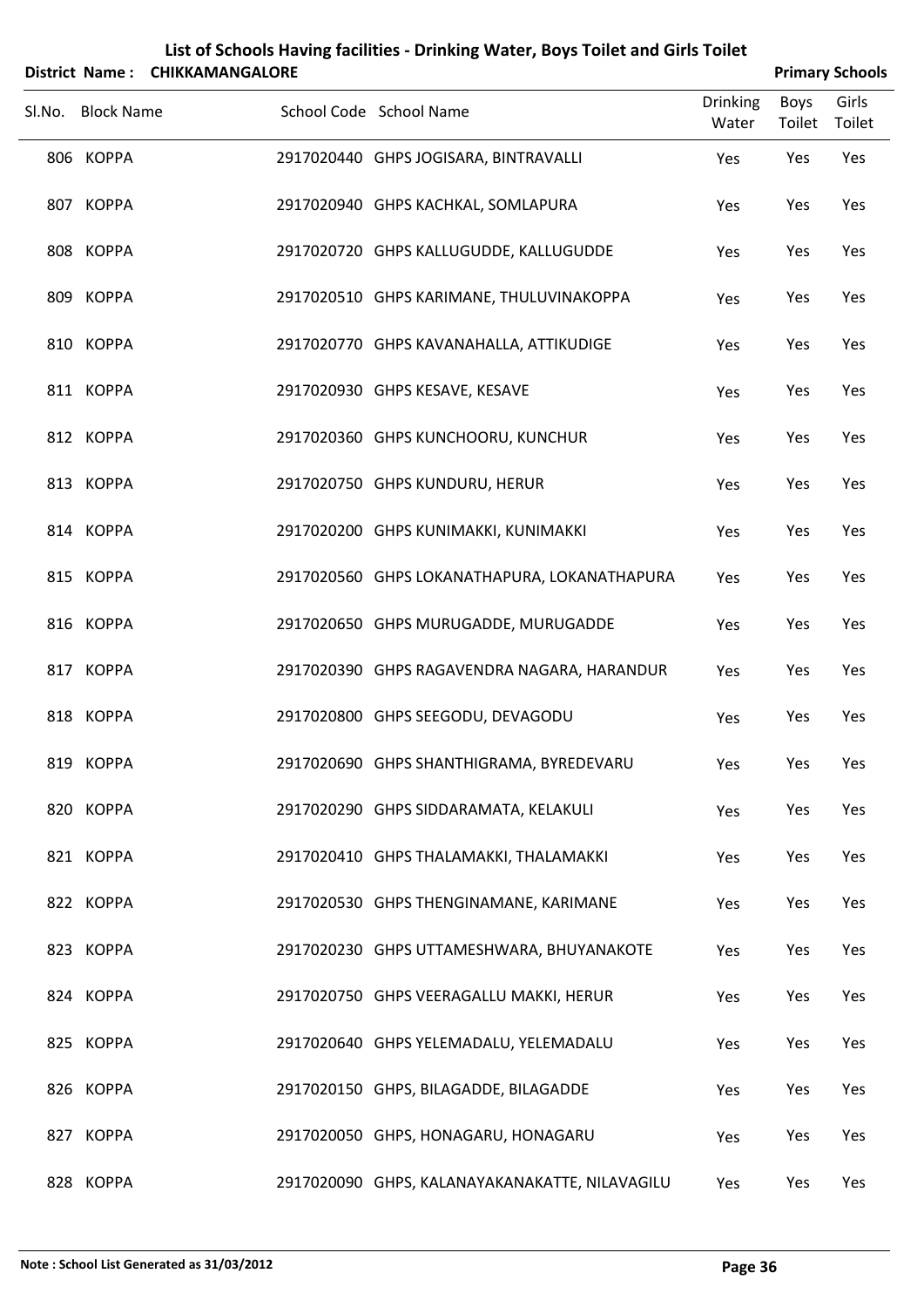# List of Schools Having facilities - Drinking Water, Boys Toilet and Girls Toilet

**District Name : CHIKKAMANGALORE** **Primary Schools**

| Sl.No. | Block Name | School Code | School Name | Drinking Water | Boys Toilet | Girls Toilet |
|---|---|---|---|---|---|---|
| 806 | KOPPA | 2917020440 | GHPS JOGISARA, BINTRAVALLI | Yes | Yes | Yes |
| 807 | KOPPA | 2917020940 | GHPS KACHKAL, SOMLAPURA | Yes | Yes | Yes |
| 808 | KOPPA | 2917020720 | GHPS KALLUGUDDE, KALLUGUDDE | Yes | Yes | Yes |
| 809 | KOPPA | 2917020510 | GHPS KARIMANE, THULUVINAKOPPA | Yes | Yes | Yes |
| 810 | KOPPA | 2917020770 | GHPS KAVANAHALLA, ATTIKUDIGE | Yes | Yes | Yes |
| 811 | KOPPA | 2917020930 | GHPS KESAVE, KESAVE | Yes | Yes | Yes |
| 812 | KOPPA | 2917020360 | GHPS KUNCHOORU, KUNCHUR | Yes | Yes | Yes |
| 813 | KOPPA | 2917020750 | GHPS KUNDURU, HERUR | Yes | Yes | Yes |
| 814 | KOPPA | 2917020200 | GHPS KUNIMAKKI, KUNIMAKKI | Yes | Yes | Yes |
| 815 | KOPPA | 2917020560 | GHPS LOKANATHAPURA, LOKANATHAPURA | Yes | Yes | Yes |
| 816 | KOPPA | 2917020650 | GHPS MURUGADDE, MURUGADDE | Yes | Yes | Yes |
| 817 | KOPPA | 2917020390 | GHPS RAGAVENDRA NAGARA, HARANDUR | Yes | Yes | Yes |
| 818 | KOPPA | 2917020800 | GHPS SEEGODU, DEVAGODU | Yes | Yes | Yes |
| 819 | KOPPA | 2917020690 | GHPS SHANTHIGRAMA, BYREDEVARU | Yes | Yes | Yes |
| 820 | KOPPA | 2917020290 | GHPS SIDDARAMATA, KELAKULI | Yes | Yes | Yes |
| 821 | KOPPA | 2917020410 | GHPS THALAMAKKI, THALAMAKKI | Yes | Yes | Yes |
| 822 | KOPPA | 2917020530 | GHPS THENGINAMANE, KARIMANE | Yes | Yes | Yes |
| 823 | KOPPA | 2917020230 | GHPS UTTAMESHWARA, BHUYANAKOTE | Yes | Yes | Yes |
| 824 | KOPPA | 2917020750 | GHPS VEERAGALLU MAKKI, HERUR | Yes | Yes | Yes |
| 825 | KOPPA | 2917020640 | GHPS YELEMADALU, YELEMADALU | Yes | Yes | Yes |
| 826 | KOPPA | 2917020150 | GHPS, BILAGADDE, BILAGADDE | Yes | Yes | Yes |
| 827 | KOPPA | 2917020050 | GHPS, HONAGARU, HONAGARU | Yes | Yes | Yes |
| 828 | KOPPA | 2917020090 | GHPS, KALANAYAKANAKATTE, NILAVAGILU | Yes | Yes | Yes |

**Note : School List Generated as 31/03/2012**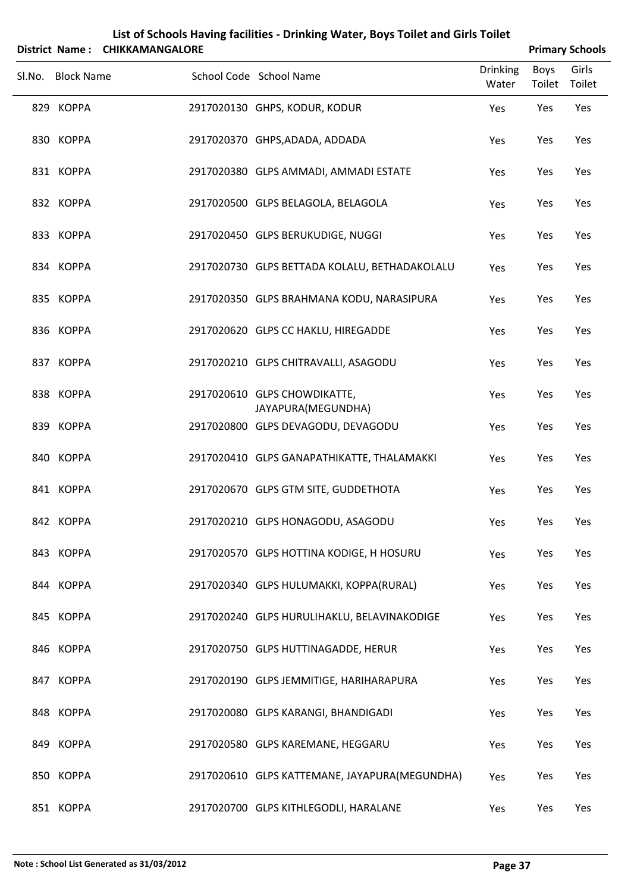# List of Schools Having facilities - Drinking Water, Boys Toilet and Girls Toilet

**District Name : CHIKKAMANGALORE** **Primary Schools**

| Sl.No. | Block Name | School Code | School Name | Drinking Water | Boys Toilet | Girls Toilet |
|---|---|---|---|---|---|---|
| 829 | KOPPA | 2917020130 | GHPS, KODUR, KODUR | Yes | Yes | Yes |
| 830 | KOPPA | 2917020370 | GHPS,ADADA, ADDADA | Yes | Yes | Yes |
| 831 | KOPPA | 2917020380 | GLPS AMMADI, AMMADI ESTATE | Yes | Yes | Yes |
| 832 | KOPPA | 2917020500 | GLPS BELAGOLA, BELAGOLA | Yes | Yes | Yes |
| 833 | KOPPA | 2917020450 | GLPS BERUKUDIGE, NUGGI | Yes | Yes | Yes |
| 834 | KOPPA | 2917020730 | GLPS BETTADA KOLALU, BETHADAKOLALU | Yes | Yes | Yes |
| 835 | KOPPA | 2917020350 | GLPS BRAHMANA KODU, NARASIPURA | Yes | Yes | Yes |
| 836 | KOPPA | 2917020620 | GLPS CC HAKLU, HIREGADDE | Yes | Yes | Yes |
| 837 | KOPPA | 2917020210 | GLPS CHITRAVALLI, ASAGODU | Yes | Yes | Yes |
| 838 | KOPPA | 2917020610 | GLPS CHOWDIKATTE, JAYAPURA(MEGUNDHA) | Yes | Yes | Yes |
| 839 | KOPPA | 2917020800 | GLPS DEVAGODU, DEVAGODU | Yes | Yes | Yes |
| 840 | KOPPA | 2917020410 | GLPS GANAPATHIKATTE, THALAMAKKI | Yes | Yes | Yes |
| 841 | KOPPA | 2917020670 | GLPS GTM SITE, GUDDETHOTA | Yes | Yes | Yes |
| 842 | KOPPA | 2917020210 | GLPS HONAGODU, ASAGODU | Yes | Yes | Yes |
| 843 | KOPPA | 2917020570 | GLPS HOTTINA KODIGE, H HOSURU | Yes | Yes | Yes |
| 844 | KOPPA | 2917020340 | GLPS HULUMAKKI, KOPPA(RURAL) | Yes | Yes | Yes |
| 845 | KOPPA | 2917020240 | GLPS HURULIHAKLU, BELAVINAKODIGE | Yes | Yes | Yes |
| 846 | KOPPA | 2917020750 | GLPS HUTTINAGADDE, HERUR | Yes | Yes | Yes |
| 847 | KOPPA | 2917020190 | GLPS JEMMITIGE, HARIHARAPURA | Yes | Yes | Yes |
| 848 | KOPPA | 2917020080 | GLPS KARANGI, BHANDIGADI | Yes | Yes | Yes |
| 849 | KOPPA | 2917020580 | GLPS KAREMANE, HEGGARU | Yes | Yes | Yes |
| 850 | KOPPA | 2917020610 | GLPS KATTEMANE, JAYAPURA(MEGUNDHA) | Yes | Yes | Yes |
| 851 | KOPPA | 2917020700 | GLPS KITHLEGODLI, HARALANE | Yes | Yes | Yes |

**Note : School List Generated as 31/03/2012**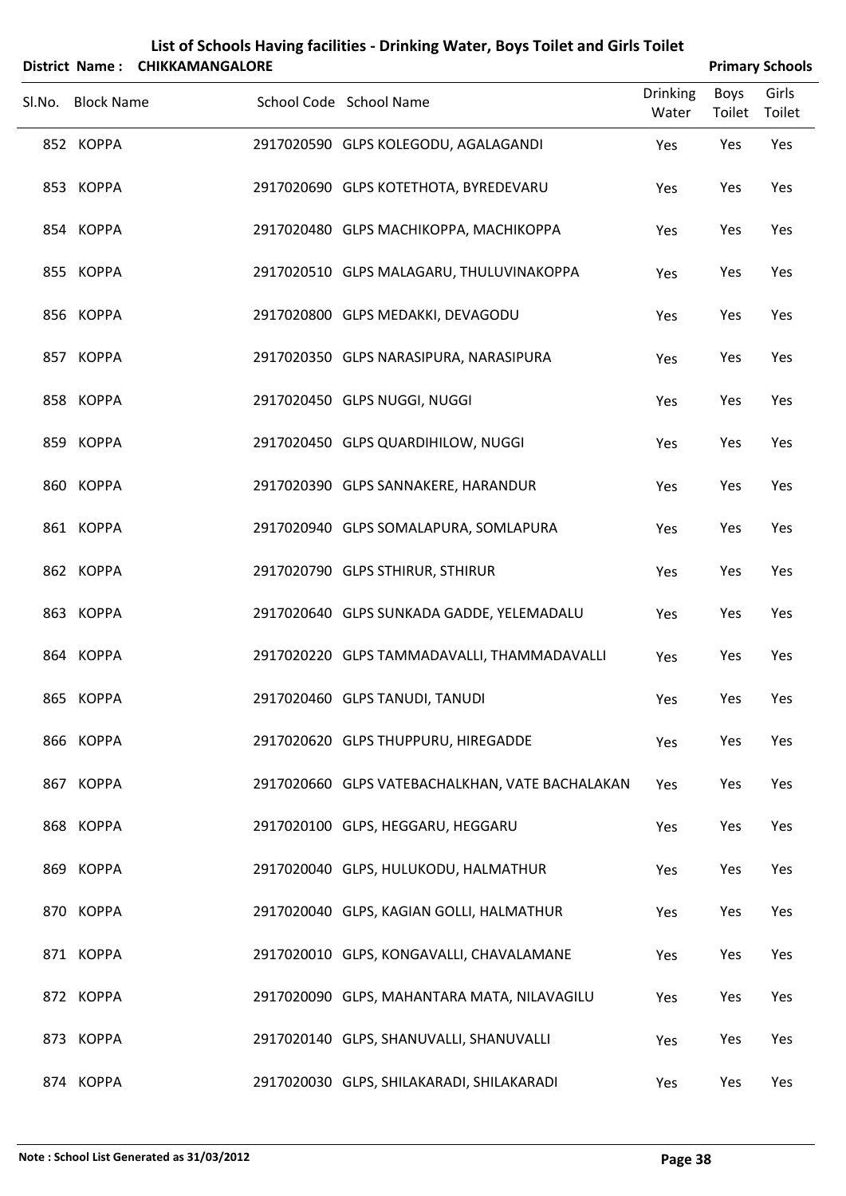# List of Schools Having facilities - Drinking Water, Boys Toilet and Girls Toilet

**District Name : CHIKKAMANGALORE** **Primary Schools**

| Sl.No. | Block Name | School Code | School Name | Drinking Water | Boys Toilet | Girls Toilet |
|---|---|---|---|---|---|---|
| 852 | KOPPA | 2917020590 | GLPS KOLEGODU, AGALAGANDI | Yes | Yes | Yes |
| 853 | KOPPA | 2917020690 | GLPS KOTETHOTA, BYREDEVARU | Yes | Yes | Yes |
| 854 | KOPPA | 2917020480 | GLPS MACHIKOPPA, MACHIKOPPA | Yes | Yes | Yes |
| 855 | KOPPA | 2917020510 | GLPS MALAGARU, THULUVINAKOPPA | Yes | Yes | Yes |
| 856 | KOPPA | 2917020800 | GLPS MEDAKKI, DEVAGODU | Yes | Yes | Yes |
| 857 | KOPPA | 2917020350 | GLPS NARASIPURA, NARASIPURA | Yes | Yes | Yes |
| 858 | KOPPA | 2917020450 | GLPS NUGGI, NUGGI | Yes | Yes | Yes |
| 859 | KOPPA | 2917020450 | GLPS QUARDIHILOW, NUGGI | Yes | Yes | Yes |
| 860 | KOPPA | 2917020390 | GLPS SANNAKERE, HARANDUR | Yes | Yes | Yes |
| 861 | KOPPA | 2917020940 | GLPS SOMALAPURA, SOMLAPURA | Yes | Yes | Yes |
| 862 | KOPPA | 2917020790 | GLPS STHIRUR, STHIRUR | Yes | Yes | Yes |
| 863 | KOPPA | 2917020640 | GLPS SUNKADA GADDE, YELEMADALU | Yes | Yes | Yes |
| 864 | KOPPA | 2917020220 | GLPS TAMMADAVALLI, THAMMADAVALLI | Yes | Yes | Yes |
| 865 | KOPPA | 2917020460 | GLPS TANUDI, TANUDI | Yes | Yes | Yes |
| 866 | KOPPA | 2917020620 | GLPS THUPPURU, HIREGADDE | Yes | Yes | Yes |
| 867 | KOPPA | 2917020660 | GLPS VATEBACHALKHAN, VATE BACHALAKAN | Yes | Yes | Yes |
| 868 | KOPPA | 2917020100 | GLPS, HEGGARU, HEGGARU | Yes | Yes | Yes |
| 869 | KOPPA | 2917020040 | GLPS, HULUKODU, HALMATHUR | Yes | Yes | Yes |
| 870 | KOPPA | 2917020040 | GLPS, KAGIAN GOLLI, HALMATHUR | Yes | Yes | Yes |
| 871 | KOPPA | 2917020010 | GLPS, KONGAVALLI, CHAVALAMANE | Yes | Yes | Yes |
| 872 | KOPPA | 2917020090 | GLPS, MAHANTARA MATA, NILAVAGILU | Yes | Yes | Yes |
| 873 | KOPPA | 2917020140 | GLPS, SHANUVALLI, SHANUVALLI | Yes | Yes | Yes |
| 874 | KOPPA | 2917020030 | GLPS, SHILAKARADI, SHILAKARADI | Yes | Yes | Yes |

**Note : School List Generated as 31/03/2012**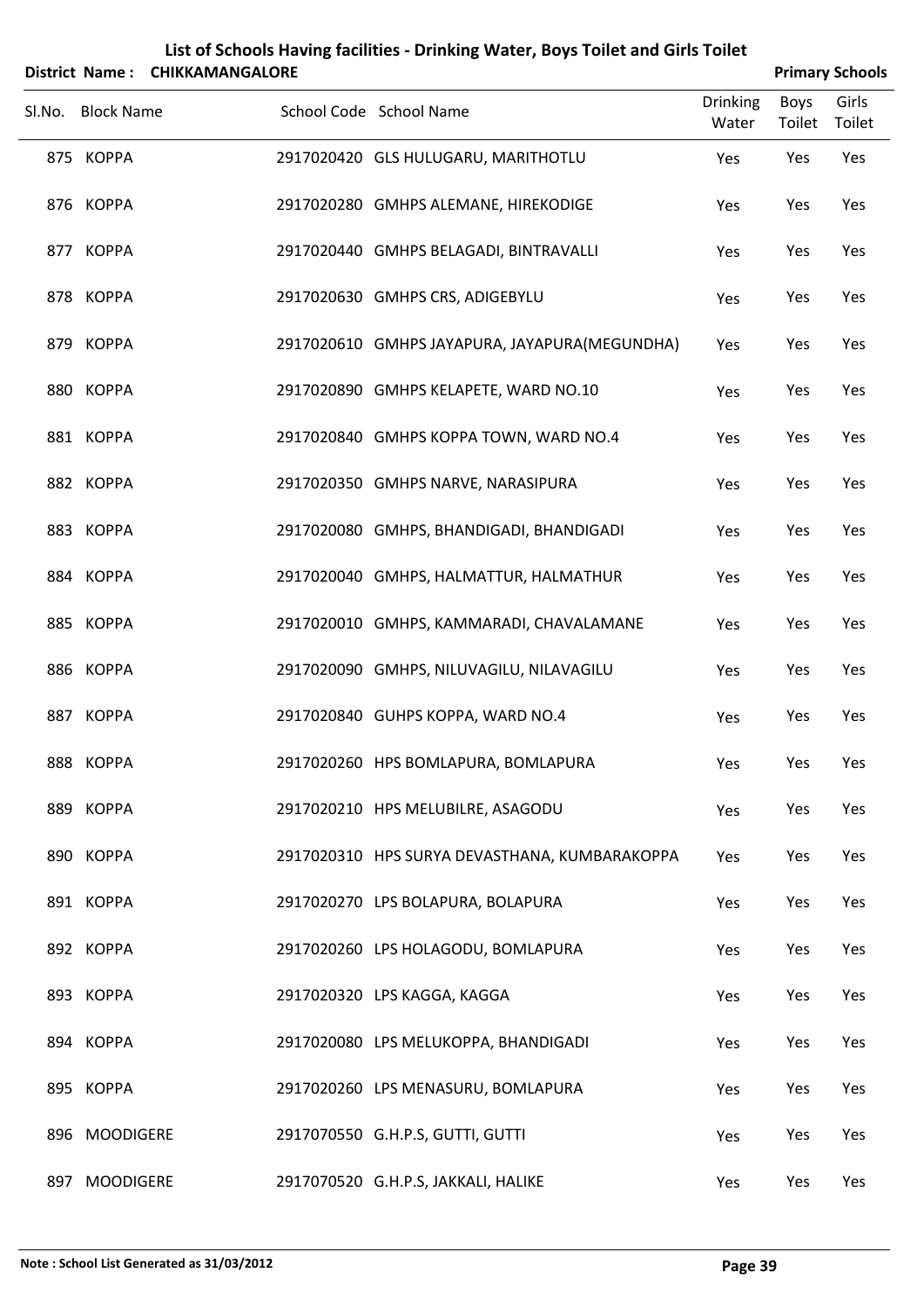# List of Schools Having facilities - Drinking Water, Boys Toilet and Girls Toilet

**District Name : CHIKKAMANGALORE** **Primary Schools**

| Sl.No. | Block Name | School Code | School Name | Drinking Water | Boys Toilet | Girls Toilet |
|---|---|---|---|---|---|---|
| 875 | KOPPA | 2917020420 | GLS HULUGARU, MARITHOTLU | Yes | Yes | Yes |
| 876 | KOPPA | 2917020280 | GMHPS ALEMANE, HIREKODIGE | Yes | Yes | Yes |
| 877 | KOPPA | 2917020440 | GMHPS BELAGADI, BINTRAVALLI | Yes | Yes | Yes |
| 878 | KOPPA | 2917020630 | GMHPS CRS, ADIGEBYLU | Yes | Yes | Yes |
| 879 | KOPPA | 2917020610 | GMHPS JAYAPURA, JAYAPURA(MEGUNDHA) | Yes | Yes | Yes |
| 880 | KOPPA | 2917020890 | GMHPS KELAPETE, WARD NO.10 | Yes | Yes | Yes |
| 881 | KOPPA | 2917020840 | GMHPS KOPPA TOWN, WARD NO.4 | Yes | Yes | Yes |
| 882 | KOPPA | 2917020350 | GMHPS NARVE, NARASIPURA | Yes | Yes | Yes |
| 883 | KOPPA | 2917020080 | GMHPS, BHANDIGADI, BHANDIGADI | Yes | Yes | Yes |
| 884 | KOPPA | 2917020040 | GMHPS, HALMATTUR, HALMATHUR | Yes | Yes | Yes |
| 885 | KOPPA | 2917020010 | GMHPS, KAMMARADI, CHAVALAMANE | Yes | Yes | Yes |
| 886 | KOPPA | 2917020090 | GMHPS, NILUVAGILU, NILAVAGILU | Yes | Yes | Yes |
| 887 | KOPPA | 2917020840 | GUHPS KOPPA, WARD NO.4 | Yes | Yes | Yes |
| 888 | KOPPA | 2917020260 | HPS BOMLAPURA, BOMLAPURA | Yes | Yes | Yes |
| 889 | KOPPA | 2917020210 | HPS MELUBILRE, ASAGODU | Yes | Yes | Yes |
| 890 | KOPPA | 2917020310 | HPS SURYA DEVASTHANA, KUMBARAKOPPA | Yes | Yes | Yes |
| 891 | KOPPA | 2917020270 | LPS BOLAPURA, BOLAPURA | Yes | Yes | Yes |
| 892 | KOPPA | 2917020260 | LPS HOLAGODU, BOMLAPURA | Yes | Yes | Yes |
| 893 | KOPPA | 2917020320 | LPS KAGGA, KAGGA | Yes | Yes | Yes |
| 894 | KOPPA | 2917020080 | LPS MELUKOPPA, BHANDIGADI | Yes | Yes | Yes |
| 895 | KOPPA | 2917020260 | LPS MENASURU, BOMLAPURA | Yes | Yes | Yes |
| 896 | MOODIGERE | 2917070550 | G.H.P.S, GUTTI, GUTTI | Yes | Yes | Yes |
| 897 | MOODIGERE | 2917070520 | G.H.P.S, JAKKALI, HALIKE | Yes | Yes | Yes |

**Note : School List Generated as 31/03/2012**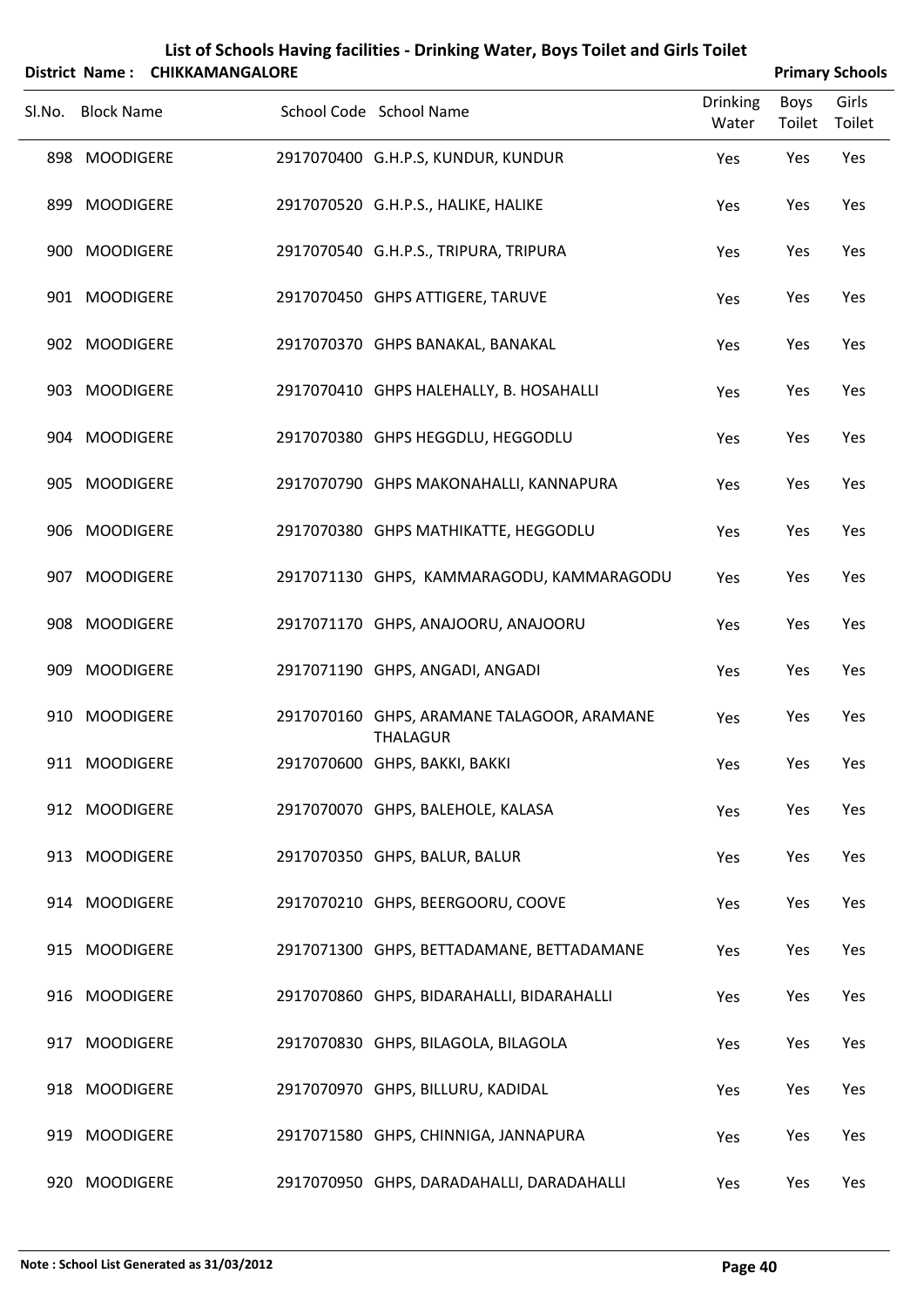# List of Schools Having facilities - Drinking Water, Boys Toilet and Girls Toilet

**District Name : CHIKKAMANGALORE** **Primary Schools**

| Sl.No. | Block Name | School Code | School Name | Drinking Water | Boys Toilet | Girls Toilet |
|---|---|---|---|---|---|---|
| 898 | MOODIGERE | 2917070400 | G.H.P.S, KUNDUR, KUNDUR | Yes | Yes | Yes |
| 899 | MOODIGERE | 2917070520 | G.H.P.S., HALIKE, HALIKE | Yes | Yes | Yes |
| 900 | MOODIGERE | 2917070540 | G.H.P.S., TRIPURA, TRIPURA | Yes | Yes | Yes |
| 901 | MOODIGERE | 2917070450 | GHPS ATTIGERE, TARUVE | Yes | Yes | Yes |
| 902 | MOODIGERE | 2917070370 | GHPS BANAKAL, BANAKAL | Yes | Yes | Yes |
| 903 | MOODIGERE | 2917070410 | GHPS HALEHALLY, B. HOSAHALLI | Yes | Yes | Yes |
| 904 | MOODIGERE | 2917070380 | GHPS HEGGDLU, HEGGODLU | Yes | Yes | Yes |
| 905 | MOODIGERE | 2917070790 | GHPS MAKONAHALLI, KANNAPURA | Yes | Yes | Yes |
| 906 | MOODIGERE | 2917070380 | GHPS MATHIKATTE, HEGGODLU | Yes | Yes | Yes |
| 907 | MOODIGERE | 2917071130 | GHPS, KAMMARAGODU, KAMMARAGODU | Yes | Yes | Yes |
| 908 | MOODIGERE | 2917071170 | GHPS, ANAJOORU, ANAJOORU | Yes | Yes | Yes |
| 909 | MOODIGERE | 2917071190 | GHPS, ANGADI, ANGADI | Yes | Yes | Yes |
| 910 | MOODIGERE | 2917070160 | GHPS, ARAMANE TALAGOOR, ARAMANE THALAGUR | Yes | Yes | Yes |
| 911 | MOODIGERE | 2917070600 | GHPS, BAKKI, BAKKI | Yes | Yes | Yes |
| 912 | MOODIGERE | 2917070070 | GHPS, BALEHOLE, KALASA | Yes | Yes | Yes |
| 913 | MOODIGERE | 2917070350 | GHPS, BALUR, BALUR | Yes | Yes | Yes |
| 914 | MOODIGERE | 2917070210 | GHPS, BEERGOORU, COOVE | Yes | Yes | Yes |
| 915 | MOODIGERE | 2917071300 | GHPS, BETTADAMANE, BETTADAMANE | Yes | Yes | Yes |
| 916 | MOODIGERE | 2917070860 | GHPS, BIDARAHALLI, BIDARAHALLI | Yes | Yes | Yes |
| 917 | MOODIGERE | 2917070830 | GHPS, BILAGOLA, BILAGOLA | Yes | Yes | Yes |
| 918 | MOODIGERE | 2917070970 | GHPS, BILLURU, KADIDAL | Yes | Yes | Yes |
| 919 | MOODIGERE | 2917071580 | GHPS, CHINNIGA, JANNAPURA | Yes | Yes | Yes |
| 920 | MOODIGERE | 2917070950 | GHPS, DARADAHALLI, DARADAHALLI | Yes | Yes | Yes |

**Note : School List Generated as 31/03/2012**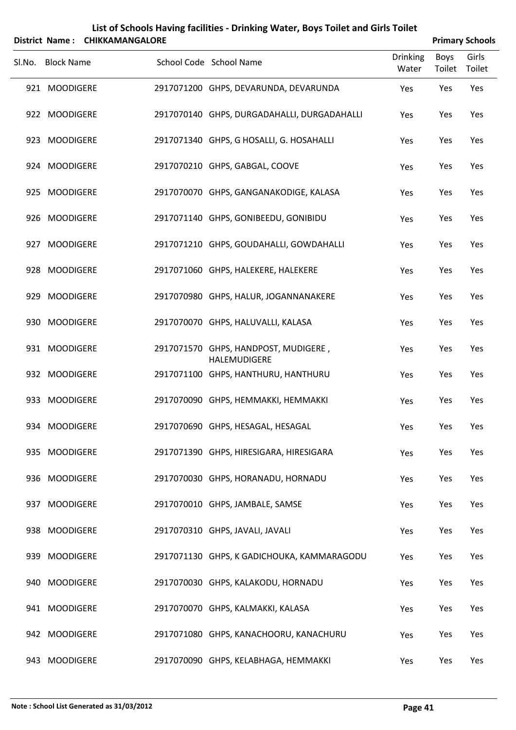# List of Schools Having facilities - Drinking Water, Boys Toilet and Girls Toilet

**District Name : CHIKKAMANGALORE** **Primary Schools**

| Sl.No. | Block Name | School Code | School Name | Drinking Water | Boys Toilet | Girls Toilet |
|---|---|---|---|---|---|---|
| 921 | MOODIGERE | 2917071200 | GHPS, DEVARUNDA, DEVARUNDA | Yes | Yes | Yes |
| 922 | MOODIGERE | 2917070140 | GHPS, DURGADAHALLI, DURGADAHALLI | Yes | Yes | Yes |
| 923 | MOODIGERE | 2917071340 | GHPS, G HOSALLI, G. HOSAHALLI | Yes | Yes | Yes |
| 924 | MOODIGERE | 2917070210 | GHPS, GABGAL, COOVE | Yes | Yes | Yes |
| 925 | MOODIGERE | 2917070070 | GHPS, GANGANAKODIGE, KALASA | Yes | Yes | Yes |
| 926 | MOODIGERE | 2917071140 | GHPS, GONIBEEDU, GONIBIDU | Yes | Yes | Yes |
| 927 | MOODIGERE | 2917071210 | GHPS, GOUDAHALLI, GOWDAHALLI | Yes | Yes | Yes |
| 928 | MOODIGERE | 2917071060 | GHPS, HALEKERE, HALEKERE | Yes | Yes | Yes |
| 929 | MOODIGERE | 2917070980 | GHPS, HALUR, JOGANNANAKERE | Yes | Yes | Yes |
| 930 | MOODIGERE | 2917070070 | GHPS, HALUVALLI, KALASA | Yes | Yes | Yes |
| 931 | MOODIGERE | 2917071570 | GHPS, HANDPOST, MUDIGERE , HALEMUDIGERE | Yes | Yes | Yes |
| 932 | MOODIGERE | 2917071100 | GHPS, HANTHURU, HANTHURU | Yes | Yes | Yes |
| 933 | MOODIGERE | 2917070090 | GHPS, HEMMAKKI, HEMMAKKI | Yes | Yes | Yes |
| 934 | MOODIGERE | 2917070690 | GHPS, HESAGAL, HESAGAL | Yes | Yes | Yes |
| 935 | MOODIGERE | 2917071390 | GHPS, HIRESIGARA, HIRESIGARA | Yes | Yes | Yes |
| 936 | MOODIGERE | 2917070030 | GHPS, HORANADU, HORNADU | Yes | Yes | Yes |
| 937 | MOODIGERE | 2917070010 | GHPS, JAMBALE, SAMSE | Yes | Yes | Yes |
| 938 | MOODIGERE | 2917070310 | GHPS, JAVALI, JAVALI | Yes | Yes | Yes |
| 939 | MOODIGERE | 2917071130 | GHPS, K GADICHOUKA, KAMMARAGODU | Yes | Yes | Yes |
| 940 | MOODIGERE | 2917070030 | GHPS, KALAKODU, HORNADU | Yes | Yes | Yes |
| 941 | MOODIGERE | 2917070070 | GHPS, KALMAKKI, KALASA | Yes | Yes | Yes |
| 942 | MOODIGERE | 2917071080 | GHPS, KANACHOORU, KANACHURU | Yes | Yes | Yes |
| 943 | MOODIGERE | 2917070090 | GHPS, KELABHAGA, HEMMAKKI | Yes | Yes | Yes |

**Note : School List Generated as 31/03/2012**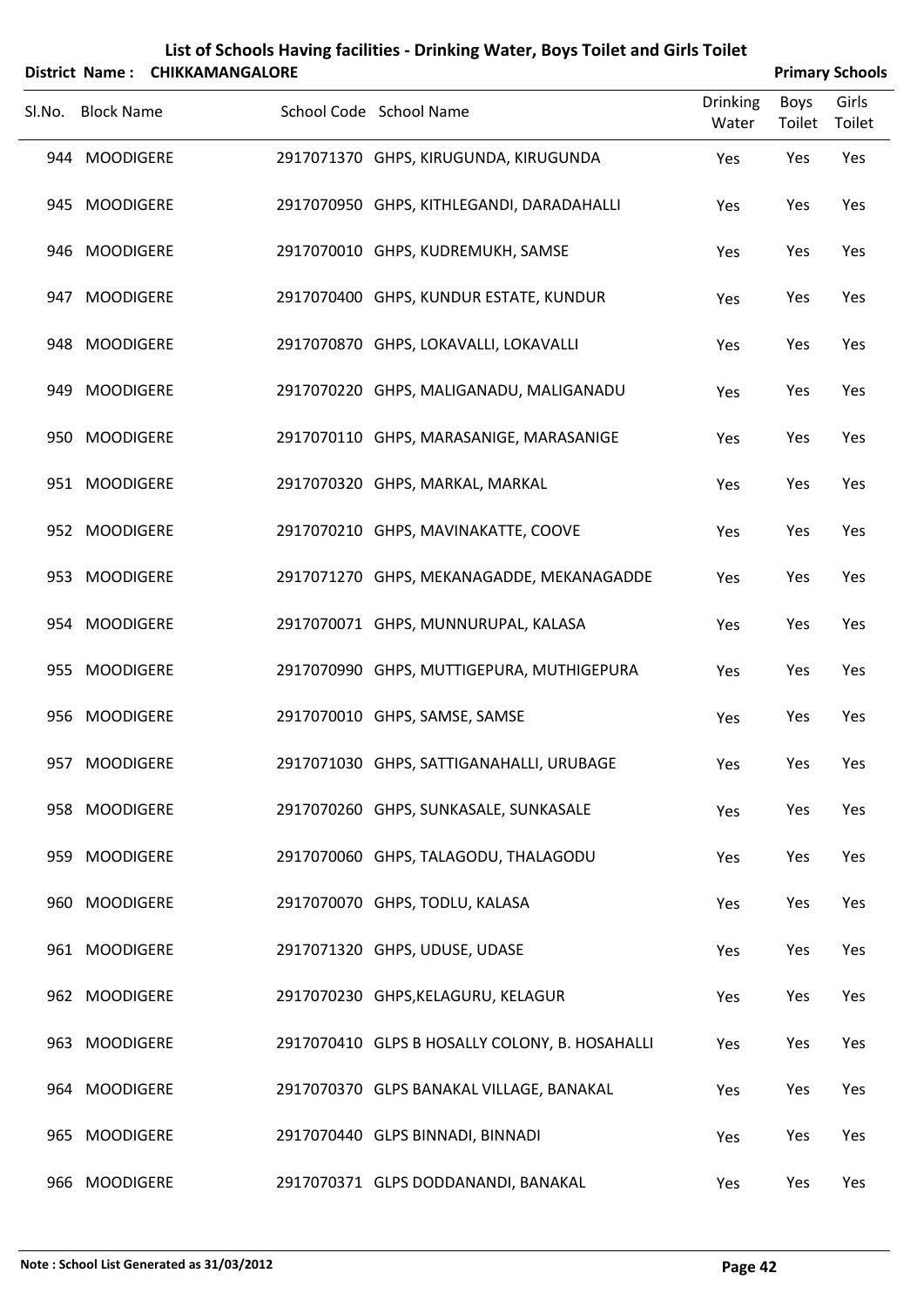# List of Schools Having facilities - Drinking Water, Boys Toilet and Girls Toilet

**District Name : CHIKKAMANGALORE** **Primary Schools**

| Sl.No. | Block Name | School Code | School Name | Drinking Water | Boys Toilet | Girls Toilet |
|---|---|---|---|---|---|---|
| 944 | MOODIGERE | 2917071370 | GHPS, KIRUGUNDA, KIRUGUNDA | Yes | Yes | Yes |
| 945 | MOODIGERE | 2917070950 | GHPS, KITHLEGANDI, DARADAHALLI | Yes | Yes | Yes |
| 946 | MOODIGERE | 2917070010 | GHPS, KUDREMUKH, SAMSE | Yes | Yes | Yes |
| 947 | MOODIGERE | 2917070400 | GHPS, KUNDUR ESTATE, KUNDUR | Yes | Yes | Yes |
| 948 | MOODIGERE | 2917070870 | GHPS, LOKAVALLI, LOKAVALLI | Yes | Yes | Yes |
| 949 | MOODIGERE | 2917070220 | GHPS, MALIGANADU, MALIGANADU | Yes | Yes | Yes |
| 950 | MOODIGERE | 2917070110 | GHPS, MARASANIGE, MARASANIGE | Yes | Yes | Yes |
| 951 | MOODIGERE | 2917070320 | GHPS, MARKAL, MARKAL | Yes | Yes | Yes |
| 952 | MOODIGERE | 2917070210 | GHPS, MAVINAKATTE, COOVE | Yes | Yes | Yes |
| 953 | MOODIGERE | 2917071270 | GHPS, MEKANAGADDE, MEKANAGADDE | Yes | Yes | Yes |
| 954 | MOODIGERE | 2917070071 | GHPS, MUNNURUPAL, KALASA | Yes | Yes | Yes |
| 955 | MOODIGERE | 2917070990 | GHPS, MUTTIGEPURA, MUTHIGEPURA | Yes | Yes | Yes |
| 956 | MOODIGERE | 2917070010 | GHPS, SAMSE, SAMSE | Yes | Yes | Yes |
| 957 | MOODIGERE | 2917071030 | GHPS, SATTIGANAHALLI, URUBAGE | Yes | Yes | Yes |
| 958 | MOODIGERE | 2917070260 | GHPS, SUNKASALE, SUNKASALE | Yes | Yes | Yes |
| 959 | MOODIGERE | 2917070060 | GHPS, TALAGODU, THALAGODU | Yes | Yes | Yes |
| 960 | MOODIGERE | 2917070070 | GHPS, TODLU, KALASA | Yes | Yes | Yes |
| 961 | MOODIGERE | 2917071320 | GHPS, UDUSE, UDASE | Yes | Yes | Yes |
| 962 | MOODIGERE | 2917070230 | GHPS,KELAGURU, KELAGUR | Yes | Yes | Yes |
| 963 | MOODIGERE | 2917070410 | GLPS B HOSALLY COLONY, B. HOSAHALLI | Yes | Yes | Yes |
| 964 | MOODIGERE | 2917070370 | GLPS BANAKAL VILLAGE, BANAKAL | Yes | Yes | Yes |
| 965 | MOODIGERE | 2917070440 | GLPS BINNADI, BINNADI | Yes | Yes | Yes |
| 966 | MOODIGERE | 2917070371 | GLPS DODDANANDI, BANAKAL | Yes | Yes | Yes |

**Note : School List Generated as 31/03/2012**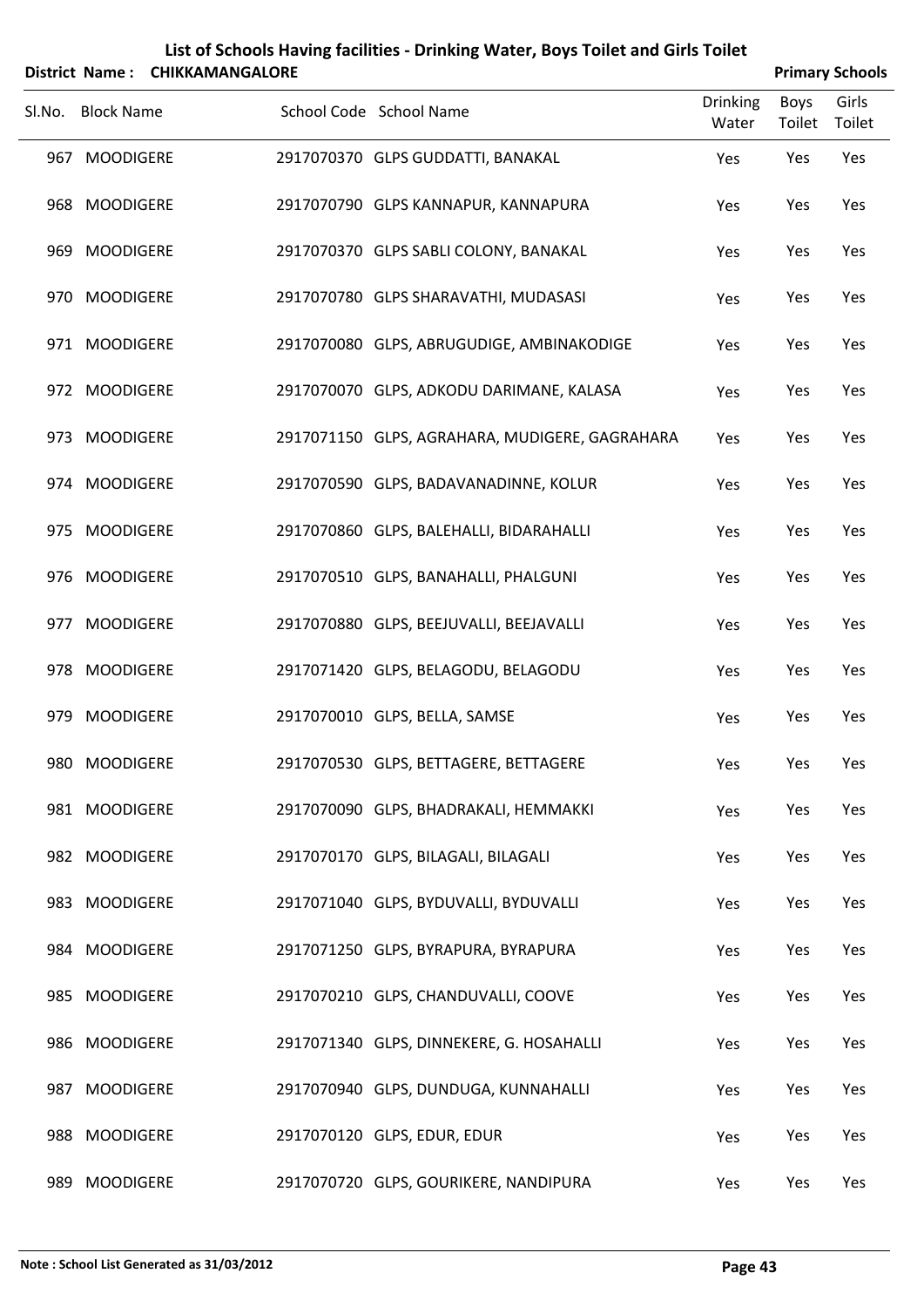# List of Schools Having facilities - Drinking Water, Boys Toilet and Girls Toilet

**District Name : CHIKKAMANGALORE** | **Primary Schools**

| Sl.No. | Block Name | School Code | School Name | Drinking Water | Boys Toilet | Girls Toilet |
|---|---|---|---|---|---|---|
| 967 | MOODIGERE | 2917070370 | GLPS GUDDATTI, BANAKAL | Yes | Yes | Yes |
| 968 | MOODIGERE | 2917070790 | GLPS KANNAPUR, KANNAPURA | Yes | Yes | Yes |
| 969 | MOODIGERE | 2917070370 | GLPS SABLI COLONY, BANAKAL | Yes | Yes | Yes |
| 970 | MOODIGERE | 2917070780 | GLPS SHARAVATHI, MUDASASI | Yes | Yes | Yes |
| 971 | MOODIGERE | 2917070080 | GLPS, ABRUGUDIGE, AMBINAKODIGE | Yes | Yes | Yes |
| 972 | MOODIGERE | 2917070070 | GLPS, ADKODU DARIMANE, KALASA | Yes | Yes | Yes |
| 973 | MOODIGERE | 2917071150 | GLPS, AGRAHARA, MUDIGERE, GAGRAHARA | Yes | Yes | Yes |
| 974 | MOODIGERE | 2917070590 | GLPS, BADAVANADINNE, KOLUR | Yes | Yes | Yes |
| 975 | MOODIGERE | 2917070860 | GLPS, BALEHALLI, BIDARAHALLI | Yes | Yes | Yes |
| 976 | MOODIGERE | 2917070510 | GLPS, BANAHALLI, PHALGUNI | Yes | Yes | Yes |
| 977 | MOODIGERE | 2917070880 | GLPS, BEEJUVALLI, BEEJAVALLI | Yes | Yes | Yes |
| 978 | MOODIGERE | 2917071420 | GLPS, BELAGODU, BELAGODU | Yes | Yes | Yes |
| 979 | MOODIGERE | 2917070010 | GLPS, BELLA, SAMSE | Yes | Yes | Yes |
| 980 | MOODIGERE | 2917070530 | GLPS, BETTAGERE, BETTAGERE | Yes | Yes | Yes |
| 981 | MOODIGERE | 2917070090 | GLPS, BHADRAKALI, HEMMAKKI | Yes | Yes | Yes |
| 982 | MOODIGERE | 2917070170 | GLPS, BILAGALI, BILAGALI | Yes | Yes | Yes |
| 983 | MOODIGERE | 2917071040 | GLPS, BYDUVALLI, BYDUVALLI | Yes | Yes | Yes |
| 984 | MOODIGERE | 2917071250 | GLPS, BYRAPURA, BYRAPURA | Yes | Yes | Yes |
| 985 | MOODIGERE | 2917070210 | GLPS, CHANDUVALLI, COOVE | Yes | Yes | Yes |
| 986 | MOODIGERE | 2917071340 | GLPS, DINNEKERE, G. HOSAHALLI | Yes | Yes | Yes |
| 987 | MOODIGERE | 2917070940 | GLPS, DUNDUGA, KUNNAHALLI | Yes | Yes | Yes |
| 988 | MOODIGERE | 2917070120 | GLPS, EDUR, EDUR | Yes | Yes | Yes |
| 989 | MOODIGERE | 2917070720 | GLPS, GOURIKERE, NANDIPURA | Yes | Yes | Yes |

**Note : School List Generated as 31/03/2012**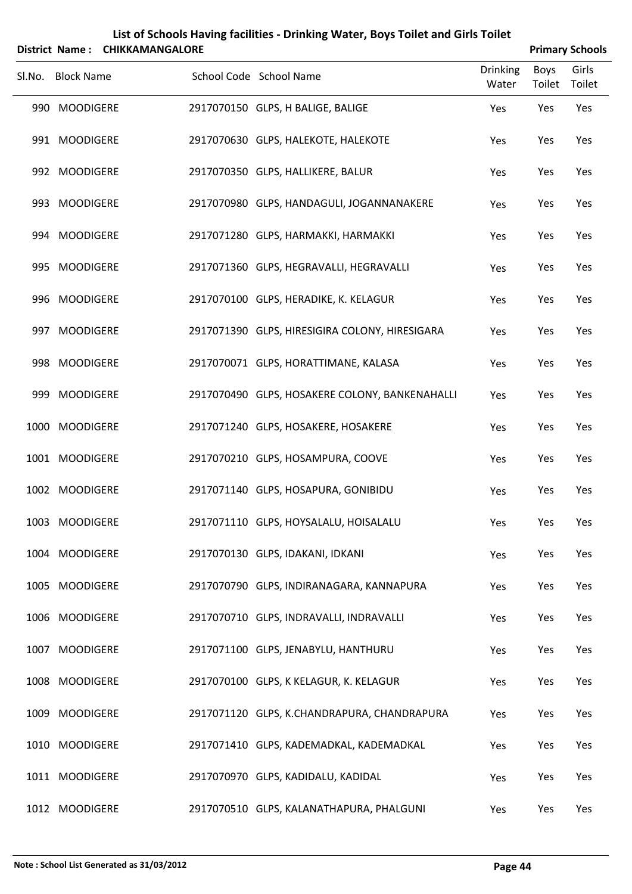# List of Schools Having facilities - Drinking Water, Boys Toilet and Girls Toilet

**District Name : CHIKKAMANGALORE** **Primary Schools**

| Sl.No. | Block Name | School Code | School Name | Drinking Water | Boys Toilet | Girls Toilet |
|---|---|---|---|---|---|---|
| 990 | MOODIGERE | 2917070150 | GLPS, H BALIGE, BALIGE | Yes | Yes | Yes |
| 991 | MOODIGERE | 2917070630 | GLPS, HALEKOTE, HALEKOTE | Yes | Yes | Yes |
| 992 | MOODIGERE | 2917070350 | GLPS, HALLIKERE, BALUR | Yes | Yes | Yes |
| 993 | MOODIGERE | 2917070980 | GLPS, HANDAGULI, JOGANNANAKERE | Yes | Yes | Yes |
| 994 | MOODIGERE | 2917071280 | GLPS, HARMAKKI, HARMAKKI | Yes | Yes | Yes |
| 995 | MOODIGERE | 2917071360 | GLPS, HEGRAVALLI, HEGRAVALLI | Yes | Yes | Yes |
| 996 | MOODIGERE | 2917070100 | GLPS, HERADIKE, K. KELAGUR | Yes | Yes | Yes |
| 997 | MOODIGERE | 2917071390 | GLPS, HIRESIGIRA COLONY, HIRESIGARA | Yes | Yes | Yes |
| 998 | MOODIGERE | 2917070071 | GLPS, HORATTIMANE, KALASA | Yes | Yes | Yes |
| 999 | MOODIGERE | 2917070490 | GLPS, HOSAKERE COLONY, BANKENAHALLI | Yes | Yes | Yes |
| 1000 | MOODIGERE | 2917071240 | GLPS, HOSAKERE, HOSAKERE | Yes | Yes | Yes |
| 1001 | MOODIGERE | 2917070210 | GLPS, HOSAMPURA, COOVE | Yes | Yes | Yes |
| 1002 | MOODIGERE | 2917071140 | GLPS, HOSAPURA, GONIBIDU | Yes | Yes | Yes |
| 1003 | MOODIGERE | 2917071110 | GLPS, HOYSALALU, HOISALALU | Yes | Yes | Yes |
| 1004 | MOODIGERE | 2917070130 | GLPS, IDAKANI, IDKANI | Yes | Yes | Yes |
| 1005 | MOODIGERE | 2917070790 | GLPS, INDIRANAGARA, KANNAPURA | Yes | Yes | Yes |
| 1006 | MOODIGERE | 2917070710 | GLPS, INDRAVALLI, INDRAVALLI | Yes | Yes | Yes |
| 1007 | MOODIGERE | 2917071100 | GLPS, JENABYLU, HANTHURU | Yes | Yes | Yes |
| 1008 | MOODIGERE | 2917070100 | GLPS, K KELAGUR, K. KELAGUR | Yes | Yes | Yes |
| 1009 | MOODIGERE | 2917071120 | GLPS, K.CHANDRAPURA, CHANDRAPURA | Yes | Yes | Yes |
| 1010 | MOODIGERE | 2917071410 | GLPS, KADEMADKAL, KADEMADKAL | Yes | Yes | Yes |
| 1011 | MOODIGERE | 2917070970 | GLPS, KADIDALU, KADIDAL | Yes | Yes | Yes |
| 1012 | MOODIGERE | 2917070510 | GLPS, KALANATHAPURA, PHALGUNI | Yes | Yes | Yes |

**Note : School List Generated as 31/03/2012**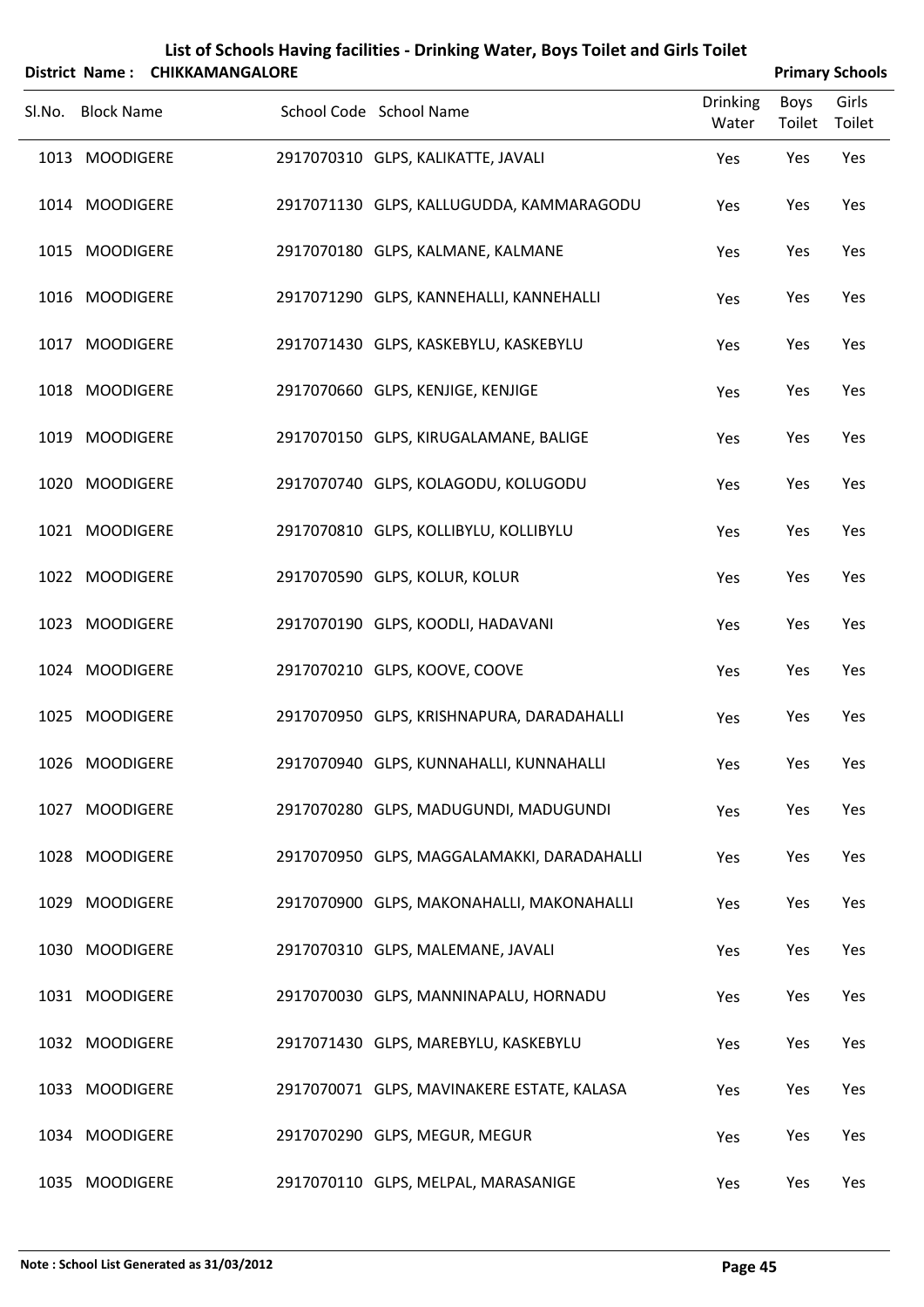# List of Schools Having facilities - Drinking Water, Boys Toilet and Girls Toilet

**District Name : CHIKKAMANGALORE** **Primary Schools**

| Sl.No. | Block Name | School Code | School Name | Drinking Water | Boys Toilet | Girls Toilet |
|---|---|---|---|---|---|---|
| 1013 | MOODIGERE | 2917070310 | GLPS, KALIKATTE, JAVALI | Yes | Yes | Yes |
| 1014 | MOODIGERE | 2917071130 | GLPS, KALLUGUDDA, KAMMARAGODU | Yes | Yes | Yes |
| 1015 | MOODIGERE | 2917070180 | GLPS, KALMANE, KALMANE | Yes | Yes | Yes |
| 1016 | MOODIGERE | 2917071290 | GLPS, KANNEHALLI, KANNEHALLI | Yes | Yes | Yes |
| 1017 | MOODIGERE | 2917071430 | GLPS, KASKEBYLU, KASKEBYLU | Yes | Yes | Yes |
| 1018 | MOODIGERE | 2917070660 | GLPS, KENJIGE, KENJIGE | Yes | Yes | Yes |
| 1019 | MOODIGERE | 2917070150 | GLPS, KIRUGALAMANE, BALIGE | Yes | Yes | Yes |
| 1020 | MOODIGERE | 2917070740 | GLPS, KOLAGODU, KOLUGODU | Yes | Yes | Yes |
| 1021 | MOODIGERE | 2917070810 | GLPS, KOLLIBYLU, KOLLIBYLU | Yes | Yes | Yes |
| 1022 | MOODIGERE | 2917070590 | GLPS, KOLUR, KOLUR | Yes | Yes | Yes |
| 1023 | MOODIGERE | 2917070190 | GLPS, KOODLI, HADAVANI | Yes | Yes | Yes |
| 1024 | MOODIGERE | 2917070210 | GLPS, KOOVE, COOVE | Yes | Yes | Yes |
| 1025 | MOODIGERE | 2917070950 | GLPS, KRISHNAPURA, DARADAHALLI | Yes | Yes | Yes |
| 1026 | MOODIGERE | 2917070940 | GLPS, KUNNAHALLI, KUNNAHALLI | Yes | Yes | Yes |
| 1027 | MOODIGERE | 2917070280 | GLPS, MADUGUNDI, MADUGUNDI | Yes | Yes | Yes |
| 1028 | MOODIGERE | 2917070950 | GLPS, MAGGALAMAKKI, DARADAHALLI | Yes | Yes | Yes |
| 1029 | MOODIGERE | 2917070900 | GLPS, MAKONAHALLI, MAKONAHALLI | Yes | Yes | Yes |
| 1030 | MOODIGERE | 2917070310 | GLPS, MALEMANE, JAVALI | Yes | Yes | Yes |
| 1031 | MOODIGERE | 2917070030 | GLPS, MANNINAPALU, HORNADU | Yes | Yes | Yes |
| 1032 | MOODIGERE | 2917071430 | GLPS, MAREBYLU, KASKEBYLU | Yes | Yes | Yes |
| 1033 | MOODIGERE | 2917070071 | GLPS, MAVINAKERE ESTATE, KALASA | Yes | Yes | Yes |
| 1034 | MOODIGERE | 2917070290 | GLPS, MEGUR, MEGUR | Yes | Yes | Yes |
| 1035 | MOODIGERE | 2917070110 | GLPS, MELPAL, MARASANIGE | Yes | Yes | Yes |

**Note : School List Generated as 31/03/2012**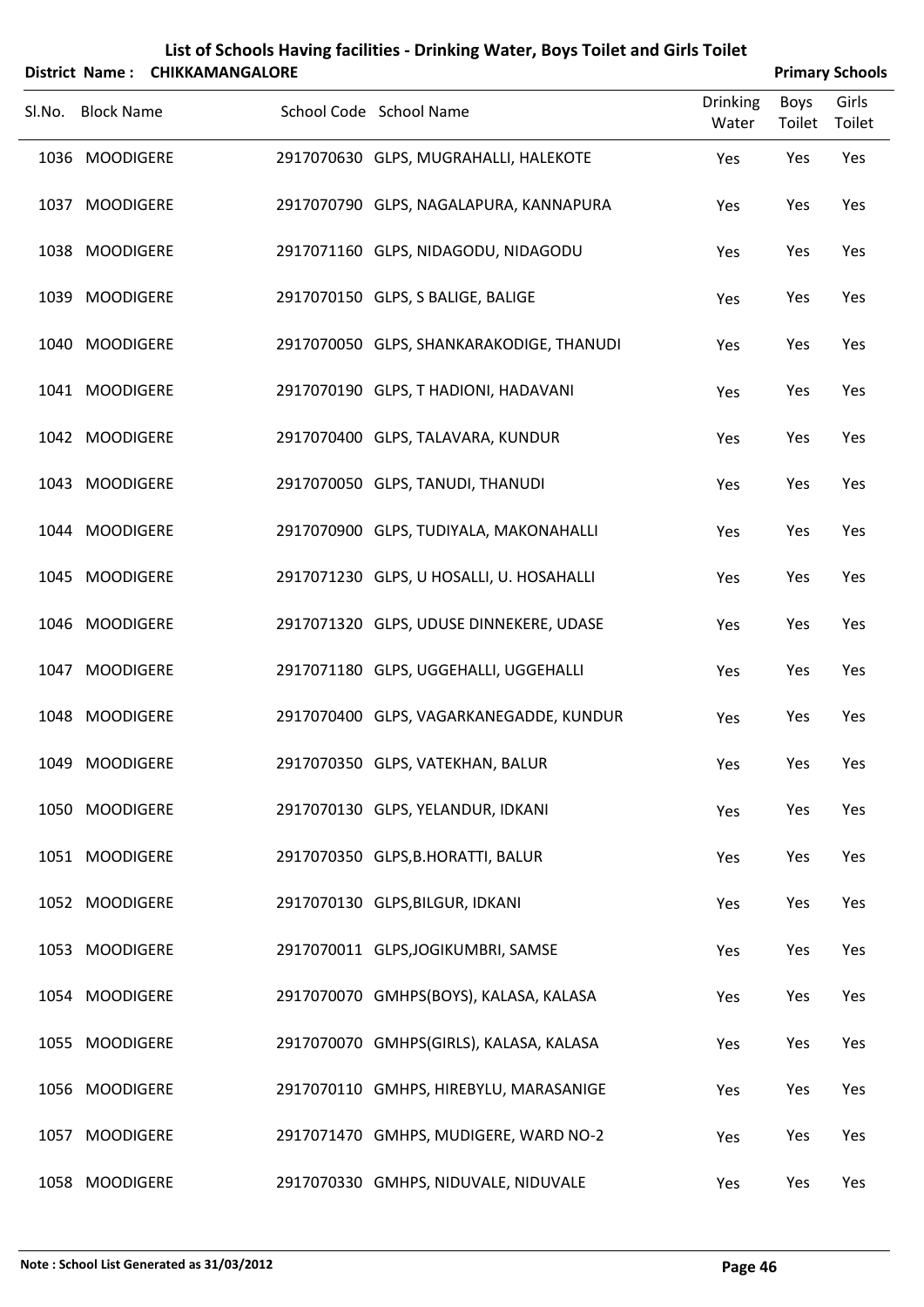# List of Schools Having facilities - Drinking Water, Boys Toilet and Girls Toilet

**District Name : CHIKKAMANGALORE** **Primary Schools**

| Sl.No. | Block Name | School Code | School Name | Drinking Water | Boys Toilet | Girls Toilet |
|---|---|---|---|---|---|---|
| 1036 | MOODIGERE | 2917070630 | GLPS, MUGRAHALLI, HALEKOTE | Yes | Yes | Yes |
| 1037 | MOODIGERE | 2917070790 | GLPS, NAGALAPURA, KANNAPURA | Yes | Yes | Yes |
| 1038 | MOODIGERE | 2917071160 | GLPS, NIDAGODU, NIDAGODU | Yes | Yes | Yes |
| 1039 | MOODIGERE | 2917070150 | GLPS, S BALIGE, BALIGE | Yes | Yes | Yes |
| 1040 | MOODIGERE | 2917070050 | GLPS, SHANKARAKODIGE, THANUDI | Yes | Yes | Yes |
| 1041 | MOODIGERE | 2917070190 | GLPS, T HADIONI, HADAVANI | Yes | Yes | Yes |
| 1042 | MOODIGERE | 2917070400 | GLPS, TALAVARA, KUNDUR | Yes | Yes | Yes |
| 1043 | MOODIGERE | 2917070050 | GLPS, TANUDI, THANUDI | Yes | Yes | Yes |
| 1044 | MOODIGERE | 2917070900 | GLPS, TUDIYALA, MAKONAHALLI | Yes | Yes | Yes |
| 1045 | MOODIGERE | 2917071230 | GLPS, U HOSALLI, U. HOSAHALLI | Yes | Yes | Yes |
| 1046 | MOODIGERE | 2917071320 | GLPS, UDUSE DINNEKERE, UDASE | Yes | Yes | Yes |
| 1047 | MOODIGERE | 2917071180 | GLPS, UGGEHALLI, UGGEHALLI | Yes | Yes | Yes |
| 1048 | MOODIGERE | 2917070400 | GLPS, VAGARKANEGADDE, KUNDUR | Yes | Yes | Yes |
| 1049 | MOODIGERE | 2917070350 | GLPS, VATEKHAN, BALUR | Yes | Yes | Yes |
| 1050 | MOODIGERE | 2917070130 | GLPS, YELANDUR, IDKANI | Yes | Yes | Yes |
| 1051 | MOODIGERE | 2917070350 | GLPS,B.HORATTI, BALUR | Yes | Yes | Yes |
| 1052 | MOODIGERE | 2917070130 | GLPS,BILGUR, IDKANI | Yes | Yes | Yes |
| 1053 | MOODIGERE | 2917070011 | GLPS,JOGIKUMBRI, SAMSE | Yes | Yes | Yes |
| 1054 | MOODIGERE | 2917070070 | GMHPS(BOYS), KALASA, KALASA | Yes | Yes | Yes |
| 1055 | MOODIGERE | 2917070070 | GMHPS(GIRLS), KALASA, KALASA | Yes | Yes | Yes |
| 1056 | MOODIGERE | 2917070110 | GMHPS, HIREBYLU, MARASANIGE | Yes | Yes | Yes |
| 1057 | MOODIGERE | 2917071470 | GMHPS, MUDIGERE, WARD NO-2 | Yes | Yes | Yes |
| 1058 | MOODIGERE | 2917070330 | GMHPS, NIDUVALE, NIDUVALE | Yes | Yes | Yes |

**Note : School List Generated as 31/03/2012**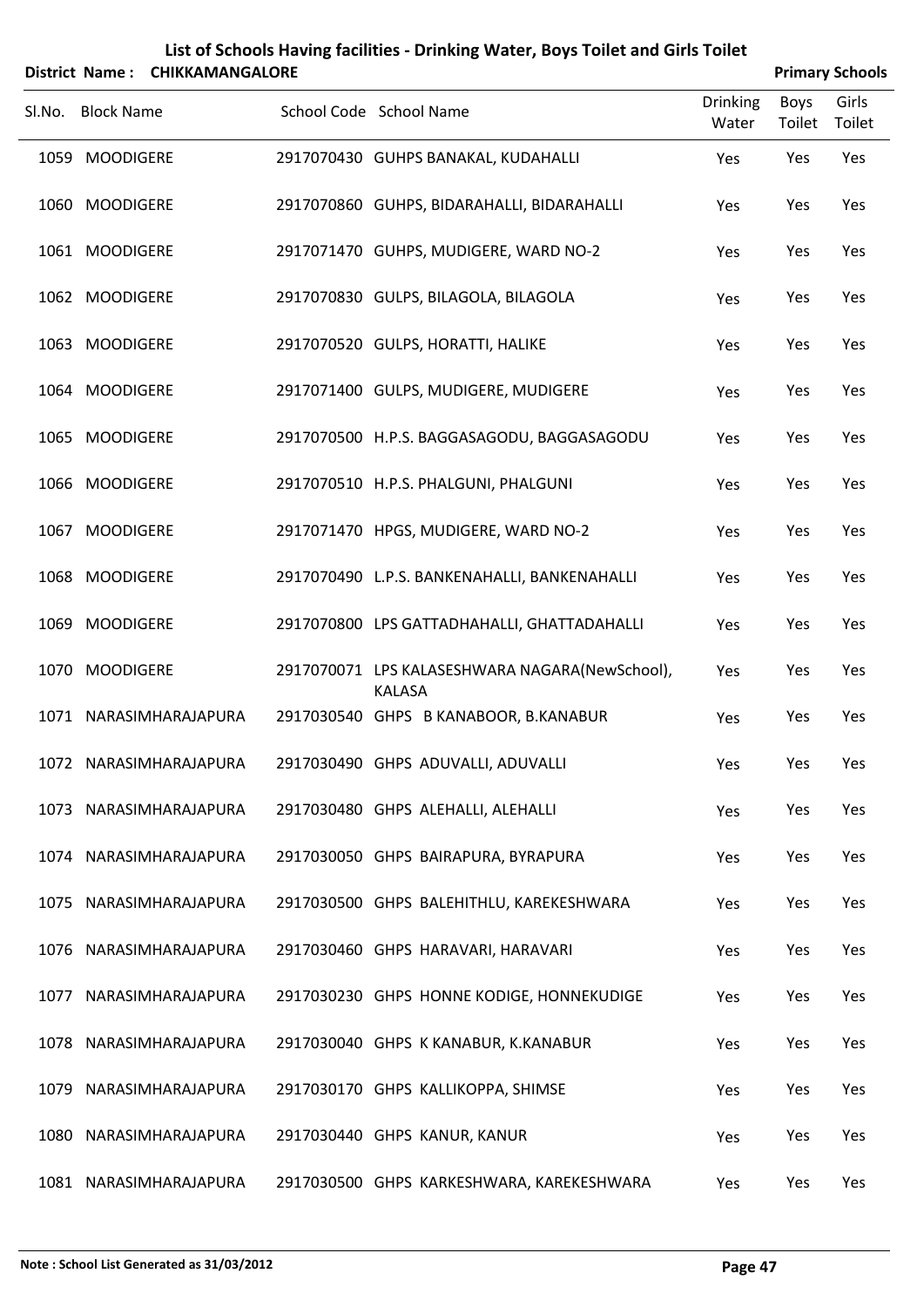# List of Schools Having facilities - Drinking Water, Boys Toilet and Girls Toilet

**District Name : CHIKKAMANGALORE** **Primary Schools**

| Sl.No. | Block Name | School Code | School Name | Drinking Water | Boys Toilet | Girls Toilet |
|---|---|---|---|---|---|---|
| 1059 | MOODIGERE | 2917070430 | GUHPS BANAKAL, KUDAHALLI | Yes | Yes | Yes |
| 1060 | MOODIGERE | 2917070860 | GUHPS, BIDARAHALLI, BIDARAHALLI | Yes | Yes | Yes |
| 1061 | MOODIGERE | 2917071470 | GUHPS, MUDIGERE, WARD NO-2 | Yes | Yes | Yes |
| 1062 | MOODIGERE | 2917070830 | GULPS, BILAGOLA, BILAGOLA | Yes | Yes | Yes |
| 1063 | MOODIGERE | 2917070520 | GULPS, HORATTI, HALIKE | Yes | Yes | Yes |
| 1064 | MOODIGERE | 2917071400 | GULPS, MUDIGERE, MUDIGERE | Yes | Yes | Yes |
| 1065 | MOODIGERE | 2917070500 | H.P.S. BAGGASAGODU, BAGGASAGODU | Yes | Yes | Yes |
| 1066 | MOODIGERE | 2917070510 | H.P.S. PHALGUNI, PHALGUNI | Yes | Yes | Yes |
| 1067 | MOODIGERE | 2917071470 | HPGS, MUDIGERE, WARD NO-2 | Yes | Yes | Yes |
| 1068 | MOODIGERE | 2917070490 | L.P.S. BANKENAHALLI, BANKENAHALLI | Yes | Yes | Yes |
| 1069 | MOODIGERE | 2917070800 | LPS GATTADHAHALLI, GHATTADAHALLI | Yes | Yes | Yes |
| 1070 | MOODIGERE | 2917070071 | LPS KALASESHWARA NAGARA(NewSchool), KALASA | Yes | Yes | Yes |
| 1071 | NARASIMHARAJAPURA | 2917030540 | GHPS B KANABOOR, B.KANABUR | Yes | Yes | Yes |
| 1072 | NARASIMHARAJAPURA | 2917030490 | GHPS ADUVALLI, ADUVALLI | Yes | Yes | Yes |
| 1073 | NARASIMHARAJAPURA | 2917030480 | GHPS ALEHALLI, ALEHALLI | Yes | Yes | Yes |
| 1074 | NARASIMHARAJAPURA | 2917030050 | GHPS BAIRAPURA, BYRAPURA | Yes | Yes | Yes |
| 1075 | NARASIMHARAJAPURA | 2917030500 | GHPS BALEHITHLU, KAREKESHWARA | Yes | Yes | Yes |
| 1076 | NARASIMHARAJAPURA | 2917030460 | GHPS HARAVARI, HARAVARI | Yes | Yes | Yes |
| 1077 | NARASIMHARAJAPURA | 2917030230 | GHPS HONNE KODIGE, HONNEKUDIGE | Yes | Yes | Yes |
| 1078 | NARASIMHARAJAPURA | 2917030040 | GHPS K KANABUR, K.KANABUR | Yes | Yes | Yes |
| 1079 | NARASIMHARAJAPURA | 2917030170 | GHPS KALLIKOPPA, SHIMSE | Yes | Yes | Yes |
| 1080 | NARASIMHARAJAPURA | 2917030440 | GHPS KANUR, KANUR | Yes | Yes | Yes |
| 1081 | NARASIMHARAJAPURA | 2917030500 | GHPS KARKESHWARA, KAREKESHWARA | Yes | Yes | Yes |

**Note : School List Generated as 31/03/2012**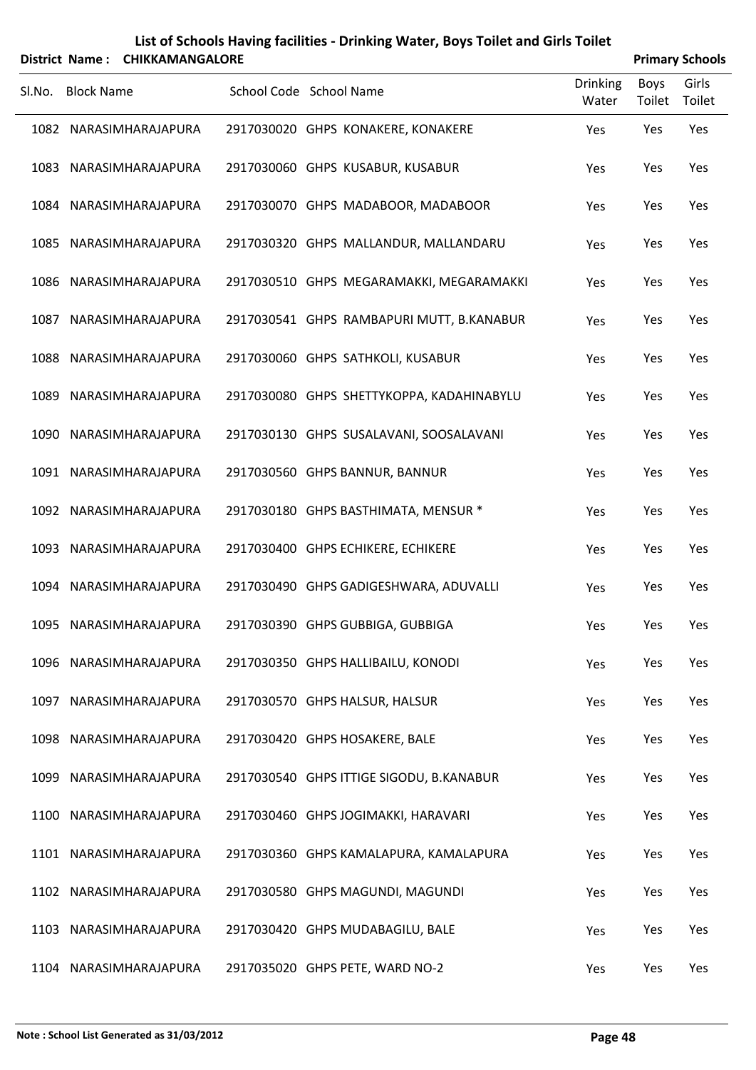# List of Schools Having facilities - Drinking Water, Boys Toilet and Girls Toilet

**District Name : CHIKKAMANGALORE** **Primary Schools**

| Sl.No. | Block Name | School Code | School Name | Drinking Water | Boys Toilet | Girls Toilet |
|---|---|---|---|---|---|---|
| 1082 | NARASIMHARAJAPURA | 2917030020 | GHPS KONAKERE, KONAKERE | Yes | Yes | Yes |
| 1083 | NARASIMHARAJAPURA | 2917030060 | GHPS KUSABUR, KUSABUR | Yes | Yes | Yes |
| 1084 | NARASIMHARAJAPURA | 2917030070 | GHPS MADABOOR, MADABOOR | Yes | Yes | Yes |
| 1085 | NARASIMHARAJAPURA | 2917030320 | GHPS MALLANDUR, MALLANDARU | Yes | Yes | Yes |
| 1086 | NARASIMHARAJAPURA | 2917030510 | GHPS MEGARAMAKKI, MEGARAMAKKI | Yes | Yes | Yes |
| 1087 | NARASIMHARAJAPURA | 2917030541 | GHPS RAMBAPURI MUTT, B.KANABUR | Yes | Yes | Yes |
| 1088 | NARASIMHARAJAPURA | 2917030060 | GHPS SATHKOLI, KUSABUR | Yes | Yes | Yes |
| 1089 | NARASIMHARAJAPURA | 2917030080 | GHPS SHETTYKOPPA, KADAHINABYLU | Yes | Yes | Yes |
| 1090 | NARASIMHARAJAPURA | 2917030130 | GHPS SUSALAVANI, SOOSALAVANI | Yes | Yes | Yes |
| 1091 | NARASIMHARAJAPURA | 2917030560 | GHPS BANNUR, BANNUR | Yes | Yes | Yes |
| 1092 | NARASIMHARAJAPURA | 2917030180 | GHPS BASTHIMATA, MENSUR * | Yes | Yes | Yes |
| 1093 | NARASIMHARAJAPURA | 2917030400 | GHPS ECHIKERE, ECHIKERE | Yes | Yes | Yes |
| 1094 | NARASIMHARAJAPURA | 2917030490 | GHPS GADIGESHWARA, ADUVALLI | Yes | Yes | Yes |
| 1095 | NARASIMHARAJAPURA | 2917030390 | GHPS GUBBIGA, GUBBIGA | Yes | Yes | Yes |
| 1096 | NARASIMHARAJAPURA | 2917030350 | GHPS HALLIBAILU, KONODI | Yes | Yes | Yes |
| 1097 | NARASIMHARAJAPURA | 2917030570 | GHPS HALSUR, HALSUR | Yes | Yes | Yes |
| 1098 | NARASIMHARAJAPURA | 2917030420 | GHPS HOSAKERE, BALE | Yes | Yes | Yes |
| 1099 | NARASIMHARAJAPURA | 2917030540 | GHPS ITTIGE SIGODU, B.KANABUR | Yes | Yes | Yes |
| 1100 | NARASIMHARAJAPURA | 2917030460 | GHPS JOGIMAKKI, HARAVARI | Yes | Yes | Yes |
| 1101 | NARASIMHARAJAPURA | 2917030360 | GHPS KAMALAPURA, KAMALAPURA | Yes | Yes | Yes |
| 1102 | NARASIMHARAJAPURA | 2917030580 | GHPS MAGUNDI, MAGUNDI | Yes | Yes | Yes |
| 1103 | NARASIMHARAJAPURA | 2917030420 | GHPS MUDABAGILU, BALE | Yes | Yes | Yes |
| 1104 | NARASIMHARAJAPURA | 2917035020 | GHPS PETE, WARD NO-2 | Yes | Yes | Yes |

**Note : School List Generated as 31/03/2012**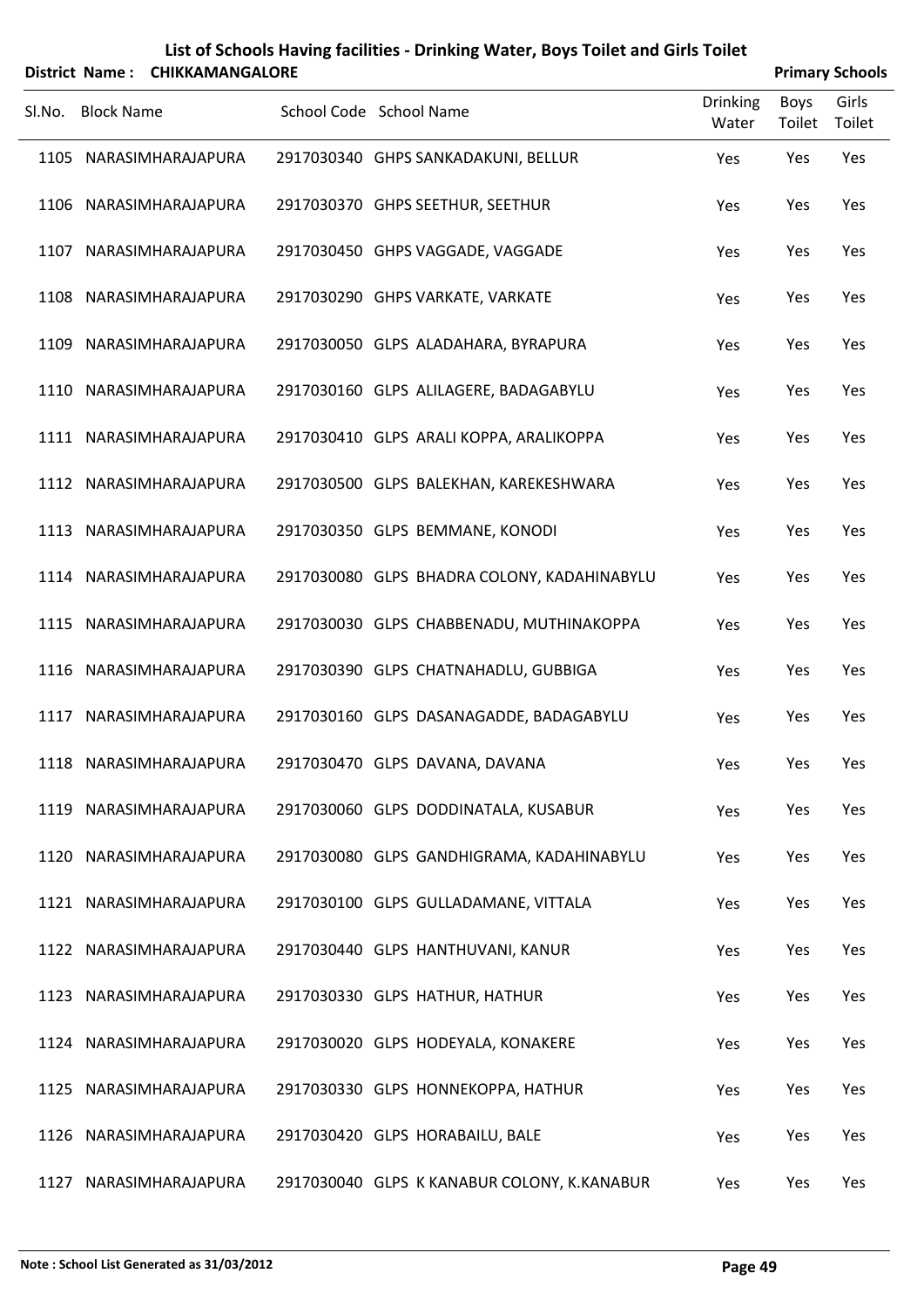# List of Schools Having facilities - Drinking Water, Boys Toilet and Girls Toilet

**District Name : CHIKKAMANGALORE** **Primary Schools**

| Sl.No. | Block Name | School Code | School Name | Drinking Water | Boys Toilet | Girls Toilet |
|---|---|---|---|---|---|---|
| 1105 | NARASIMHARAJAPURA | 2917030340 | GHPS SANKADAKUNI, BELLUR | Yes | Yes | Yes |
| 1106 | NARASIMHARAJAPURA | 2917030370 | GHPS SEETHUR, SEETHUR | Yes | Yes | Yes |
| 1107 | NARASIMHARAJAPURA | 2917030450 | GHPS VAGGADE, VAGGADE | Yes | Yes | Yes |
| 1108 | NARASIMHARAJAPURA | 2917030290 | GHPS VARKATE, VARKATE | Yes | Yes | Yes |
| 1109 | NARASIMHARAJAPURA | 2917030050 | GLPS ALADAHARA, BYRAPURA | Yes | Yes | Yes |
| 1110 | NARASIMHARAJAPURA | 2917030160 | GLPS ALILAGERE, BADAGABYLU | Yes | Yes | Yes |
| 1111 | NARASIMHARAJAPURA | 2917030410 | GLPS ARALI KOPPA, ARALIKOPPA | Yes | Yes | Yes |
| 1112 | NARASIMHARAJAPURA | 2917030500 | GLPS BALEKHAN, KAREKESHWARA | Yes | Yes | Yes |
| 1113 | NARASIMHARAJAPURA | 2917030350 | GLPS BEMMANE, KONODI | Yes | Yes | Yes |
| 1114 | NARASIMHARAJAPURA | 2917030080 | GLPS BHADRA COLONY, KADAHINABYLU | Yes | Yes | Yes |
| 1115 | NARASIMHARAJAPURA | 2917030030 | GLPS CHABBENADU, MUTHINAKOPPA | Yes | Yes | Yes |
| 1116 | NARASIMHARAJAPURA | 2917030390 | GLPS CHATNAHADLU, GUBBIGA | Yes | Yes | Yes |
| 1117 | NARASIMHARAJAPURA | 2917030160 | GLPS DASANAGADDE, BADAGABYLU | Yes | Yes | Yes |
| 1118 | NARASIMHARAJAPURA | 2917030470 | GLPS DAVANA, DAVANA | Yes | Yes | Yes |
| 1119 | NARASIMHARAJAPURA | 2917030060 | GLPS DODDINATALA, KUSABUR | Yes | Yes | Yes |
| 1120 | NARASIMHARAJAPURA | 2917030080 | GLPS GANDHIGRAMA, KADAHINABYLU | Yes | Yes | Yes |
| 1121 | NARASIMHARAJAPURA | 2917030100 | GLPS GULLADAMANE, VITTALA | Yes | Yes | Yes |
| 1122 | NARASIMHARAJAPURA | 2917030440 | GLPS HANTHUVANI, KANUR | Yes | Yes | Yes |
| 1123 | NARASIMHARAJAPURA | 2917030330 | GLPS HATHUR, HATHUR | Yes | Yes | Yes |
| 1124 | NARASIMHARAJAPURA | 2917030020 | GLPS HODEYALA, KONAKERE | Yes | Yes | Yes |
| 1125 | NARASIMHARAJAPURA | 2917030330 | GLPS HONNEKOPPA, HATHUR | Yes | Yes | Yes |
| 1126 | NARASIMHARAJAPURA | 2917030420 | GLPS HORABAILU, BALE | Yes | Yes | Yes |
| 1127 | NARASIMHARAJAPURA | 2917030040 | GLPS K KANABUR COLONY, K.KANABUR | Yes | Yes | Yes |

**Note : School List Generated as 31/03/2012**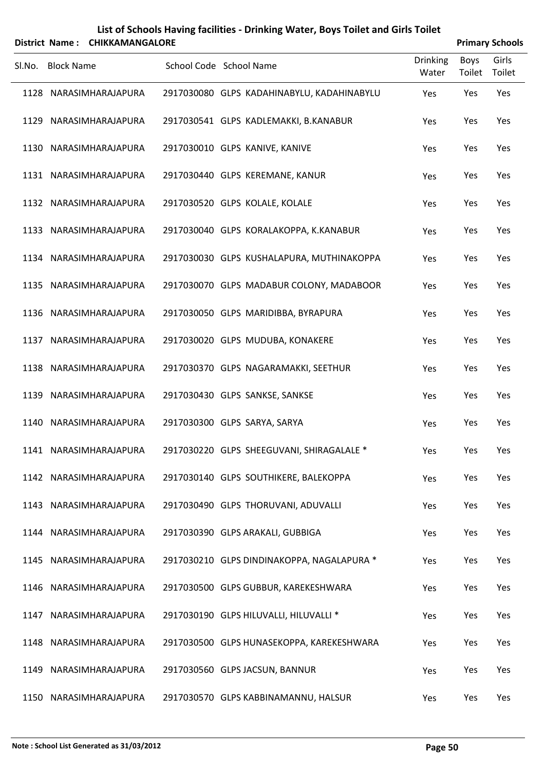# List of Schools Having facilities - Drinking Water, Boys Toilet and Girls Toilet

**District Name : CHIKKAMANGALORE** **Primary Schools**

| Sl.No. | Block Name | School Code | School Name | Drinking Water | Boys Toilet | Girls Toilet |
|---|---|---|---|---|---|---|
| 1128 | NARASIMHARAJAPURA | 2917030080 | GLPS KADAHINABYLU, KADAHINABYLU | Yes | Yes | Yes |
| 1129 | NARASIMHARAJAPURA | 2917030541 | GLPS KADLEMAKKI, B.KANABUR | Yes | Yes | Yes |
| 1130 | NARASIMHARAJAPURA | 2917030010 | GLPS KANIVE, KANIVE | Yes | Yes | Yes |
| 1131 | NARASIMHARAJAPURA | 2917030440 | GLPS KEREMANE, KANUR | Yes | Yes | Yes |
| 1132 | NARASIMHARAJAPURA | 2917030520 | GLPS KOLALE, KOLALE | Yes | Yes | Yes |
| 1133 | NARASIMHARAJAPURA | 2917030040 | GLPS KORALAKOPPA, K.KANABUR | Yes | Yes | Yes |
| 1134 | NARASIMHARAJAPURA | 2917030030 | GLPS KUSHALAPURA, MUTHINAKOPPA | Yes | Yes | Yes |
| 1135 | NARASIMHARAJAPURA | 2917030070 | GLPS MADABUR COLONY, MADABOOR | Yes | Yes | Yes |
| 1136 | NARASIMHARAJAPURA | 2917030050 | GLPS MARIDIBBA, BYRAPURA | Yes | Yes | Yes |
| 1137 | NARASIMHARAJAPURA | 2917030020 | GLPS MUDUBA, KONAKERE | Yes | Yes | Yes |
| 1138 | NARASIMHARAJAPURA | 2917030370 | GLPS NAGARAMAKKI, SEETHUR | Yes | Yes | Yes |
| 1139 | NARASIMHARAJAPURA | 2917030430 | GLPS SANKSE, SANKSE | Yes | Yes | Yes |
| 1140 | NARASIMHARAJAPURA | 2917030300 | GLPS SARYA, SARYA | Yes | Yes | Yes |
| 1141 | NARASIMHARAJAPURA | 2917030220 | GLPS SHEEGUVANI, SHIRAGALALE * | Yes | Yes | Yes |
| 1142 | NARASIMHARAJAPURA | 2917030140 | GLPS SOUTHIKERE, BALEKOPPA | Yes | Yes | Yes |
| 1143 | NARASIMHARAJAPURA | 2917030490 | GLPS THORUVANI, ADUVALLI | Yes | Yes | Yes |
| 1144 | NARASIMHARAJAPURA | 2917030390 | GLPS ARAKALI, GUBBIGA | Yes | Yes | Yes |
| 1145 | NARASIMHARAJAPURA | 2917030210 | GLPS DINDINAKOPPA, NAGALAPURA * | Yes | Yes | Yes |
| 1146 | NARASIMHARAJAPURA | 2917030500 | GLPS GUBBUR, KAREKESHWARA | Yes | Yes | Yes |
| 1147 | NARASIMHARAJAPURA | 2917030190 | GLPS HILUVALLI, HILUVALLI * | Yes | Yes | Yes |
| 1148 | NARASIMHARAJAPURA | 2917030500 | GLPS HUNASEKOPPA, KAREKESHWARA | Yes | Yes | Yes |
| 1149 | NARASIMHARAJAPURA | 2917030560 | GLPS JACSUN, BANNUR | Yes | Yes | Yes |
| 1150 | NARASIMHARAJAPURA | 2917030570 | GLPS KABBINAMANNU, HALSUR | Yes | Yes | Yes |

**Note : School List Generated as 31/03/2012**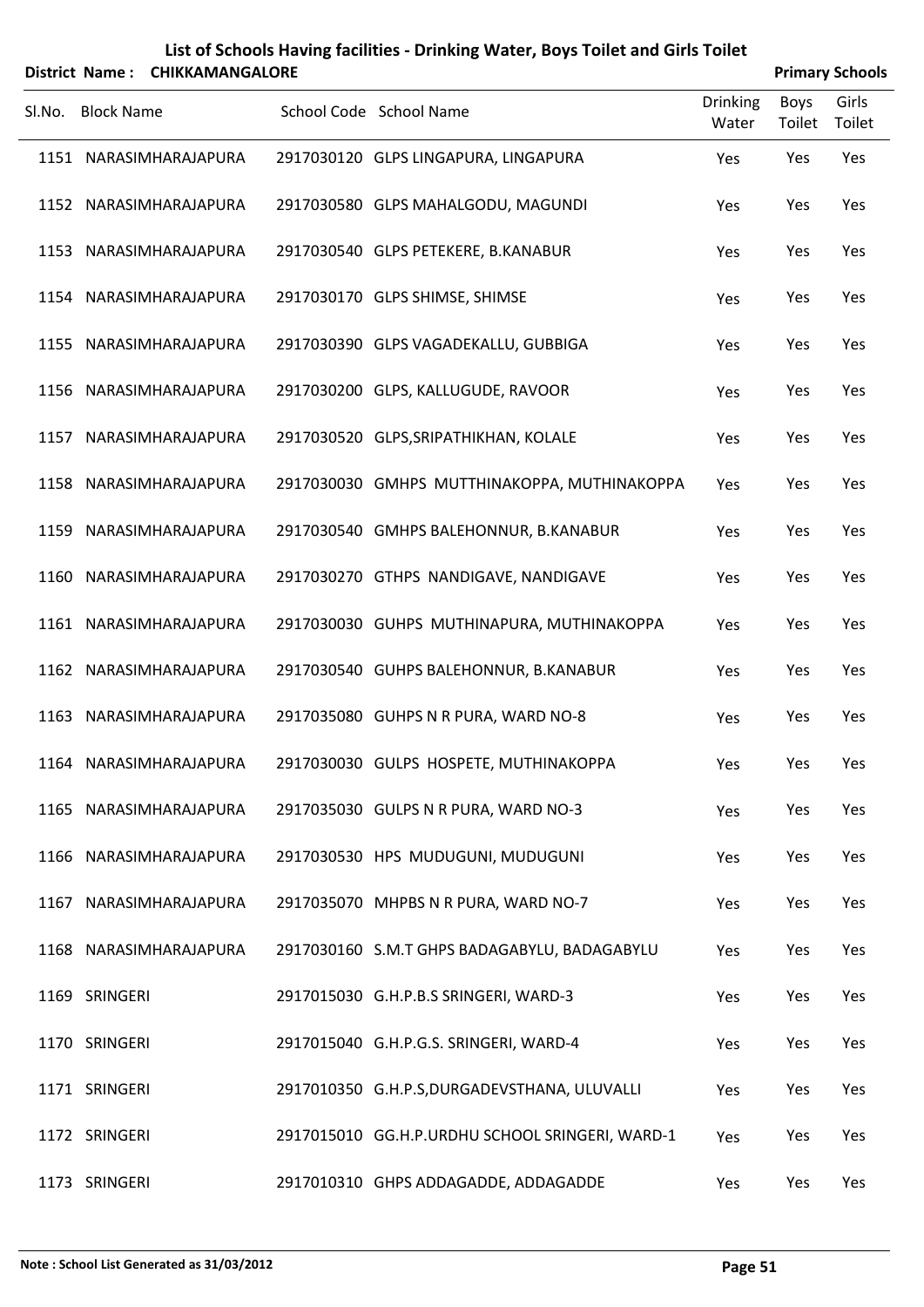# List of Schools Having facilities - Drinking Water, Boys Toilet and Girls Toilet

**District Name : CHIKKAMANGALORE** **Primary Schools**

| Sl.No. | Block Name | School Code | School Name | Drinking Water | Boys Toilet | Girls Toilet |
|---|---|---|---|---|---|---|
| 1151 | NARASIMHARAJAPURA | 2917030120 | GLPS LINGAPURA, LINGAPURA | Yes | Yes | Yes |
| 1152 | NARASIMHARAJAPURA | 2917030580 | GLPS MAHALGODU, MAGUNDI | Yes | Yes | Yes |
| 1153 | NARASIMHARAJAPURA | 2917030540 | GLPS PETEKERE, B.KANABUR | Yes | Yes | Yes |
| 1154 | NARASIMHARAJAPURA | 2917030170 | GLPS SHIMSE, SHIMSE | Yes | Yes | Yes |
| 1155 | NARASIMHARAJAPURA | 2917030390 | GLPS VAGADEKALLU, GUBBIGA | Yes | Yes | Yes |
| 1156 | NARASIMHARAJAPURA | 2917030200 | GLPS, KALLUGUDE, RAVOOR | Yes | Yes | Yes |
| 1157 | NARASIMHARAJAPURA | 2917030520 | GLPS,SRIPATHIKHAN, KOLALE | Yes | Yes | Yes |
| 1158 | NARASIMHARAJAPURA | 2917030030 | GMHPS MUTTHINAKOPPA, MUTHINAKOPPA | Yes | Yes | Yes |
| 1159 | NARASIMHARAJAPURA | 2917030540 | GMHPS BALEHONNUR, B.KANABUR | Yes | Yes | Yes |
| 1160 | NARASIMHARAJAPURA | 2917030270 | GTHPS NANDIGAVE, NANDIGAVE | Yes | Yes | Yes |
| 1161 | NARASIMHARAJAPURA | 2917030030 | GUHPS MUTHINAPURA, MUTHINAKOPPA | Yes | Yes | Yes |
| 1162 | NARASIMHARAJAPURA | 2917030540 | GUHPS BALEHONNUR, B.KANABUR | Yes | Yes | Yes |
| 1163 | NARASIMHARAJAPURA | 2917035080 | GUHPS N R PURA, WARD NO-8 | Yes | Yes | Yes |
| 1164 | NARASIMHARAJAPURA | 2917030030 | GULPS HOSPETE, MUTHINAKOPPA | Yes | Yes | Yes |
| 1165 | NARASIMHARAJAPURA | 2917035030 | GULPS N R PURA, WARD NO-3 | Yes | Yes | Yes |
| 1166 | NARASIMHARAJAPURA | 2917030530 | HPS MUDUGUNI, MUDUGUNI | Yes | Yes | Yes |
| 1167 | NARASIMHARAJAPURA | 2917035070 | MHPBS N R PURA, WARD NO-7 | Yes | Yes | Yes |
| 1168 | NARASIMHARAJAPURA | 2917030160 | S.M.T GHPS BADAGABYLU, BADAGABYLU | Yes | Yes | Yes |
| 1169 | SRINGERI | 2917015030 | G.H.P.B.S SRINGERI, WARD-3 | Yes | Yes | Yes |
| 1170 | SRINGERI | 2917015040 | G.H.P.G.S. SRINGERI, WARD-4 | Yes | Yes | Yes |
| 1171 | SRINGERI | 2917010350 | G.H.P.S,DURGADEVSTHANA, ULUVALLI | Yes | Yes | Yes |
| 1172 | SRINGERI | 2917015010 | GG.H.P.URDHU SCHOOL SRINGERI, WARD-1 | Yes | Yes | Yes |
| 1173 | SRINGERI | 2917010310 | GHPS ADDAGADDE, ADDAGADDE | Yes | Yes | Yes |

**Note : School List Generated as 31/03/2012**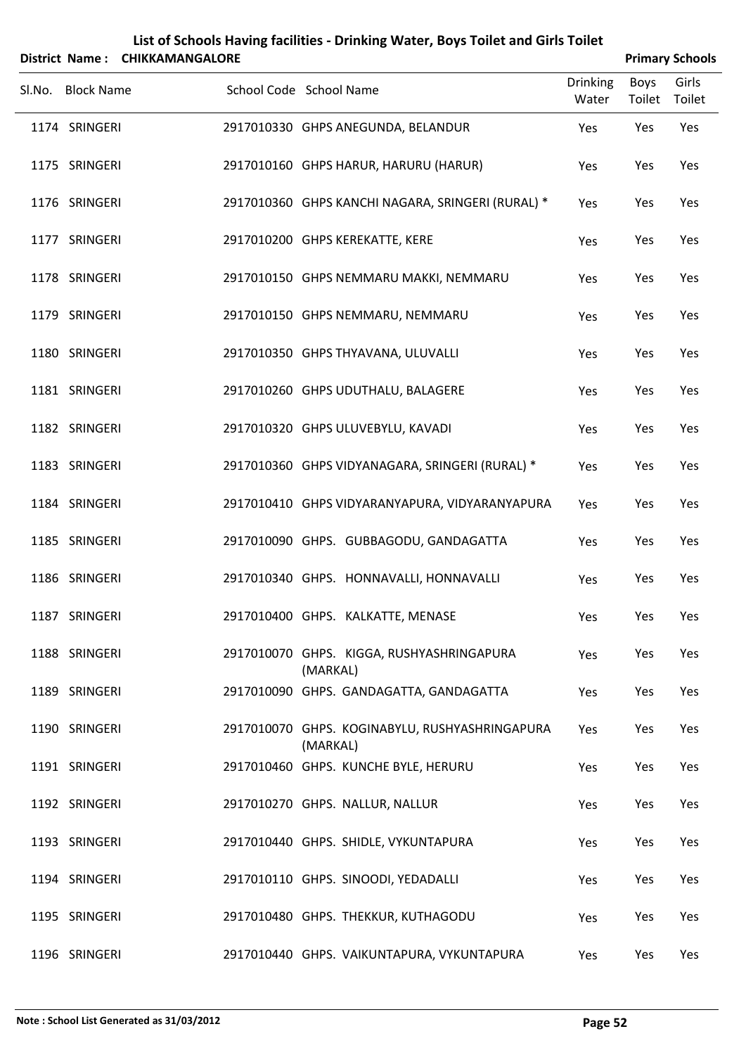# List of Schools Having facilities - Drinking Water, Boys Toilet and Girls Toilet

**District Name : CHIKKAMANGALORE** **Primary Schools**

| Sl.No. | Block Name | School Code | School Name | Drinking Water | Boys Toilet | Girls Toilet |
|---|---|---|---|---|---|---|
| 1174 | SRINGERI | 2917010330 | GHPS ANEGUNDA, BELANDUR | Yes | Yes | Yes |
| 1175 | SRINGERI | 2917010160 | GHPS HARUR, HARURU (HARUR) | Yes | Yes | Yes |
| 1176 | SRINGERI | 2917010360 | GHPS KANCHI NAGARA, SRINGERI (RURAL) * | Yes | Yes | Yes |
| 1177 | SRINGERI | 2917010200 | GHPS KEREKATTE, KERE | Yes | Yes | Yes |
| 1178 | SRINGERI | 2917010150 | GHPS NEMMARU MAKKI, NEMMARU | Yes | Yes | Yes |
| 1179 | SRINGERI | 2917010150 | GHPS NEMMARU, NEMMARU | Yes | Yes | Yes |
| 1180 | SRINGERI | 2917010350 | GHPS THYAVANA, ULUVALLI | Yes | Yes | Yes |
| 1181 | SRINGERI | 2917010260 | GHPS UDUTHALU, BALAGERE | Yes | Yes | Yes |
| 1182 | SRINGERI | 2917010320 | GHPS ULUVEBYLU, KAVADI | Yes | Yes | Yes |
| 1183 | SRINGERI | 2917010360 | GHPS VIDYANAGARA, SRINGERI (RURAL) * | Yes | Yes | Yes |
| 1184 | SRINGERI | 2917010410 | GHPS VIDYARANYAPURA, VIDYARANYAPURA | Yes | Yes | Yes |
| 1185 | SRINGERI | 2917010090 | GHPS. GUBBAGODU, GANDAGATTA | Yes | Yes | Yes |
| 1186 | SRINGERI | 2917010340 | GHPS. HONNAVALLI, HONNAVALLI | Yes | Yes | Yes |
| 1187 | SRINGERI | 2917010400 | GHPS. KALKATTE, MENASE | Yes | Yes | Yes |
| 1188 | SRINGERI | 2917010070 | GHPS. KIGGA, RUSHYASHRINGAPURA (MARKAL) | Yes | Yes | Yes |
| 1189 | SRINGERI | 2917010090 | GHPS. GANDAGATTA, GANDAGATTA | Yes | Yes | Yes |
| 1190 | SRINGERI | 2917010070 | GHPS. KOGINABYLU, RUSHYASHRINGAPURA (MARKAL) | Yes | Yes | Yes |
| 1191 | SRINGERI | 2917010460 | GHPS. KUNCHE BYLE, HERURU | Yes | Yes | Yes |
| 1192 | SRINGERI | 2917010270 | GHPS. NALLUR, NALLUR | Yes | Yes | Yes |
| 1193 | SRINGERI | 2917010440 | GHPS. SHIDLE, VYKUNTAPURA | Yes | Yes | Yes |
| 1194 | SRINGERI | 2917010110 | GHPS. SINOODI, YEDADALLI | Yes | Yes | Yes |
| 1195 | SRINGERI | 2917010480 | GHPS. THEKKUR, KUTHAGODU | Yes | Yes | Yes |
| 1196 | SRINGERI | 2917010440 | GHPS. VAIKUNTAPURA, VYKUNTAPURA | Yes | Yes | Yes |

**Note : School List Generated as 31/03/2012**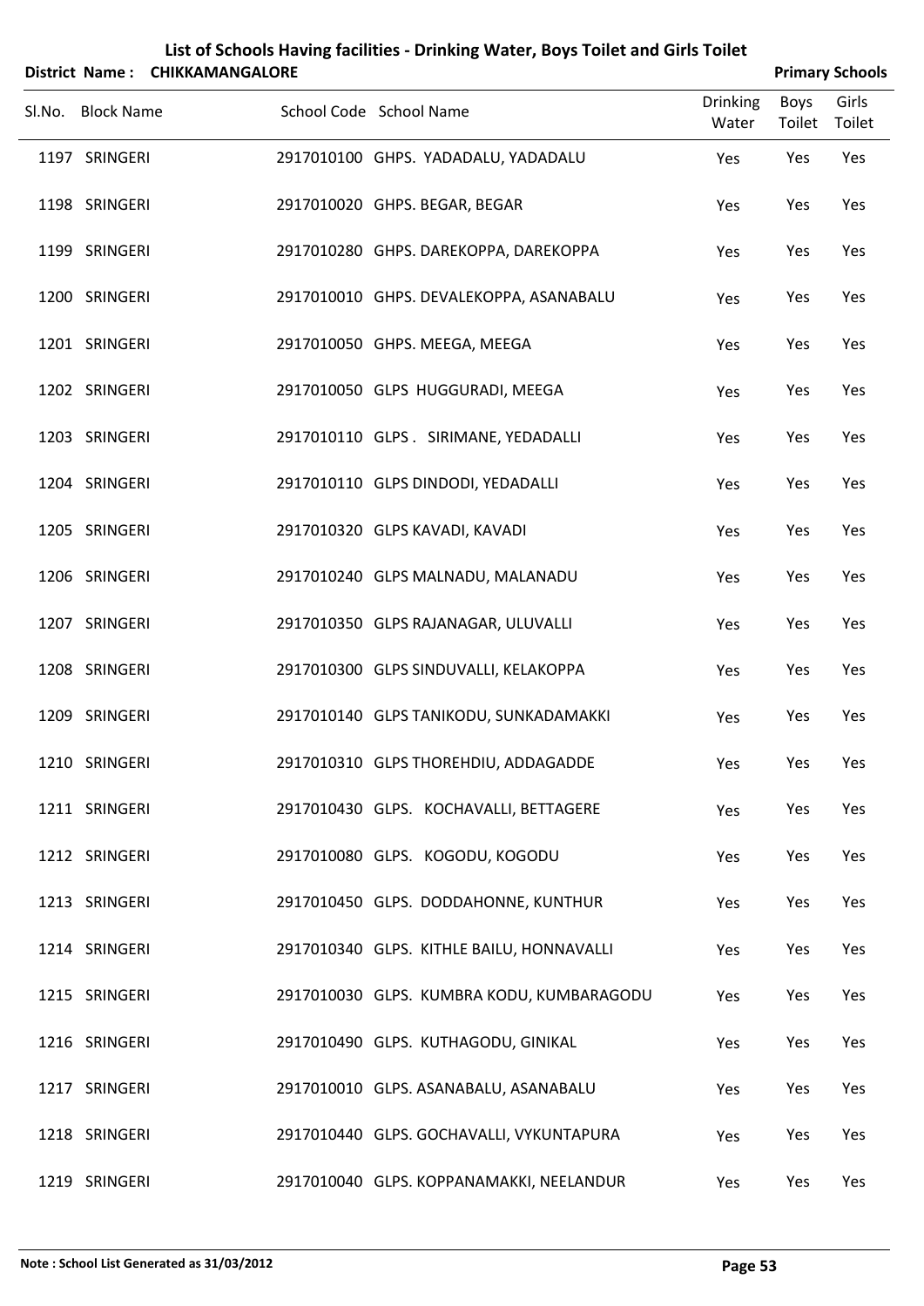# List of Schools Having facilities - Drinking Water, Boys Toilet and Girls Toilet

**District Name : CHIKKAMANGALORE** **Primary Schools**

| Sl.No. | Block Name | School Code | School Name | Drinking Water | Boys Toilet | Girls Toilet |
|---|---|---|---|---|---|---|
| 1197 | SRINGERI | 2917010100 | GHPS. YADADALU, YADADALU | Yes | Yes | Yes |
| 1198 | SRINGERI | 2917010020 | GHPS. BEGAR, BEGAR | Yes | Yes | Yes |
| 1199 | SRINGERI | 2917010280 | GHPS. DAREKOPPA, DAREKOPPA | Yes | Yes | Yes |
| 1200 | SRINGERI | 2917010010 | GHPS. DEVALEKOPPA, ASANABALU | Yes | Yes | Yes |
| 1201 | SRINGERI | 2917010050 | GHPS. MEEGA, MEEGA | Yes | Yes | Yes |
| 1202 | SRINGERI | 2917010050 | GLPS HUGGURADI, MEEGA | Yes | Yes | Yes |
| 1203 | SRINGERI | 2917010110 | GLPS . SIRIMANE, YEDADALLI | Yes | Yes | Yes |
| 1204 | SRINGERI | 2917010110 | GLPS DINDODI, YEDADALLI | Yes | Yes | Yes |
| 1205 | SRINGERI | 2917010320 | GLPS KAVADI, KAVADI | Yes | Yes | Yes |
| 1206 | SRINGERI | 2917010240 | GLPS MALNADU, MALANADU | Yes | Yes | Yes |
| 1207 | SRINGERI | 2917010350 | GLPS RAJANAGAR, ULUVALLI | Yes | Yes | Yes |
| 1208 | SRINGERI | 2917010300 | GLPS SINDUVALLI, KELAKOPPA | Yes | Yes | Yes |
| 1209 | SRINGERI | 2917010140 | GLPS TANIKODU, SUNKADAMAKKI | Yes | Yes | Yes |
| 1210 | SRINGERI | 2917010310 | GLPS THOREHDIU, ADDAGADDE | Yes | Yes | Yes |
| 1211 | SRINGERI | 2917010430 | GLPS. KOCHAVALLI, BETTAGERE | Yes | Yes | Yes |
| 1212 | SRINGERI | 2917010080 | GLPS. KOGODU, KOGODU | Yes | Yes | Yes |
| 1213 | SRINGERI | 2917010450 | GLPS. DODDAHONNE, KUNTHUR | Yes | Yes | Yes |
| 1214 | SRINGERI | 2917010340 | GLPS. KITHLE BAILU, HONNAVALLI | Yes | Yes | Yes |
| 1215 | SRINGERI | 2917010030 | GLPS. KUMBRA KODU, KUMBARAGODU | Yes | Yes | Yes |
| 1216 | SRINGERI | 2917010490 | GLPS. KUTHAGODU, GINIKAL | Yes | Yes | Yes |
| 1217 | SRINGERI | 2917010010 | GLPS. ASANABALU, ASANABALU | Yes | Yes | Yes |
| 1218 | SRINGERI | 2917010440 | GLPS. GOCHAVALLI, VYKUNTAPURA | Yes | Yes | Yes |
| 1219 | SRINGERI | 2917010040 | GLPS. KOPPANAMAKKI, NEELANDUR | Yes | Yes | Yes |

**Note : School List Generated as 31/03/2012**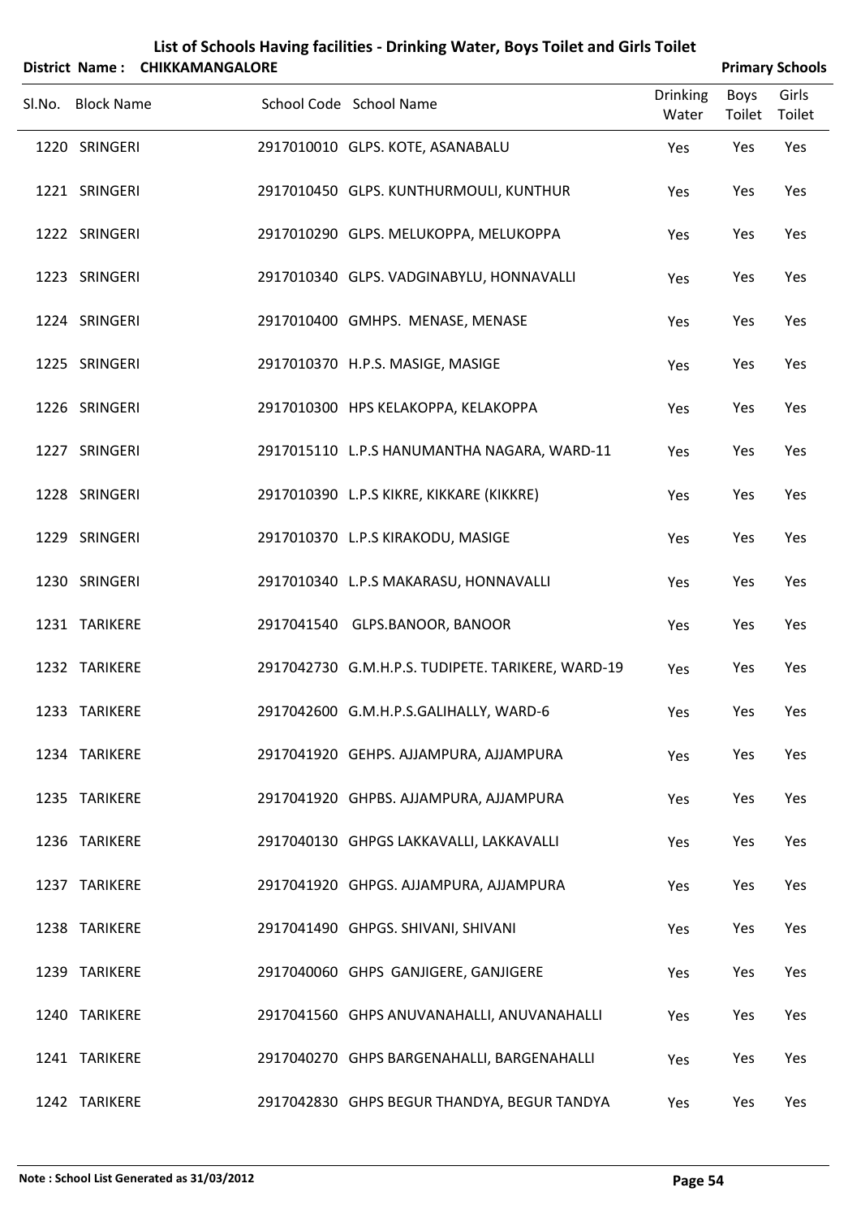# List of Schools Having facilities - Drinking Water, Boys Toilet and Girls Toilet

**District Name : CHIKKAMANGALORE** **Primary Schools**

| Sl.No. | Block Name | School Code | School Name | Drinking Water | Boys Toilet | Girls Toilet |
|---|---|---|---|---|---|---|
| 1220 | SRINGERI | 2917010010 | GLPS. KOTE, ASANABALU | Yes | Yes | Yes |
| 1221 | SRINGERI | 2917010450 | GLPS. KUNTHURMOULI, KUNTHUR | Yes | Yes | Yes |
| 1222 | SRINGERI | 2917010290 | GLPS. MELUKOPPA, MELUKOPPA | Yes | Yes | Yes |
| 1223 | SRINGERI | 2917010340 | GLPS. VADGINABYLU, HONNAVALLI | Yes | Yes | Yes |
| 1224 | SRINGERI | 2917010400 | GMHPS. MENASE, MENASE | Yes | Yes | Yes |
| 1225 | SRINGERI | 2917010370 | H.P.S. MASIGE, MASIGE | Yes | Yes | Yes |
| 1226 | SRINGERI | 2917010300 | HPS KELAKOPPA, KELAKOPPA | Yes | Yes | Yes |
| 1227 | SRINGERI | 2917015110 | L.P.S HANUMANTHA NAGARA, WARD-11 | Yes | Yes | Yes |
| 1228 | SRINGERI | 2917010390 | L.P.S KIKRE, KIKKARE (KIKKRE) | Yes | Yes | Yes |
| 1229 | SRINGERI | 2917010370 | L.P.S KIRAKODU, MASIGE | Yes | Yes | Yes |
| 1230 | SRINGERI | 2917010340 | L.P.S MAKARASU, HONNAVALLI | Yes | Yes | Yes |
| 1231 | TARIKERE | 2917041540 | GLPS.BANOOR, BANOOR | Yes | Yes | Yes |
| 1232 | TARIKERE | 2917042730 | G.M.H.P.S. TUDIPETE. TARIKERE, WARD-19 | Yes | Yes | Yes |
| 1233 | TARIKERE | 2917042600 | G.M.H.P.S.GALIHALLY, WARD-6 | Yes | Yes | Yes |
| 1234 | TARIKERE | 2917041920 | GEHPS. AJJAMPURA, AJJAMPURA | Yes | Yes | Yes |
| 1235 | TARIKERE | 2917041920 | GHPBS. AJJAMPURA, AJJAMPURA | Yes | Yes | Yes |
| 1236 | TARIKERE | 2917040130 | GHPGS LAKKAVALLI, LAKKAVALLI | Yes | Yes | Yes |
| 1237 | TARIKERE | 2917041920 | GHPGS. AJJAMPURA, AJJAMPURA | Yes | Yes | Yes |
| 1238 | TARIKERE | 2917041490 | GHPGS. SHIVANI, SHIVANI | Yes | Yes | Yes |
| 1239 | TARIKERE | 2917040060 | GHPS GANJIGERE, GANJIGERE | Yes | Yes | Yes |
| 1240 | TARIKERE | 2917041560 | GHPS ANUVANAHALLI, ANUVANAHALLI | Yes | Yes | Yes |
| 1241 | TARIKERE | 2917040270 | GHPS BARGENAHALLI, BARGENAHALLI | Yes | Yes | Yes |
| 1242 | TARIKERE | 2917042830 | GHPS BEGUR THANDYA, BEGUR TANDYA | Yes | Yes | Yes |

**Note : School List Generated as 31/03/2012**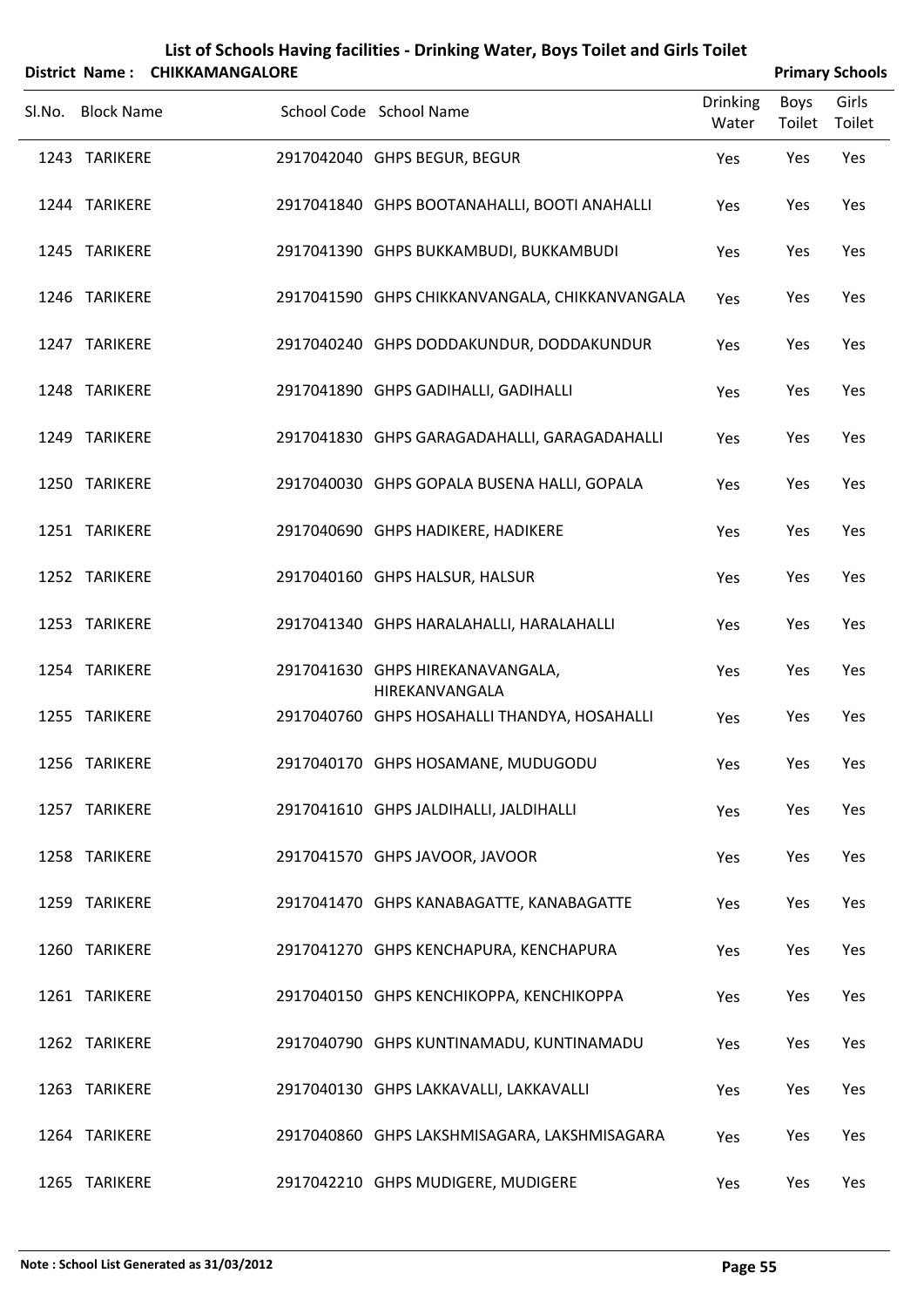## List of Schools Having facilities - Drinking Water, Boys Toilet and Girls Toilet

**District Name : CHIKKAMANGALORE** **Primary Schools**

| Sl.No. | Block Name | School Code | School Name | Drinking Water | Boys Toilet | Girls Toilet |
|---|---|---|---|---|---|---|
| 1243 | TARIKERE | 2917042040 | GHPS BEGUR, BEGUR | Yes | Yes | Yes |
| 1244 | TARIKERE | 2917041840 | GHPS BOOTANAHALLI, BOOTI ANAHALLI | Yes | Yes | Yes |
| 1245 | TARIKERE | 2917041390 | GHPS BUKKAMBUDI, BUKKAMBUDI | Yes | Yes | Yes |
| 1246 | TARIKERE | 2917041590 | GHPS CHIKKANVANGALA, CHIKKANVANGALA | Yes | Yes | Yes |
| 1247 | TARIKERE | 2917040240 | GHPS DODDAKUNDUR, DODDAKUNDUR | Yes | Yes | Yes |
| 1248 | TARIKERE | 2917041890 | GHPS GADIHALLI, GADIHALLI | Yes | Yes | Yes |
| 1249 | TARIKERE | 2917041830 | GHPS GARAGADAHALLI, GARAGADAHALLI | Yes | Yes | Yes |
| 1250 | TARIKERE | 2917040030 | GHPS GOPALA BUSENA HALLI, GOPALA | Yes | Yes | Yes |
| 1251 | TARIKERE | 2917040690 | GHPS HADIKERE, HADIKERE | Yes | Yes | Yes |
| 1252 | TARIKERE | 2917040160 | GHPS HALSUR, HALSUR | Yes | Yes | Yes |
| 1253 | TARIKERE | 2917041340 | GHPS HARALAHALLI, HARALAHALLI | Yes | Yes | Yes |
| 1254 | TARIKERE | 2917041630 | GHPS HIREKANAVANGALA, HIREKANVANGALA | Yes | Yes | Yes |
| 1255 | TARIKERE | 2917040760 | GHPS HOSAHALLI THANDYA, HOSAHALLI | Yes | Yes | Yes |
| 1256 | TARIKERE | 2917040170 | GHPS HOSAMANE, MUDUGODU | Yes | Yes | Yes |
| 1257 | TARIKERE | 2917041610 | GHPS JALDIHALLI, JALDIHALLI | Yes | Yes | Yes |
| 1258 | TARIKERE | 2917041570 | GHPS JAVOOR, JAVOOR | Yes | Yes | Yes |
| 1259 | TARIKERE | 2917041470 | GHPS KANABAGATTE, KANABAGATTE | Yes | Yes | Yes |
| 1260 | TARIKERE | 2917041270 | GHPS KENCHAPURA, KENCHAPURA | Yes | Yes | Yes |
| 1261 | TARIKERE | 2917040150 | GHPS KENCHIKOPPA, KENCHIKOPPA | Yes | Yes | Yes |
| 1262 | TARIKERE | 2917040790 | GHPS KUNTINAMADU, KUNTINAMADU | Yes | Yes | Yes |
| 1263 | TARIKERE | 2917040130 | GHPS LAKKAVALLI, LAKKAVALLI | Yes | Yes | Yes |
| 1264 | TARIKERE | 2917040860 | GHPS LAKSHMISAGARA, LAKSHMISAGARA | Yes | Yes | Yes |
| 1265 | TARIKERE | 2917042210 | GHPS MUDIGERE, MUDIGERE | Yes | Yes | Yes |

**Note : School List Generated as 31/03/2012**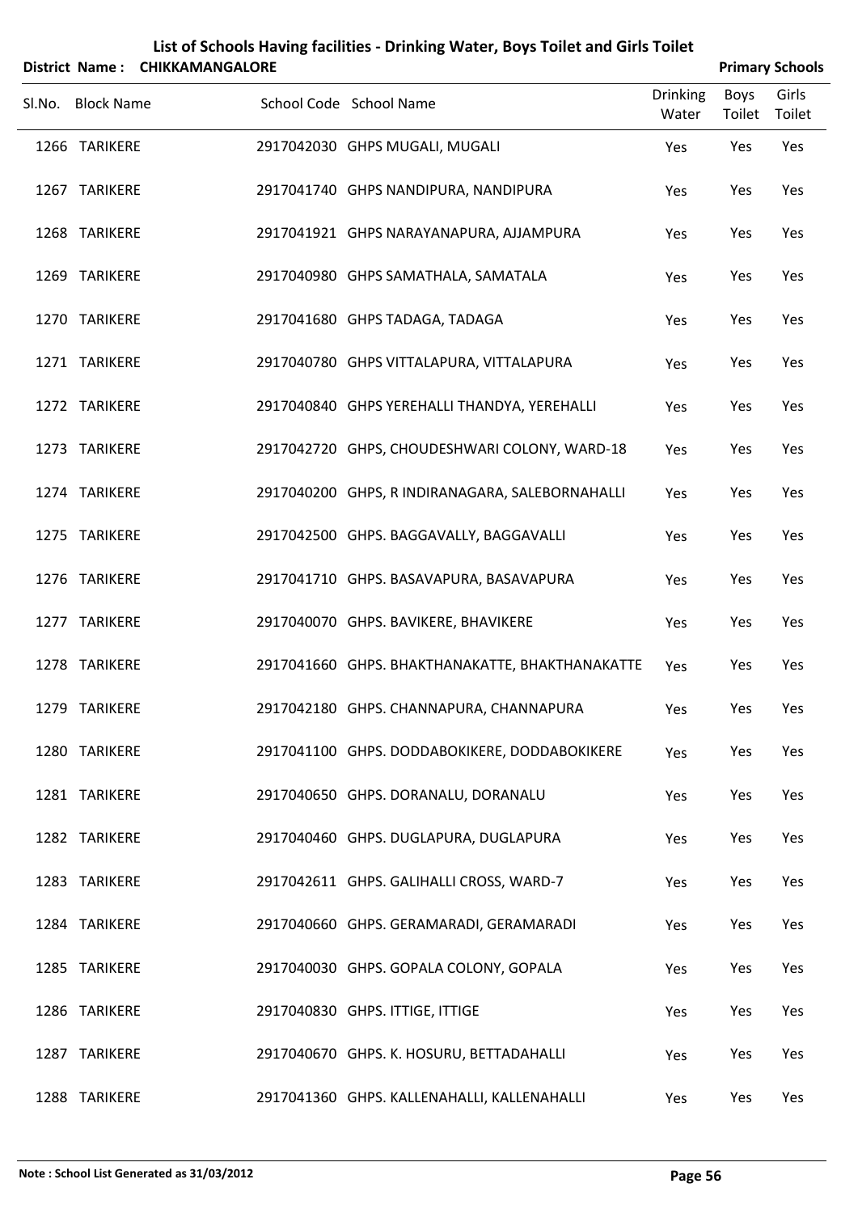# List of Schools Having facilities - Drinking Water, Boys Toilet and Girls Toilet

**District Name : CHIKKAMANGALORE** **Primary Schools**

| Sl.No. | Block Name | School Code | School Name | Drinking Water | Boys Toilet | Girls Toilet |
|---|---|---|---|---|---|---|
| 1266 | TARIKERE | 2917042030 | GHPS MUGALI, MUGALI | Yes | Yes | Yes |
| 1267 | TARIKERE | 2917041740 | GHPS NANDIPURA, NANDIPURA | Yes | Yes | Yes |
| 1268 | TARIKERE | 2917041921 | GHPS NARAYANAPURA, AJJAMPURA | Yes | Yes | Yes |
| 1269 | TARIKERE | 2917040980 | GHPS SAMATHALA, SAMATALA | Yes | Yes | Yes |
| 1270 | TARIKERE | 2917041680 | GHPS TADAGA, TADAGA | Yes | Yes | Yes |
| 1271 | TARIKERE | 2917040780 | GHPS VITTALAPURA, VITTALAPURA | Yes | Yes | Yes |
| 1272 | TARIKERE | 2917040840 | GHPS YEREHALLI THANDYA, YEREHALLI | Yes | Yes | Yes |
| 1273 | TARIKERE | 2917042720 | GHPS, CHOUDESHWARI COLONY, WARD-18 | Yes | Yes | Yes |
| 1274 | TARIKERE | 2917040200 | GHPS, R INDIRANAGARA, SALEBORNAHALLI | Yes | Yes | Yes |
| 1275 | TARIKERE | 2917042500 | GHPS. BAGGAVALLY, BAGGAVALLI | Yes | Yes | Yes |
| 1276 | TARIKERE | 2917041710 | GHPS. BASAVAPURA, BASAVAPURA | Yes | Yes | Yes |
| 1277 | TARIKERE | 2917040070 | GHPS. BAVIKERE, BHAVIKERE | Yes | Yes | Yes |
| 1278 | TARIKERE | 2917041660 | GHPS. BHAKTHANAKATTE, BHAKTHANAKATTE | Yes | Yes | Yes |
| 1279 | TARIKERE | 2917042180 | GHPS. CHANNAPURA, CHANNAPURA | Yes | Yes | Yes |
| 1280 | TARIKERE | 2917041100 | GHPS. DODDABOKIKERE, DODDABOKIKERE | Yes | Yes | Yes |
| 1281 | TARIKERE | 2917040650 | GHPS. DORANALU, DORANALU | Yes | Yes | Yes |
| 1282 | TARIKERE | 2917040460 | GHPS. DUGLAPURA, DUGLAPURA | Yes | Yes | Yes |
| 1283 | TARIKERE | 2917042611 | GHPS. GALIHALLI CROSS, WARD-7 | Yes | Yes | Yes |
| 1284 | TARIKERE | 2917040660 | GHPS. GERAMARADI, GERAMARADI | Yes | Yes | Yes |
| 1285 | TARIKERE | 2917040030 | GHPS. GOPALA COLONY, GOPALA | Yes | Yes | Yes |
| 1286 | TARIKERE | 2917040830 | GHPS. ITTIGE, ITTIGE | Yes | Yes | Yes |
| 1287 | TARIKERE | 2917040670 | GHPS. K. HOSURU, BETTADAHALLI | Yes | Yes | Yes |
| 1288 | TARIKERE | 2917041360 | GHPS. KALLENAHALLI, KALLENAHALLI | Yes | Yes | Yes |

**Note : School List Generated as 31/03/2012**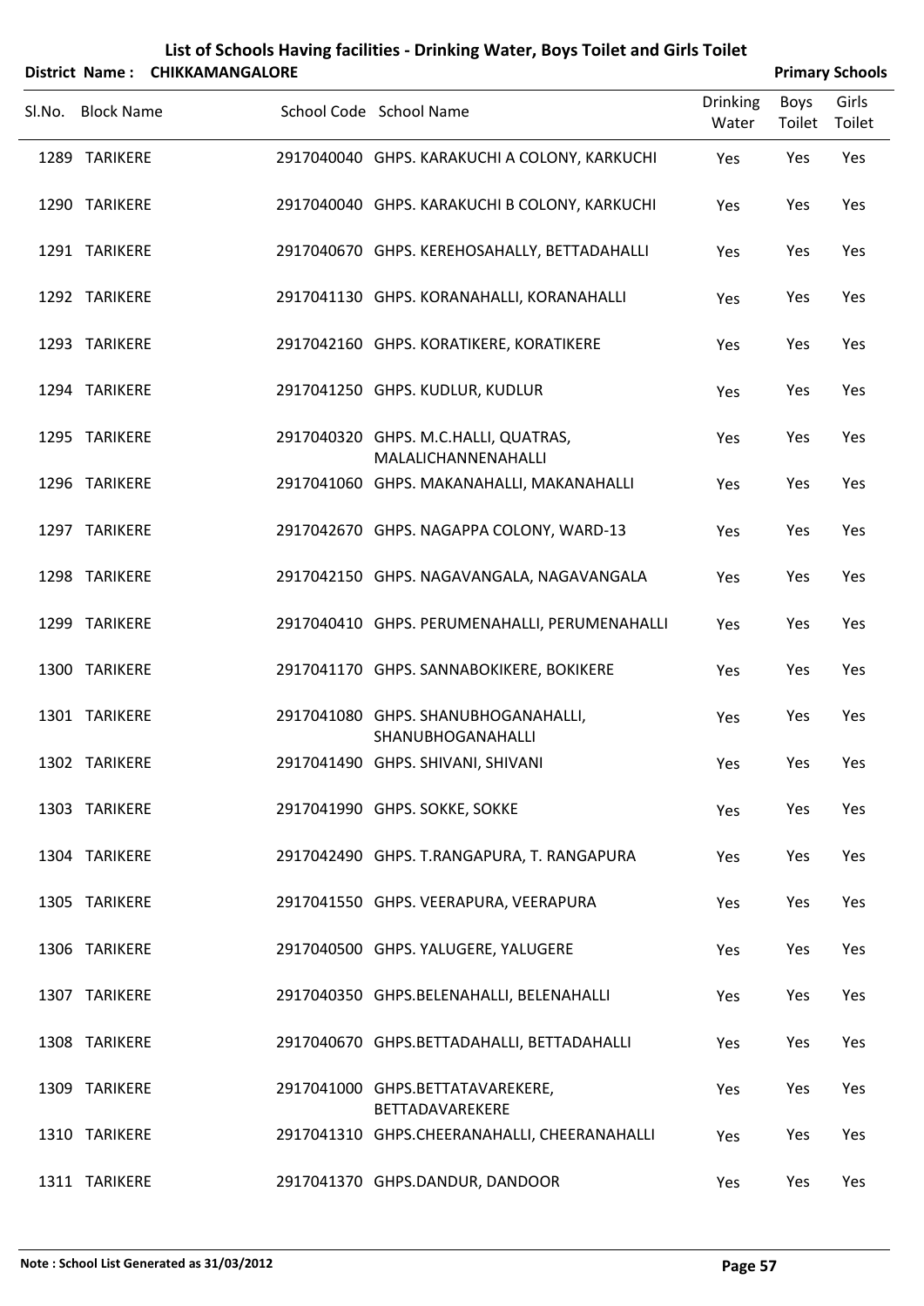# List of Schools Having facilities - Drinking Water, Boys Toilet and Girls Toilet

**District Name : CHIKKAMANGALORE** **Primary Schools**

| Sl.No. | Block Name | School Code | School Name | Drinking Water | Boys Toilet | Girls Toilet |
|---|---|---|---|---|---|---|
| 1289 | TARIKERE | 2917040040 | GHPS. KARAKUCHI A COLONY, KARKUCHI | Yes | Yes | Yes |
| 1290 | TARIKERE | 2917040040 | GHPS. KARAKUCHI B COLONY, KARKUCHI | Yes | Yes | Yes |
| 1291 | TARIKERE | 2917040670 | GHPS. KEREHOSAHALLY, BETTADAHALLI | Yes | Yes | Yes |
| 1292 | TARIKERE | 2917041130 | GHPS. KORANAHALLI, KORANAHALLI | Yes | Yes | Yes |
| 1293 | TARIKERE | 2917042160 | GHPS. KORATIKERE, KORATIKERE | Yes | Yes | Yes |
| 1294 | TARIKERE | 2917041250 | GHPS. KUDLUR, KUDLUR | Yes | Yes | Yes |
| 1295 | TARIKERE | 2917040320 | GHPS. M.C.HALLI, QUATRAS, MALALICHANNENAHALLI | Yes | Yes | Yes |
| 1296 | TARIKERE | 2917041060 | GHPS. MAKANAHALLI, MAKANAHALLI | Yes | Yes | Yes |
| 1297 | TARIKERE | 2917042670 | GHPS. NAGAPPA COLONY, WARD-13 | Yes | Yes | Yes |
| 1298 | TARIKERE | 2917042150 | GHPS. NAGAVANGALA, NAGAVANGALA | Yes | Yes | Yes |
| 1299 | TARIKERE | 2917040410 | GHPS. PERUMENAHALLI, PERUMENAHALLI | Yes | Yes | Yes |
| 1300 | TARIKERE | 2917041170 | GHPS. SANNABOKIKERE, BOKIKERE | Yes | Yes | Yes |
| 1301 | TARIKERE | 2917041080 | GHPS. SHANUBHOGANAHALLI, SHANUBHOGANAHALLI | Yes | Yes | Yes |
| 1302 | TARIKERE | 2917041490 | GHPS. SHIVANI, SHIVANI | Yes | Yes | Yes |
| 1303 | TARIKERE | 2917041990 | GHPS. SOKKE, SOKKE | Yes | Yes | Yes |
| 1304 | TARIKERE | 2917042490 | GHPS. T.RANGAPURA, T. RANGAPURA | Yes | Yes | Yes |
| 1305 | TARIKERE | 2917041550 | GHPS. VEERAPURA, VEERAPURA | Yes | Yes | Yes |
| 1306 | TARIKERE | 2917040500 | GHPS. YALUGERE, YALUGERE | Yes | Yes | Yes |
| 1307 | TARIKERE | 2917040350 | GHPS.BELENAHALLI, BELENAHALLI | Yes | Yes | Yes |
| 1308 | TARIKERE | 2917040670 | GHPS.BETTADAHALLI, BETTADAHALLI | Yes | Yes | Yes |
| 1309 | TARIKERE | 2917041000 | GHPS.BETTATAVAREKERE, BETTADAVAREKERE | Yes | Yes | Yes |
| 1310 | TARIKERE | 2917041310 | GHPS.CHEERANAHALLI, CHEERANAHALLI | Yes | Yes | Yes |
| 1311 | TARIKERE | 2917041370 | GHPS.DANDUR, DANDOOR | Yes | Yes | Yes |

**Note : School List Generated as 31/03/2012**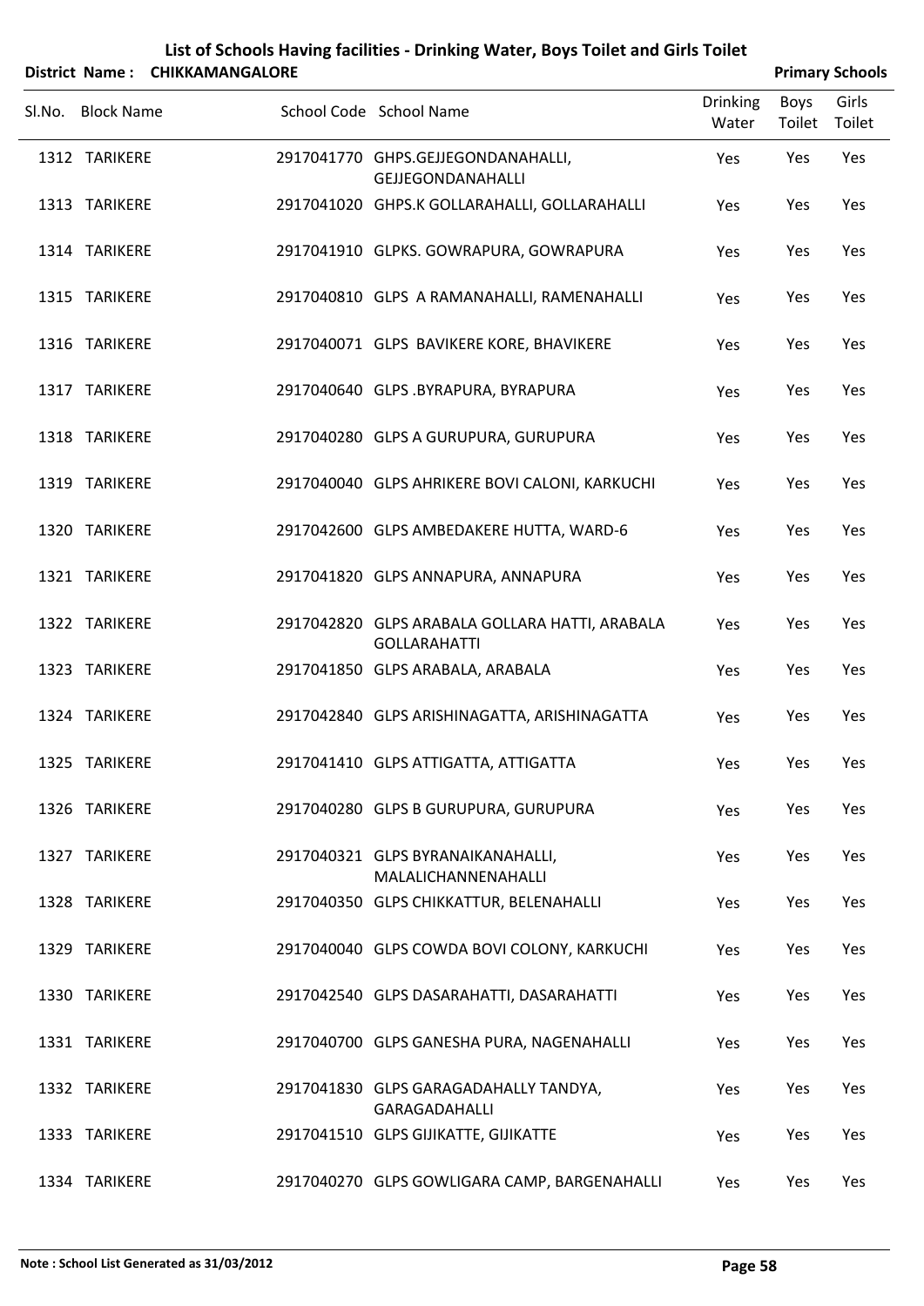# List of Schools Having facilities - Drinking Water, Boys Toilet and Girls Toilet

**District Name : CHIKKAMANGALORE** **Primary Schools**

| Sl.No. | Block Name | School Code | School Name | Drinking Water | Boys Toilet | Girls Toilet |
|---|---|---|---|---|---|---|
| 1312 | TARIKERE | 2917041770 | GHPS.GEJJEGONDANAHALLI, GEJJEGONDANAHALLI | Yes | Yes | Yes |
| 1313 | TARIKERE | 2917041020 | GHPS.K GOLLARAHALLI, GOLLARAHALLI | Yes | Yes | Yes |
| 1314 | TARIKERE | 2917041910 | GLPKS. GOWRAPURA, GOWRAPURA | Yes | Yes | Yes |
| 1315 | TARIKERE | 2917040810 | GLPS A RAMANAHALLI, RAMENAHALLI | Yes | Yes | Yes |
| 1316 | TARIKERE | 2917040071 | GLPS BAVIKERE KORE, BHAVIKERE | Yes | Yes | Yes |
| 1317 | TARIKERE | 2917040640 | GLPS .BYRAPURA, BYRAPURA | Yes | Yes | Yes |
| 1318 | TARIKERE | 2917040280 | GLPS A GURUPURA, GURUPURA | Yes | Yes | Yes |
| 1319 | TARIKERE | 2917040040 | GLPS AHRIKERE BOVI CALONI, KARKUCHI | Yes | Yes | Yes |
| 1320 | TARIKERE | 2917042600 | GLPS AMBEDAKERE HUTTA, WARD-6 | Yes | Yes | Yes |
| 1321 | TARIKERE | 2917041820 | GLPS ANNAPURA, ANNAPURA | Yes | Yes | Yes |
| 1322 | TARIKERE | 2917042820 | GLPS ARABALA GOLLARA HATTI, ARABALA GOLLARAHATTI | Yes | Yes | Yes |
| 1323 | TARIKERE | 2917041850 | GLPS ARABALA, ARABALA | Yes | Yes | Yes |
| 1324 | TARIKERE | 2917042840 | GLPS ARISHINAGATTA, ARISHINAGATTA | Yes | Yes | Yes |
| 1325 | TARIKERE | 2917041410 | GLPS ATTIGATTA, ATTIGATTA | Yes | Yes | Yes |
| 1326 | TARIKERE | 2917040280 | GLPS B GURUPURA, GURUPURA | Yes | Yes | Yes |
| 1327 | TARIKERE | 2917040321 | GLPS BYRANAIKANAHALLI, MALALICHANNENAHALLI | Yes | Yes | Yes |
| 1328 | TARIKERE | 2917040350 | GLPS CHIKKATTUR, BELENAHALLI | Yes | Yes | Yes |
| 1329 | TARIKERE | 2917040040 | GLPS COWDA BOVI COLONY, KARKUCHI | Yes | Yes | Yes |
| 1330 | TARIKERE | 2917042540 | GLPS DASARAHATTI, DASARAHATTI | Yes | Yes | Yes |
| 1331 | TARIKERE | 2917040700 | GLPS GANESHA PURA, NAGENAHALLI | Yes | Yes | Yes |
| 1332 | TARIKERE | 2917041830 | GLPS GARAGADAHALLY TANDYA, GARAGADAHALLI | Yes | Yes | Yes |
| 1333 | TARIKERE | 2917041510 | GLPS GIJIKATTE, GIJIKATTE | Yes | Yes | Yes |
| 1334 | TARIKERE | 2917040270 | GLPS GOWLIGARA CAMP, BARGENAHALLI | Yes | Yes | Yes |

**Note : School List Generated as 31/03/2012**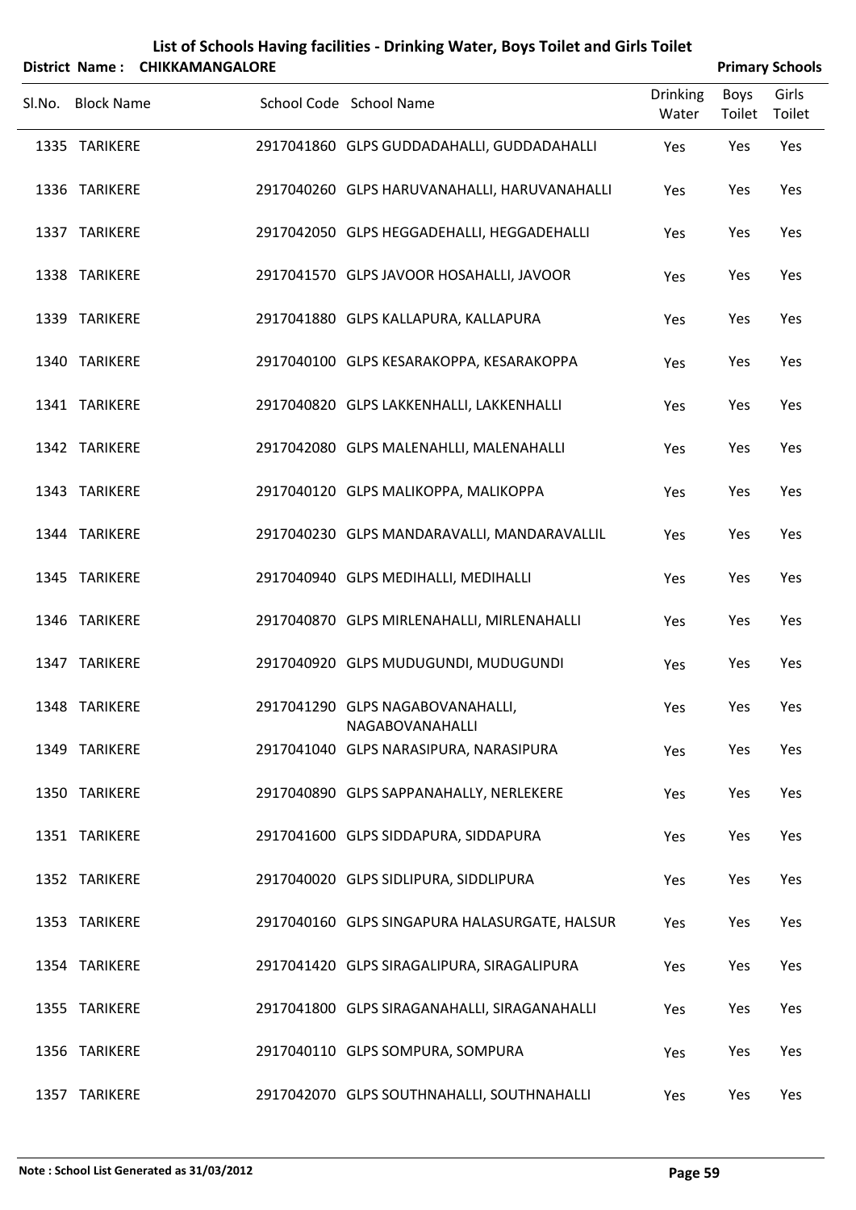# List of Schools Having facilities - Drinking Water, Boys Toilet and Girls Toilet

**District Name : CHIKKAMANGALORE** — **Primary Schools**

| Sl.No. | Block Name | School Code | School Name | Drinking Water | Boys Toilet | Girls Toilet |
|---|---|---|---|---|---|---|
| 1335 | TARIKERE | 2917041860 | GLPS GUDDADAHALLI, GUDDADAHALLI | Yes | Yes | Yes |
| 1336 | TARIKERE | 2917040260 | GLPS HARUVANAHALLI, HARUVANAHALLI | Yes | Yes | Yes |
| 1337 | TARIKERE | 2917042050 | GLPS HEGGADEHALLI, HEGGADEHALLI | Yes | Yes | Yes |
| 1338 | TARIKERE | 2917041570 | GLPS JAVOOR HOSAHALLI, JAVOOR | Yes | Yes | Yes |
| 1339 | TARIKERE | 2917041880 | GLPS KALLAPURA, KALLAPURA | Yes | Yes | Yes |
| 1340 | TARIKERE | 2917040100 | GLPS KESARAKOPPA, KESARAKOPPA | Yes | Yes | Yes |
| 1341 | TARIKERE | 2917040820 | GLPS LAKKENHALLI, LAKKENHALLI | Yes | Yes | Yes |
| 1342 | TARIKERE | 2917042080 | GLPS MALENAHLLI, MALENAHALLI | Yes | Yes | Yes |
| 1343 | TARIKERE | 2917040120 | GLPS MALIKOPPA, MALIKOPPA | Yes | Yes | Yes |
| 1344 | TARIKERE | 2917040230 | GLPS MANDARAVALLI, MANDARAVALLIL | Yes | Yes | Yes |
| 1345 | TARIKERE | 2917040940 | GLPS MEDIHALLI, MEDIHALLI | Yes | Yes | Yes |
| 1346 | TARIKERE | 2917040870 | GLPS MIRLENAHALLI, MIRLENAHALLI | Yes | Yes | Yes |
| 1347 | TARIKERE | 2917040920 | GLPS MUDUGUNDI, MUDUGUNDI | Yes | Yes | Yes |
| 1348 | TARIKERE | 2917041290 | GLPS NAGABOVANAHALLI, NAGABOVANAHALLI | Yes | Yes | Yes |
| 1349 | TARIKERE | 2917041040 | GLPS NARASIPURA, NARASIPURA | Yes | Yes | Yes |
| 1350 | TARIKERE | 2917040890 | GLPS SAPPANAHALLY, NERLEKERE | Yes | Yes | Yes |
| 1351 | TARIKERE | 2917041600 | GLPS SIDDAPURA, SIDDAPURA | Yes | Yes | Yes |
| 1352 | TARIKERE | 2917040020 | GLPS SIDLIPURA, SIDDLIPURA | Yes | Yes | Yes |
| 1353 | TARIKERE | 2917040160 | GLPS SINGAPURA HALASURGATE, HALSUR | Yes | Yes | Yes |
| 1354 | TARIKERE | 2917041420 | GLPS SIRAGALIPURA, SIRAGALIPURA | Yes | Yes | Yes |
| 1355 | TARIKERE | 2917041800 | GLPS SIRAGANAHALLI, SIRAGANAHALLI | Yes | Yes | Yes |
| 1356 | TARIKERE | 2917040110 | GLPS SOMPURA, SOMPURA | Yes | Yes | Yes |
| 1357 | TARIKERE | 2917042070 | GLPS SOUTHNAHALLI, SOUTHNAHALLI | Yes | Yes | Yes |

**Note : School List Generated as 31/03/2012**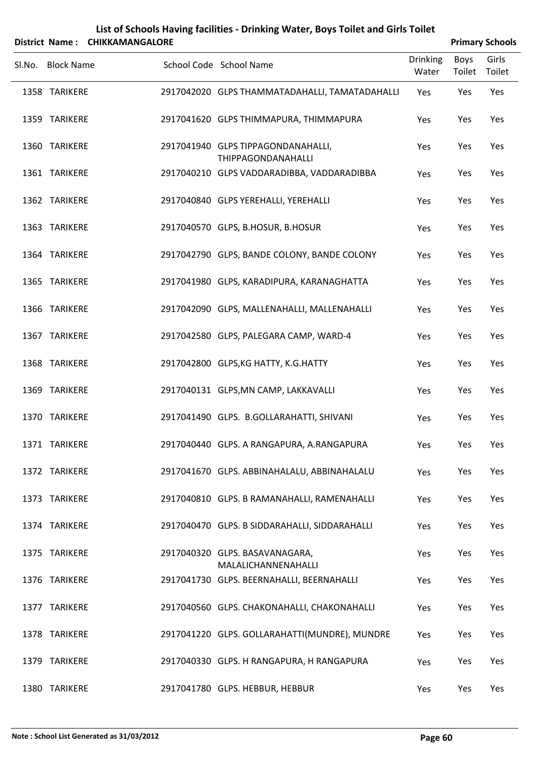# List of Schools Having facilities - Drinking Water, Boys Toilet and Girls Toilet

**District Name : CHIKKAMANGALORE** **Primary Schools**

| Sl.No. | Block Name | School Code | School Name | Drinking Water | Boys Toilet | Girls Toilet |
|---|---|---|---|---|---|---|
| 1358 | TARIKERE | 2917042020 | GLPS THAMMATADAHALLI, TAMATADAHALLI | Yes | Yes | Yes |
| 1359 | TARIKERE | 2917041620 | GLPS THIMMAPURA, THIMMAPURA | Yes | Yes | Yes |
| 1360 | TARIKERE | 2917041940 | GLPS TIPPAGONDANAHALLI, THIPPAGONDANAHALLI | Yes | Yes | Yes |
| 1361 | TARIKERE | 2917040210 | GLPS VADDARADIBBA, VADDARADIBBA | Yes | Yes | Yes |
| 1362 | TARIKERE | 2917040840 | GLPS YEREHALLI, YEREHALLI | Yes | Yes | Yes |
| 1363 | TARIKERE | 2917040570 | GLPS, B.HOSUR, B.HOSUR | Yes | Yes | Yes |
| 1364 | TARIKERE | 2917042790 | GLPS, BANDE COLONY, BANDE COLONY | Yes | Yes | Yes |
| 1365 | TARIKERE | 2917041980 | GLPS, KARADIPURA, KARANAGHATTA | Yes | Yes | Yes |
| 1366 | TARIKERE | 2917042090 | GLPS, MALLENAHALLI, MALLENAHALLI | Yes | Yes | Yes |
| 1367 | TARIKERE | 2917042580 | GLPS, PALEGARA CAMP, WARD-4 | Yes | Yes | Yes |
| 1368 | TARIKERE | 2917042800 | GLPS,KG HATTY, K.G.HATTY | Yes | Yes | Yes |
| 1369 | TARIKERE | 2917040131 | GLPS,MN CAMP, LAKKAVALLI | Yes | Yes | Yes |
| 1370 | TARIKERE | 2917041490 | GLPS. B.GOLLARAHATTI, SHIVANI | Yes | Yes | Yes |
| 1371 | TARIKERE | 2917040440 | GLPS. A RANGAPURA, A.RANGAPURA | Yes | Yes | Yes |
| 1372 | TARIKERE | 2917041670 | GLPS. ABBINAHALALU, ABBINAHALALU | Yes | Yes | Yes |
| 1373 | TARIKERE | 2917040810 | GLPS. B RAMANAHALLI, RAMENAHALLI | Yes | Yes | Yes |
| 1374 | TARIKERE | 2917040470 | GLPS. B SIDDARAHALLI, SIDDARAHALLI | Yes | Yes | Yes |
| 1375 | TARIKERE | 2917040320 | GLPS. BASAVANAGARA, MALALICHANNENAHALLI | Yes | Yes | Yes |
| 1376 | TARIKERE | 2917041730 | GLPS. BEERNAHALLI, BEERNAHALLI | Yes | Yes | Yes |
| 1377 | TARIKERE | 2917040560 | GLPS. CHAKONAHALLI, CHAKONAHALLI | Yes | Yes | Yes |
| 1378 | TARIKERE | 2917041220 | GLPS. GOLLARAHATTI(MUNDRE), MUNDRE | Yes | Yes | Yes |
| 1379 | TARIKERE | 2917040330 | GLPS. H RANGAPURA, H RANGAPURA | Yes | Yes | Yes |
| 1380 | TARIKERE | 2917041780 | GLPS. HEBBUR, HEBBUR | Yes | Yes | Yes |

**Note : School List Generated as 31/03/2012**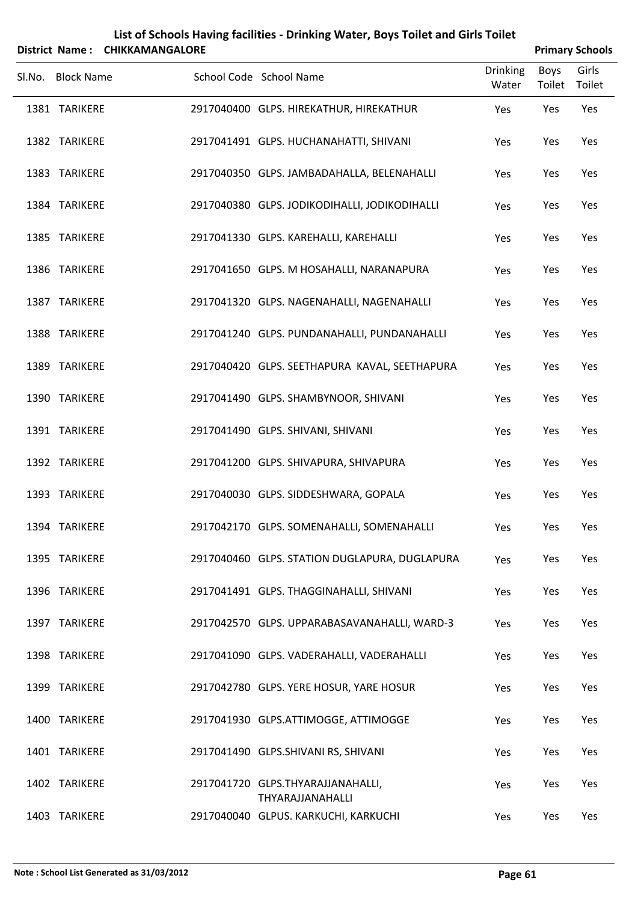# List of Schools Having facilities - Drinking Water, Boys Toilet and Girls Toilet

**District Name : CHIKKAMANGALORE** **Primary Schools**

| Sl.No. | Block Name | School Code | School Name | Drinking Water | Boys Toilet | Girls Toilet |
|---|---|---|---|---|---|---|
| 1381 | TARIKERE | 2917040400 | GLPS. HIREKATHUR, HIREKATHUR | Yes | Yes | Yes |
| 1382 | TARIKERE | 2917041491 | GLPS. HUCHANAHATTI, SHIVANI | Yes | Yes | Yes |
| 1383 | TARIKERE | 2917040350 | GLPS. JAMBADAHALLA, BELENAHALLI | Yes | Yes | Yes |
| 1384 | TARIKERE | 2917040380 | GLPS. JODIKODIHALLI, JODIKODIHALLI | Yes | Yes | Yes |
| 1385 | TARIKERE | 2917041330 | GLPS. KAREHALLI, KAREHALLI | Yes | Yes | Yes |
| 1386 | TARIKERE | 2917041650 | GLPS. M HOSAHALLI, NARANAPURA | Yes | Yes | Yes |
| 1387 | TARIKERE | 2917041320 | GLPS. NAGENAHALLI, NAGENAHALLI | Yes | Yes | Yes |
| 1388 | TARIKERE | 2917041240 | GLPS. PUNDANAHALLI, PUNDANAHALLI | Yes | Yes | Yes |
| 1389 | TARIKERE | 2917040420 | GLPS. SEETHAPURA KAVAL, SEETHAPURA | Yes | Yes | Yes |
| 1390 | TARIKERE | 2917041490 | GLPS. SHAMBYNOOR, SHIVANI | Yes | Yes | Yes |
| 1391 | TARIKERE | 2917041490 | GLPS. SHIVANI, SHIVANI | Yes | Yes | Yes |
| 1392 | TARIKERE | 2917041200 | GLPS. SHIVAPURA, SHIVAPURA | Yes | Yes | Yes |
| 1393 | TARIKERE | 2917040030 | GLPS. SIDDESHWARA, GOPALA | Yes | Yes | Yes |
| 1394 | TARIKERE | 2917042170 | GLPS. SOMENAHALLI, SOMENAHALLI | Yes | Yes | Yes |
| 1395 | TARIKERE | 2917040460 | GLPS. STATION DUGLAPURA, DUGLAPURA | Yes | Yes | Yes |
| 1396 | TARIKERE | 2917041491 | GLPS. THAGGINAHALLI, SHIVANI | Yes | Yes | Yes |
| 1397 | TARIKERE | 2917042570 | GLPS. UPPARABASAVANAHALLI, WARD-3 | Yes | Yes | Yes |
| 1398 | TARIKERE | 2917041090 | GLPS. VADERAHALLI, VADERAHALLI | Yes | Yes | Yes |
| 1399 | TARIKERE | 2917042780 | GLPS. YERE HOSUR, YARE HOSUR | Yes | Yes | Yes |
| 1400 | TARIKERE | 2917041930 | GLPS.ATTIMOGGE, ATTIMOGGE | Yes | Yes | Yes |
| 1401 | TARIKERE | 2917041490 | GLPS.SHIVANI RS, SHIVANI | Yes | Yes | Yes |
| 1402 | TARIKERE | 2917041720 | GLPS.THYARAJJANAHALLI, THYARAJJANAHALLI | Yes | Yes | Yes |
| 1403 | TARIKERE | 2917040040 | GLPUS. KARKUCHI, KARKUCHI | Yes | Yes | Yes |

**Note : School List Generated as 31/03/2012**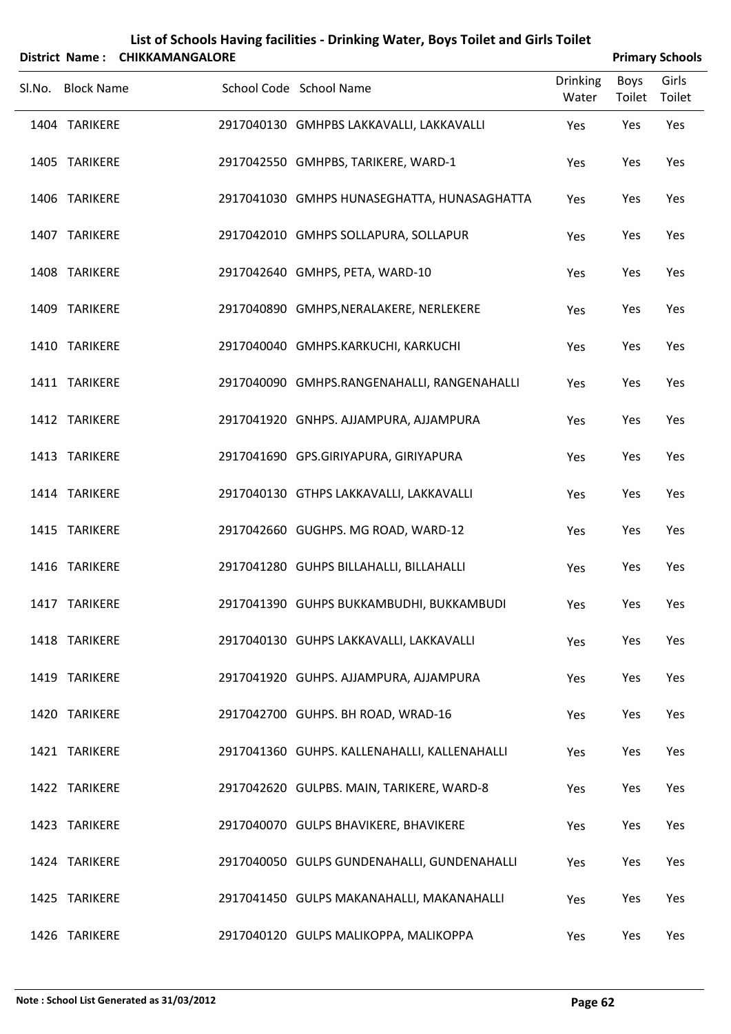# List of Schools Having facilities - Drinking Water, Boys Toilet and Girls Toilet

**District Name : CHIKKAMANGALORE** **Primary Schools**

| Sl.No. | Block Name | School Code | School Name | Drinking Water | Boys Toilet | Girls Toilet |
|---|---|---|---|---|---|---|
| 1404 | TARIKERE | 2917040130 | GMHPBS LAKKAVALLI, LAKKAVALLI | Yes | Yes | Yes |
| 1405 | TARIKERE | 2917042550 | GMHPBS, TARIKERE, WARD-1 | Yes | Yes | Yes |
| 1406 | TARIKERE | 2917041030 | GMHPS HUNASEGHATTA, HUNASAGHATTA | Yes | Yes | Yes |
| 1407 | TARIKERE | 2917042010 | GMHPS SOLLAPURA, SOLLAPUR | Yes | Yes | Yes |
| 1408 | TARIKERE | 2917042640 | GMHPS, PETA, WARD-10 | Yes | Yes | Yes |
| 1409 | TARIKERE | 2917040890 | GMHPS,NERALAKERE, NERLEKERE | Yes | Yes | Yes |
| 1410 | TARIKERE | 2917040040 | GMHPS.KARKUCHI, KARKUCHI | Yes | Yes | Yes |
| 1411 | TARIKERE | 2917040090 | GMHPS.RANGENAHALLI, RANGENAHALLI | Yes | Yes | Yes |
| 1412 | TARIKERE | 2917041920 | GNHPS. AJJAMPURA, AJJAMPURA | Yes | Yes | Yes |
| 1413 | TARIKERE | 2917041690 | GPS.GIRIYAPURA, GIRIYAPURA | Yes | Yes | Yes |
| 1414 | TARIKERE | 2917040130 | GTHPS LAKKAVALLI, LAKKAVALLI | Yes | Yes | Yes |
| 1415 | TARIKERE | 2917042660 | GUGHPS. MG ROAD, WARD-12 | Yes | Yes | Yes |
| 1416 | TARIKERE | 2917041280 | GUHPS BILLAHALLI, BILLAHALLI | Yes | Yes | Yes |
| 1417 | TARIKERE | 2917041390 | GUHPS BUKKAMBUDHI, BUKKAMBUDI | Yes | Yes | Yes |
| 1418 | TARIKERE | 2917040130 | GUHPS LAKKAVALLI, LAKKAVALLI | Yes | Yes | Yes |
| 1419 | TARIKERE | 2917041920 | GUHPS. AJJAMPURA, AJJAMPURA | Yes | Yes | Yes |
| 1420 | TARIKERE | 2917042700 | GUHPS. BH ROAD, WRAD-16 | Yes | Yes | Yes |
| 1421 | TARIKERE | 2917041360 | GUHPS. KALLENAHALLI, KALLENAHALLI | Yes | Yes | Yes |
| 1422 | TARIKERE | 2917042620 | GULPBS. MAIN, TARIKERE, WARD-8 | Yes | Yes | Yes |
| 1423 | TARIKERE | 2917040070 | GULPS BHAVIKERE, BHAVIKERE | Yes | Yes | Yes |
| 1424 | TARIKERE | 2917040050 | GULPS GUNDENAHALLI, GUNDENAHALLI | Yes | Yes | Yes |
| 1425 | TARIKERE | 2917041450 | GULPS MAKANAHALLI, MAKANAHALLI | Yes | Yes | Yes |
| 1426 | TARIKERE | 2917040120 | GULPS MALIKOPPA, MALIKOPPA | Yes | Yes | Yes |

**Note : School List Generated as 31/03/2012**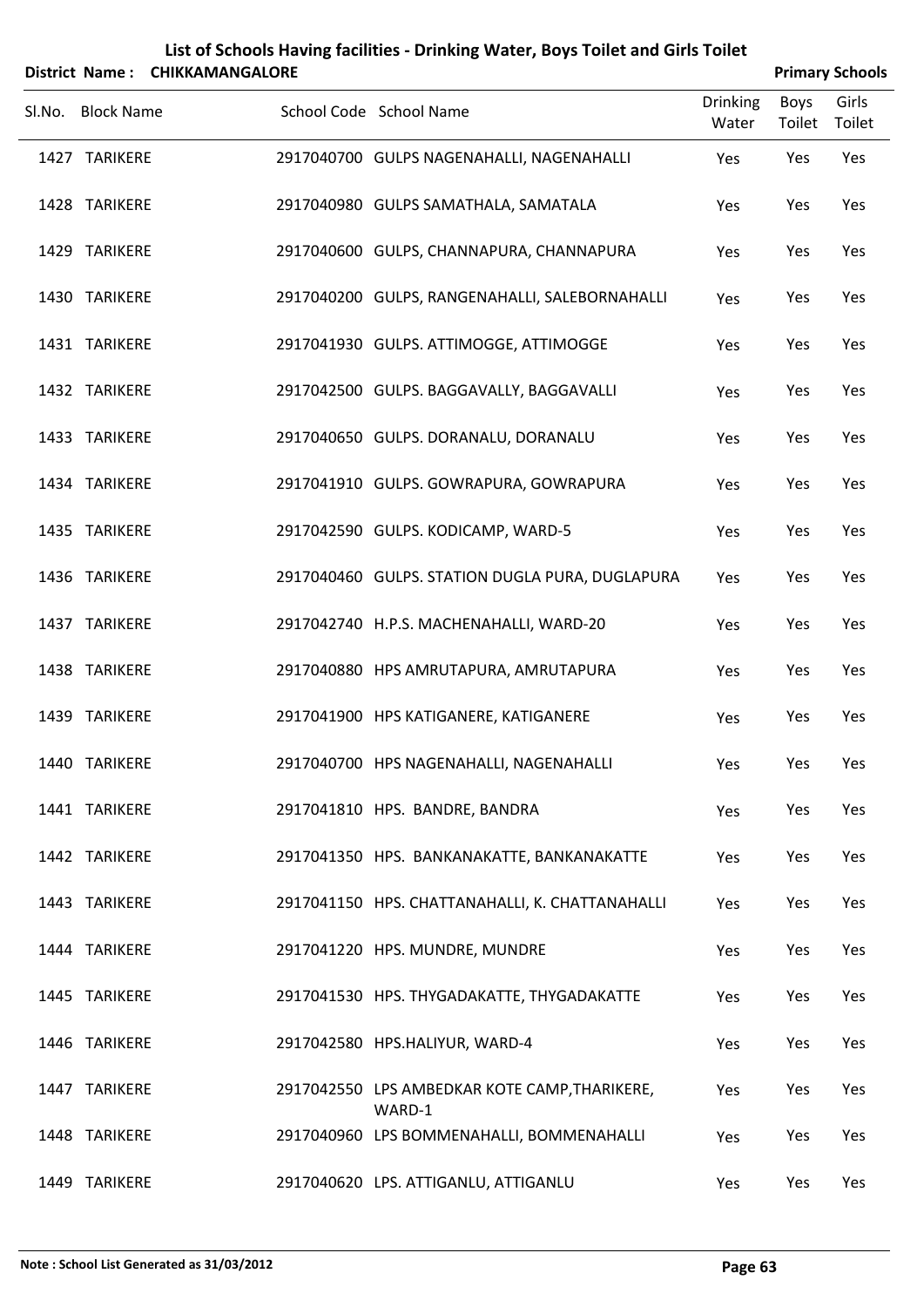# List of Schools Having facilities - Drinking Water, Boys Toilet and Girls Toilet

**District Name : CHIKKAMANGALORE** **Primary Schools**

| Sl.No. | Block Name | School Code | School Name | Drinking Water | Boys Toilet | Girls Toilet |
|---|---|---|---|---|---|---|
| 1427 | TARIKERE | 2917040700 | GULPS NAGENAHALLI, NAGENAHALLI | Yes | Yes | Yes |
| 1428 | TARIKERE | 2917040980 | GULPS SAMATHALA, SAMATALA | Yes | Yes | Yes |
| 1429 | TARIKERE | 2917040600 | GULPS, CHANNAPURA, CHANNAPURA | Yes | Yes | Yes |
| 1430 | TARIKERE | 2917040200 | GULPS, RANGENAHALLI, SALEBORNAHALLI | Yes | Yes | Yes |
| 1431 | TARIKERE | 2917041930 | GULPS. ATTIMOGGE, ATTIMOGGE | Yes | Yes | Yes |
| 1432 | TARIKERE | 2917042500 | GULPS. BAGGAVALLY, BAGGAVALLI | Yes | Yes | Yes |
| 1433 | TARIKERE | 2917040650 | GULPS. DORANALU, DORANALU | Yes | Yes | Yes |
| 1434 | TARIKERE | 2917041910 | GULPS. GOWRAPURA, GOWRAPURA | Yes | Yes | Yes |
| 1435 | TARIKERE | 2917042590 | GULPS. KODICAMP, WARD-5 | Yes | Yes | Yes |
| 1436 | TARIKERE | 2917040460 | GULPS. STATION DUGLA PURA, DUGLAPURA | Yes | Yes | Yes |
| 1437 | TARIKERE | 2917042740 | H.P.S. MACHENAHALLI, WARD-20 | Yes | Yes | Yes |
| 1438 | TARIKERE | 2917040880 | HPS AMRUTAPURA, AMRUTAPURA | Yes | Yes | Yes |
| 1439 | TARIKERE | 2917041900 | HPS KATIGANERE, KATIGANERE | Yes | Yes | Yes |
| 1440 | TARIKERE | 2917040700 | HPS NAGENAHALLI, NAGENAHALLI | Yes | Yes | Yes |
| 1441 | TARIKERE | 2917041810 | HPS. BANDRE, BANDRA | Yes | Yes | Yes |
| 1442 | TARIKERE | 2917041350 | HPS. BANKANAKATTE, BANKANAKATTE | Yes | Yes | Yes |
| 1443 | TARIKERE | 2917041150 | HPS. CHATTANAHALLI, K. CHATTANAHALLI | Yes | Yes | Yes |
| 1444 | TARIKERE | 2917041220 | HPS. MUNDRE, MUNDRE | Yes | Yes | Yes |
| 1445 | TARIKERE | 2917041530 | HPS. THYGADAKATTE, THYGADAKATTE | Yes | Yes | Yes |
| 1446 | TARIKERE | 2917042580 | HPS.HALIYUR, WARD-4 | Yes | Yes | Yes |
| 1447 | TARIKERE | 2917042550 | LPS AMBEDKAR KOTE CAMP,THARIKERE, WARD-1 | Yes | Yes | Yes |
| 1448 | TARIKERE | 2917040960 | LPS BOMMENAHALLI, BOMMENAHALLI | Yes | Yes | Yes |
| 1449 | TARIKERE | 2917040620 | LPS. ATTIGANLU, ATTIGANLU | Yes | Yes | Yes |

**Note : School List Generated as 31/03/2012**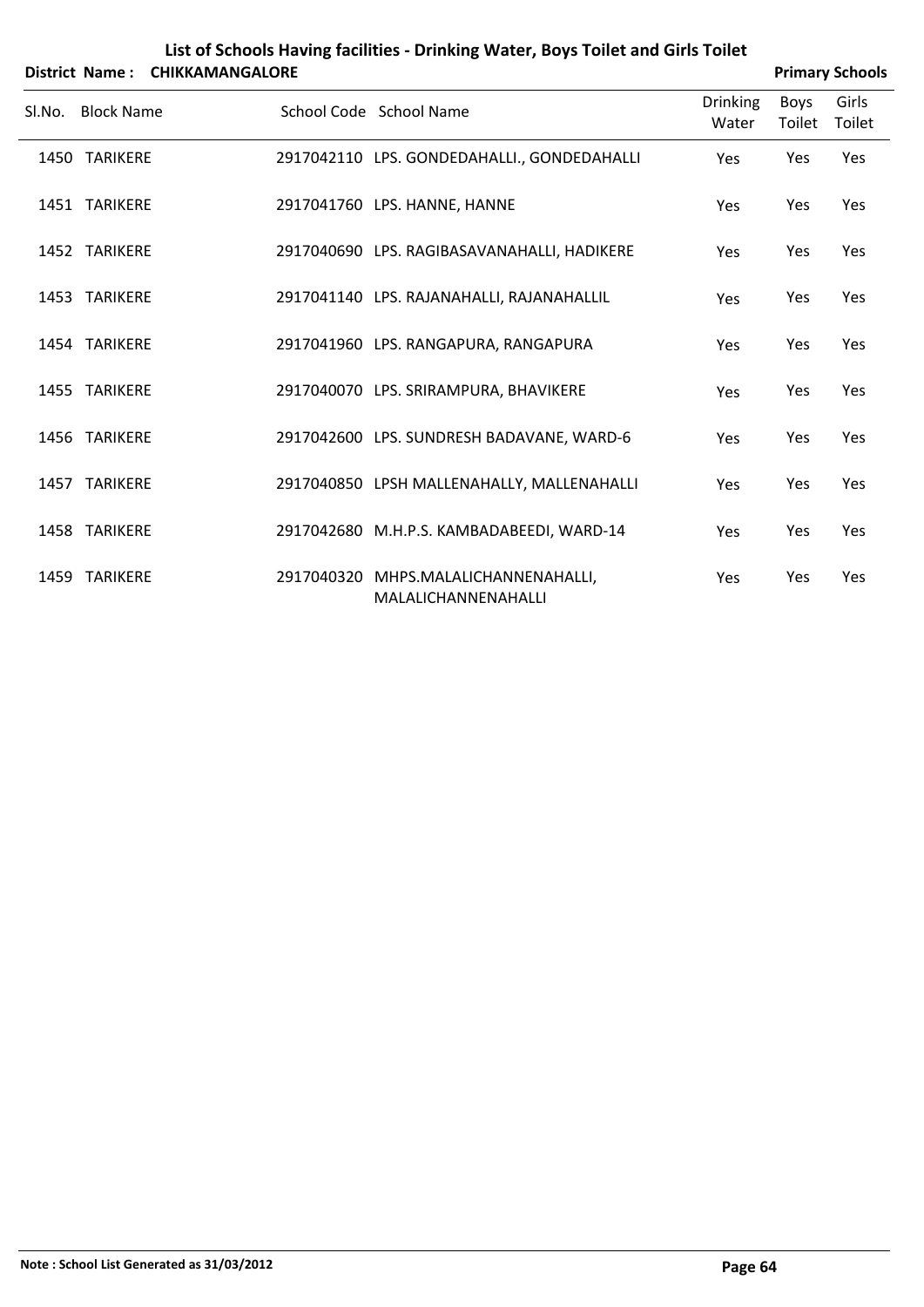# List of Schools Having facilities - Drinking Water, Boys Toilet and Girls Toilet

**District Name : CHIKKAMANGALORE** **Primary Schools**

| Sl.No. | Block Name | School Code | School Name | Drinking Water | Boys Toilet | Girls Toilet |
|---|---|---|---|---|---|---|
| 1450 | TARIKERE | 2917042110 | LPS. GONDEDAHALLI., GONDEDAHALLI | Yes | Yes | Yes |
| 1451 | TARIKERE | 2917041760 | LPS. HANNE, HANNE | Yes | Yes | Yes |
| 1452 | TARIKERE | 2917040690 | LPS. RAGIBASAVANAHALLI, HADIKERE | Yes | Yes | Yes |
| 1453 | TARIKERE | 2917041140 | LPS. RAJANAHALLI, RAJANAHALLIL | Yes | Yes | Yes |
| 1454 | TARIKERE | 2917041960 | LPS. RANGAPURA, RANGAPURA | Yes | Yes | Yes |
| 1455 | TARIKERE | 2917040070 | LPS. SRIRAMPURA, BHAVIKERE | Yes | Yes | Yes |
| 1456 | TARIKERE | 2917042600 | LPS. SUNDRESH BADAVANE, WARD-6 | Yes | Yes | Yes |
| 1457 | TARIKERE | 2917040850 | LPSH MALLENAHALLY, MALLENAHALLI | Yes | Yes | Yes |
| 1458 | TARIKERE | 2917042680 | M.H.P.S. KAMBADABEEDI, WARD-14 | Yes | Yes | Yes |
| 1459 | TARIKERE | 2917040320 | MHPS.MALALICHANNENAHALLI, MALALICHANNENAHALLI | Yes | Yes | Yes |

**Note : School List Generated as 31/03/2012**